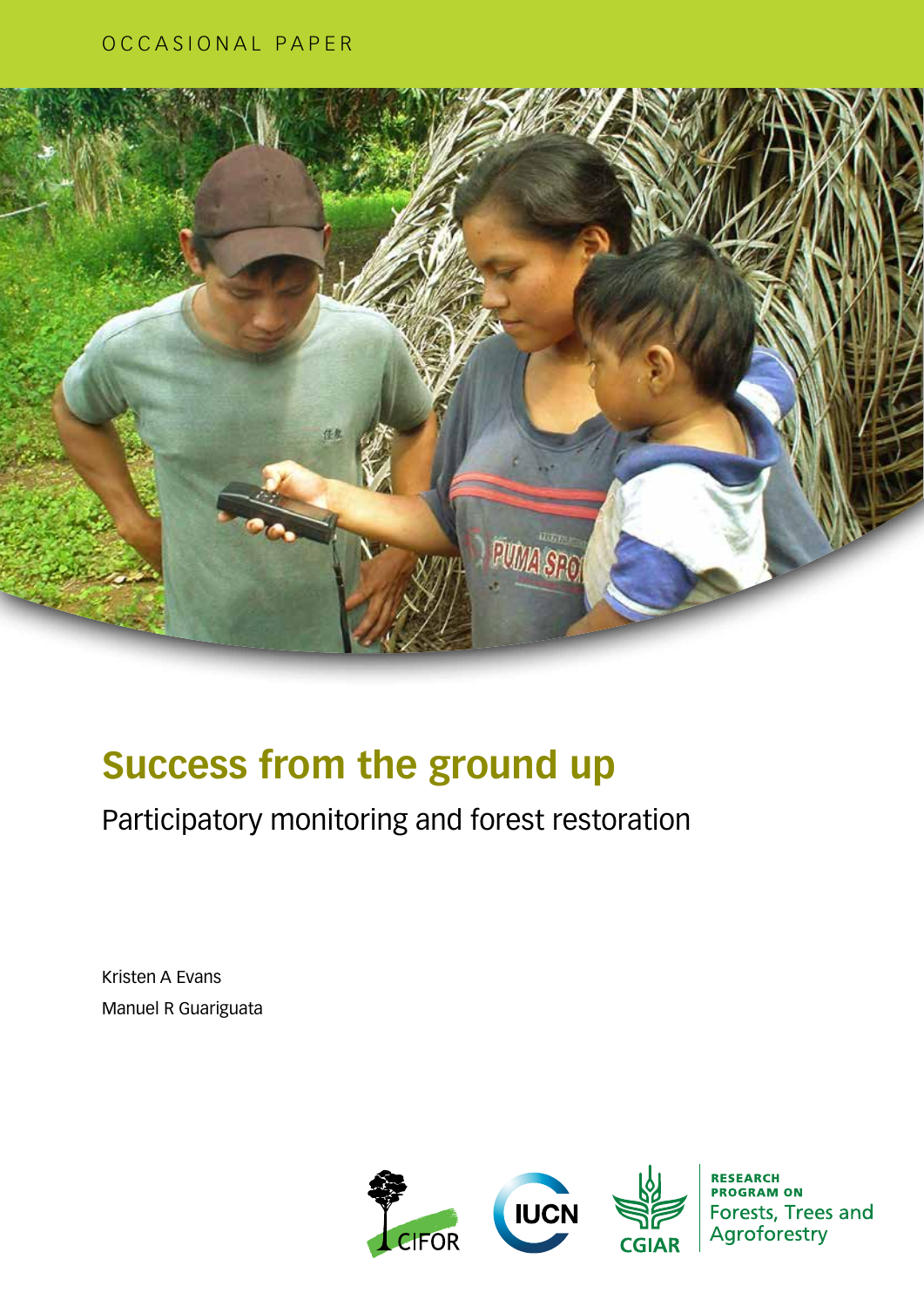OCCASIONAL PAPER

# Success from the ground up

## Participatory monitoring and forest restoration

Kristen A Evans

Manuel R Guariguata

CIFOR

IUCN

CGIAR

RESEARCH PROGRAM ON Forests, Trees and Agroforestry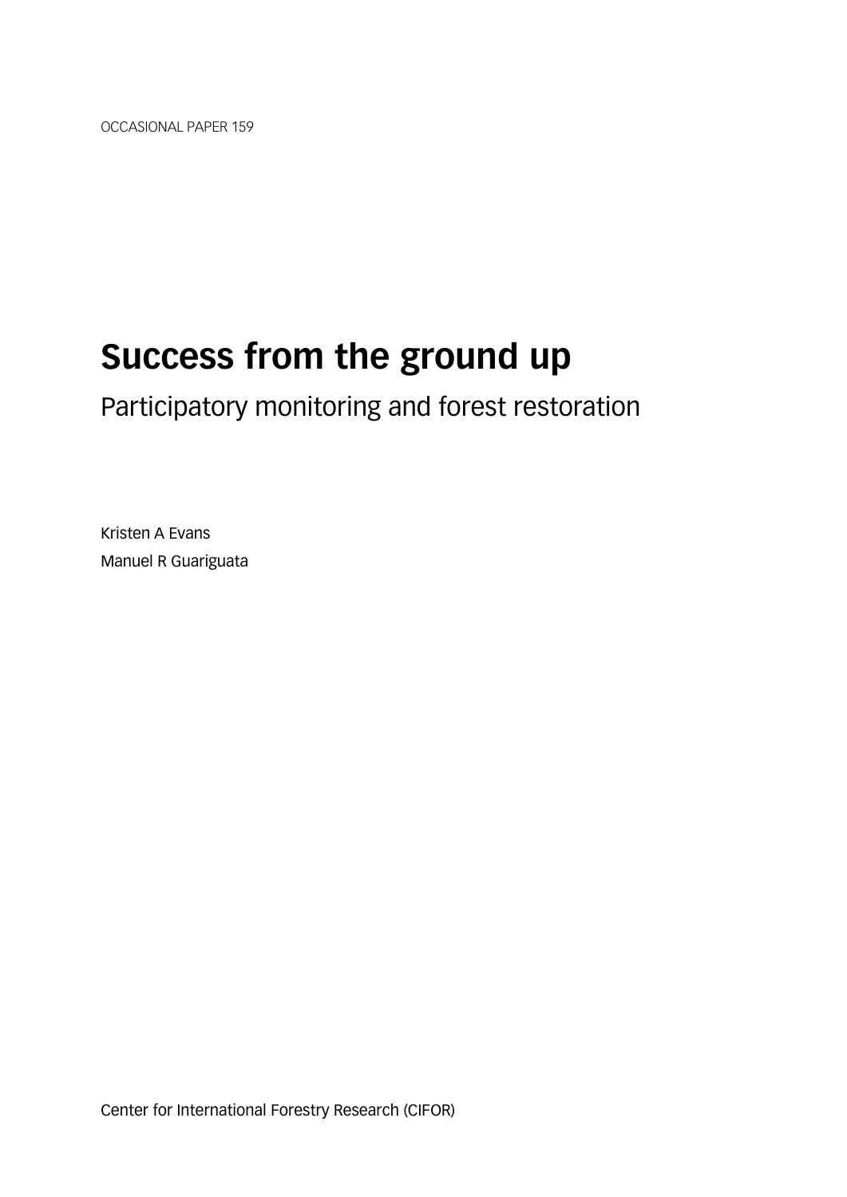OCCASIONAL PAPER 159

# Success from the ground up

## Participatory monitoring and forest restoration

Kristen A Evans

Manuel R Guariguata

Center for International Forestry Research (CIFOR)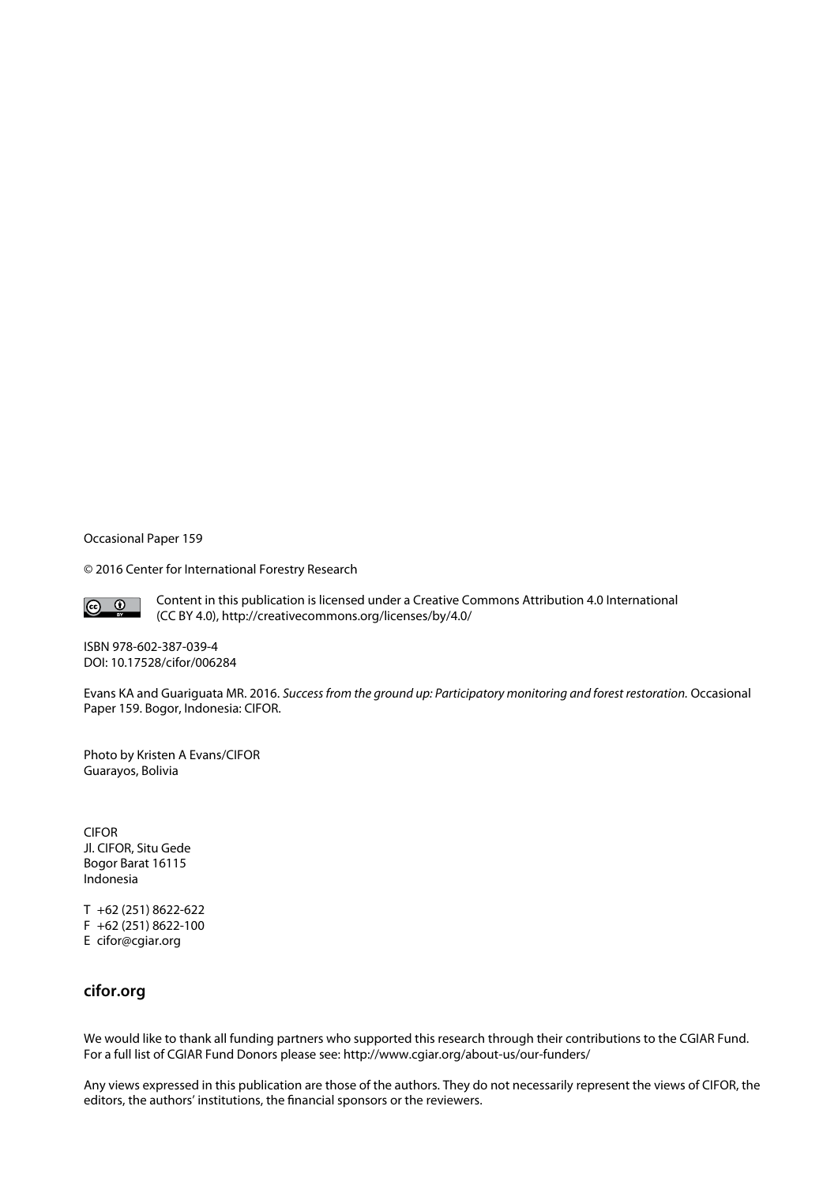Occasional Paper 159

© 2016 Center for International Forestry Research

Content in this publication is licensed under a Creative Commons Attribution 4.0 International (CC BY 4.0), http://creativecommons.org/licenses/by/4.0/

ISBN 978-602-387-039-4
DOI: 10.17528/cifor/006284

Evans KA and Guariguata MR. 2016. *Success from the ground up: Participatory monitoring and forest restoration.* Occasional Paper 159. Bogor, Indonesia: CIFOR.

Photo by Kristen A Evans/CIFOR
Guarayos, Bolivia

CIFOR
Jl. CIFOR, Situ Gede
Bogor Barat 16115
Indonesia

T +62 (251) 8622-622
F +62 (251) 8622-100
E cifor@cgiar.org

**cifor.org**

We would like to thank all funding partners who supported this research through their contributions to the CGIAR Fund. For a full list of CGIAR Fund Donors please see: http://www.cgiar.org/about-us/our-funders/

Any views expressed in this publication are those of the authors. They do not necessarily represent the views of CIFOR, the editors, the authors' institutions, the financial sponsors or the reviewers.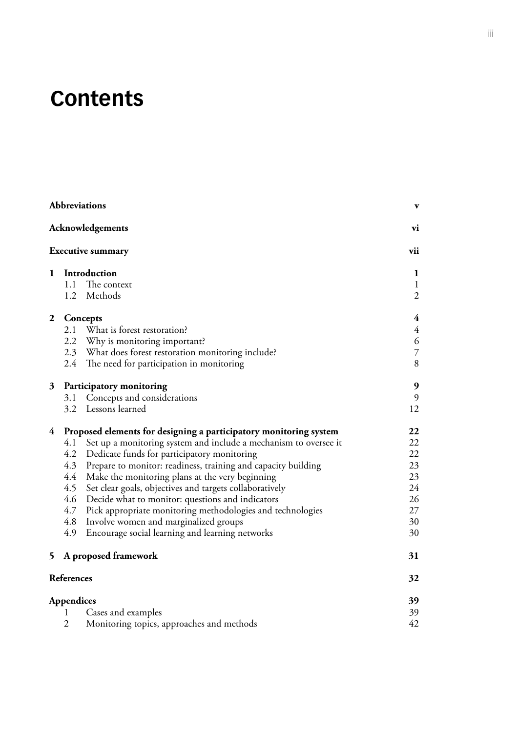# Contents

| | | |
|---|---|---|
| **Abbreviations** | | **v** |
| **Acknowledgements** | | **vi** |
| **Executive summary** | | **vii** |
| **1** | **Introduction** | **1** |
| | 1.1 The context | 1 |
| | 1.2 Methods | 2 |
| **2** | **Concepts** | **4** |
| | 2.1 What is forest restoration? | 4 |
| | 2.2 Why is monitoring important? | 6 |
| | 2.3 What does forest restoration monitoring include? | 7 |
| | 2.4 The need for participation in monitoring | 8 |
| **3** | **Participatory monitoring** | **9** |
| | 3.1 Concepts and considerations | 9 |
| | 3.2 Lessons learned | 12 |
| **4** | **Proposed elements for designing a participatory monitoring system** | **22** |
| | 4.1 Set up a monitoring system and include a mechanism to oversee it | 22 |
| | 4.2 Dedicate funds for participatory monitoring | 22 |
| | 4.3 Prepare to monitor: readiness, training and capacity building | 23 |
| | 4.4 Make the monitoring plans at the very beginning | 23 |
| | 4.5 Set clear goals, objectives and targets collaboratively | 24 |
| | 4.6 Decide what to monitor: questions and indicators | 26 |
| | 4.7 Pick appropriate monitoring methodologies and technologies | 27 |
| | 4.8 Involve women and marginalized groups | 30 |
| | 4.9 Encourage social learning and learning networks | 30 |
| **5** | **A proposed framework** | **31** |
| **References** | | **32** |
| **Appendices** | | **39** |
| | 1 Cases and examples | 39 |
| | 2 Monitoring topics, approaches and methods | 42 |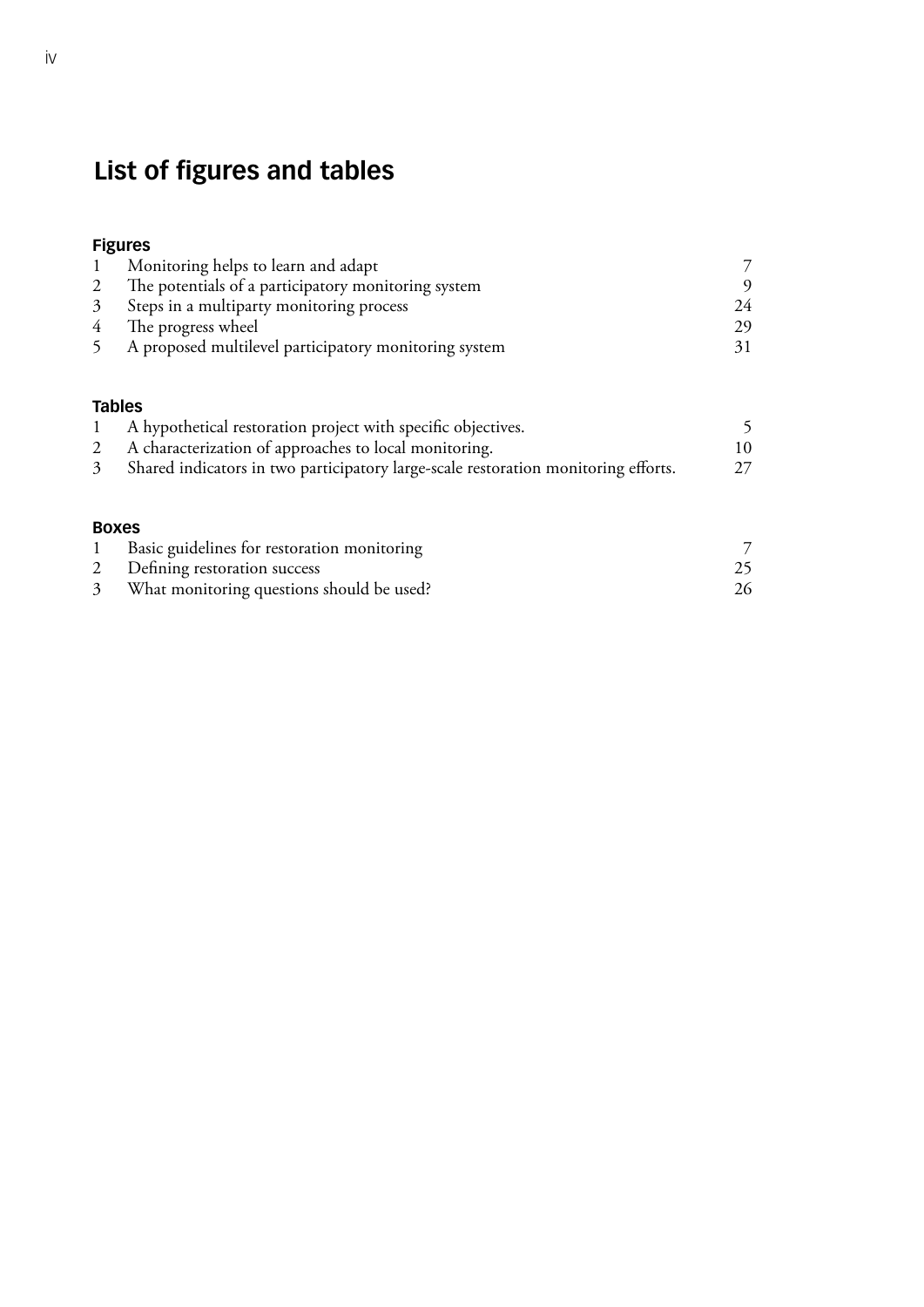# List of figures and tables

## Figures

| | | |
|---|---|---|
| 1 | Monitoring helps to learn and adapt | 7 |
| 2 | The potentials of a participatory monitoring system | 9 |
| 3 | Steps in a multiparty monitoring process | 24 |
| 4 | The progress wheel | 29 |
| 5 | A proposed multilevel participatory monitoring system | 31 |

## Tables

| | | |
|---|---|---|
| 1 | A hypothetical restoration project with specific objectives. | 5 |
| 2 | A characterization of approaches to local monitoring. | 10 |
| 3 | Shared indicators in two participatory large-scale restoration monitoring efforts. | 27 |

## Boxes

| | | |
|---|---|---|
| 1 | Basic guidelines for restoration monitoring | 7 |
| 2 | Defining restoration success | 25 |
| 3 | What monitoring questions should be used? | 26 |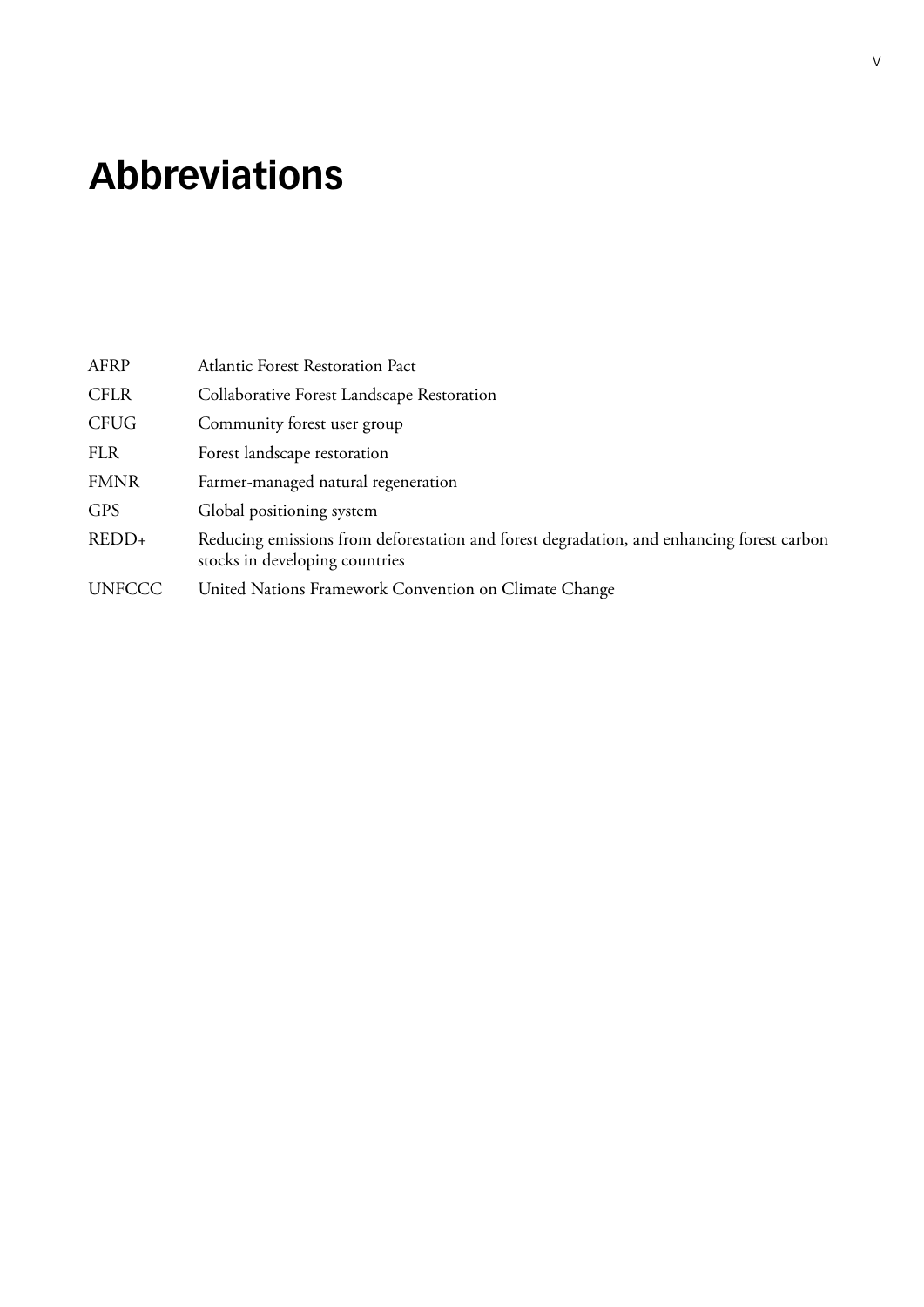# Abbreviations

| | |
|---|---|
| AFRP | Atlantic Forest Restoration Pact |
| CFLR | Collaborative Forest Landscape Restoration |
| CFUG | Community forest user group |
| FLR | Forest landscape restoration |
| FMNR | Farmer-managed natural regeneration |
| GPS | Global positioning system |
| REDD+ | Reducing emissions from deforestation and forest degradation, and enhancing forest carbon stocks in developing countries |
| UNFCCC | United Nations Framework Convention on Climate Change |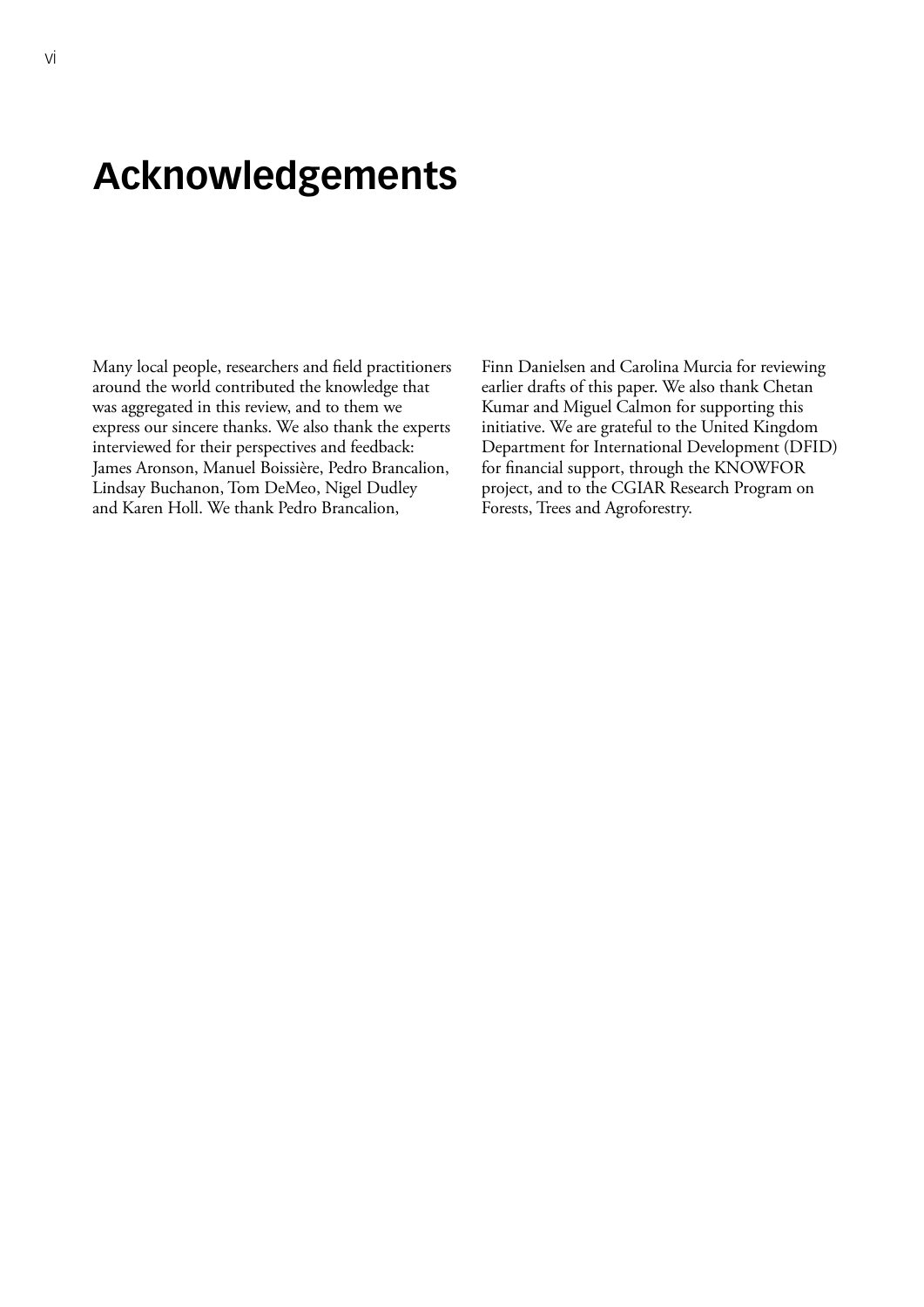# Acknowledgements

Many local people, researchers and field practitioners around the world contributed the knowledge that was aggregated in this review, and to them we express our sincere thanks. We also thank the experts interviewed for their perspectives and feedback: James Aronson, Manuel Boissière, Pedro Brancalion, Lindsay Buchanon, Tom DeMeo, Nigel Dudley and Karen Holl. We thank Pedro Brancalion, Finn Danielsen and Carolina Murcia for reviewing earlier drafts of this paper. We also thank Chetan Kumar and Miguel Calmon for supporting this initiative. We are grateful to the United Kingdom Department for International Development (DFID) for financial support, through the KNOWFOR project, and to the CGIAR Research Program on Forests, Trees and Agroforestry.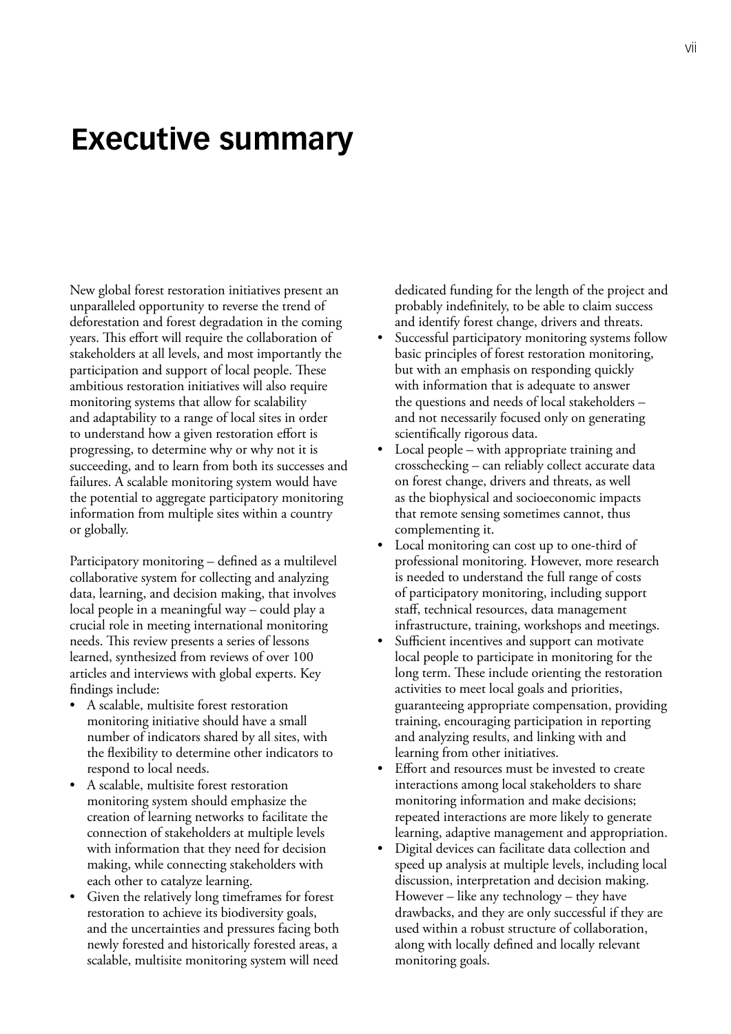# Executive summary

New global forest restoration initiatives present an unparalleled opportunity to reverse the trend of deforestation and forest degradation in the coming years. This effort will require the collaboration of stakeholders at all levels, and most importantly the participation and support of local people. These ambitious restoration initiatives will also require monitoring systems that allow for scalability and adaptability to a range of local sites in order to understand how a given restoration effort is progressing, to determine why or why not it is succeeding, and to learn from both its successes and failures. A scalable monitoring system would have the potential to aggregate participatory monitoring information from multiple sites within a country or globally.

Participatory monitoring – defined as a multilevel collaborative system for collecting and analyzing data, learning, and decision making, that involves local people in a meaningful way – could play a crucial role in meeting international monitoring needs. This review presents a series of lessons learned, synthesized from reviews of over 100 articles and interviews with global experts. Key findings include:

- A scalable, multisite forest restoration monitoring initiative should have a small number of indicators shared by all sites, with the flexibility to determine other indicators to respond to local needs.
- A scalable, multisite forest restoration monitoring system should emphasize the creation of learning networks to facilitate the connection of stakeholders at multiple levels with information that they need for decision making, while connecting stakeholders with each other to catalyze learning.
- Given the relatively long timeframes for forest restoration to achieve its biodiversity goals, and the uncertainties and pressures facing both newly forested and historically forested areas, a scalable, multisite monitoring system will need dedicated funding for the length of the project and probably indefinitely, to be able to claim success and identify forest change, drivers and threats.
- Successful participatory monitoring systems follow basic principles of forest restoration monitoring, but with an emphasis on responding quickly with information that is adequate to answer the questions and needs of local stakeholders – and not necessarily focused only on generating scientifically rigorous data.
- Local people – with appropriate training and crosschecking – can reliably collect accurate data on forest change, drivers and threats, as well as the biophysical and socioeconomic impacts that remote sensing sometimes cannot, thus complementing it.
- Local monitoring can cost up to one-third of professional monitoring. However, more research is needed to understand the full range of costs of participatory monitoring, including support staff, technical resources, data management infrastructure, training, workshops and meetings.
- Sufficient incentives and support can motivate local people to participate in monitoring for the long term. These include orienting the restoration activities to meet local goals and priorities, guaranteeing appropriate compensation, providing training, encouraging participation in reporting and analyzing results, and linking with and learning from other initiatives.
- Effort and resources must be invested to create interactions among local stakeholders to share monitoring information and make decisions; repeated interactions are more likely to generate learning, adaptive management and appropriation.
- Digital devices can facilitate data collection and speed up analysis at multiple levels, including local discussion, interpretation and decision making. However – like any technology – they have drawbacks, and they are only successful if they are used within a robust structure of collaboration, along with locally defined and locally relevant monitoring goals.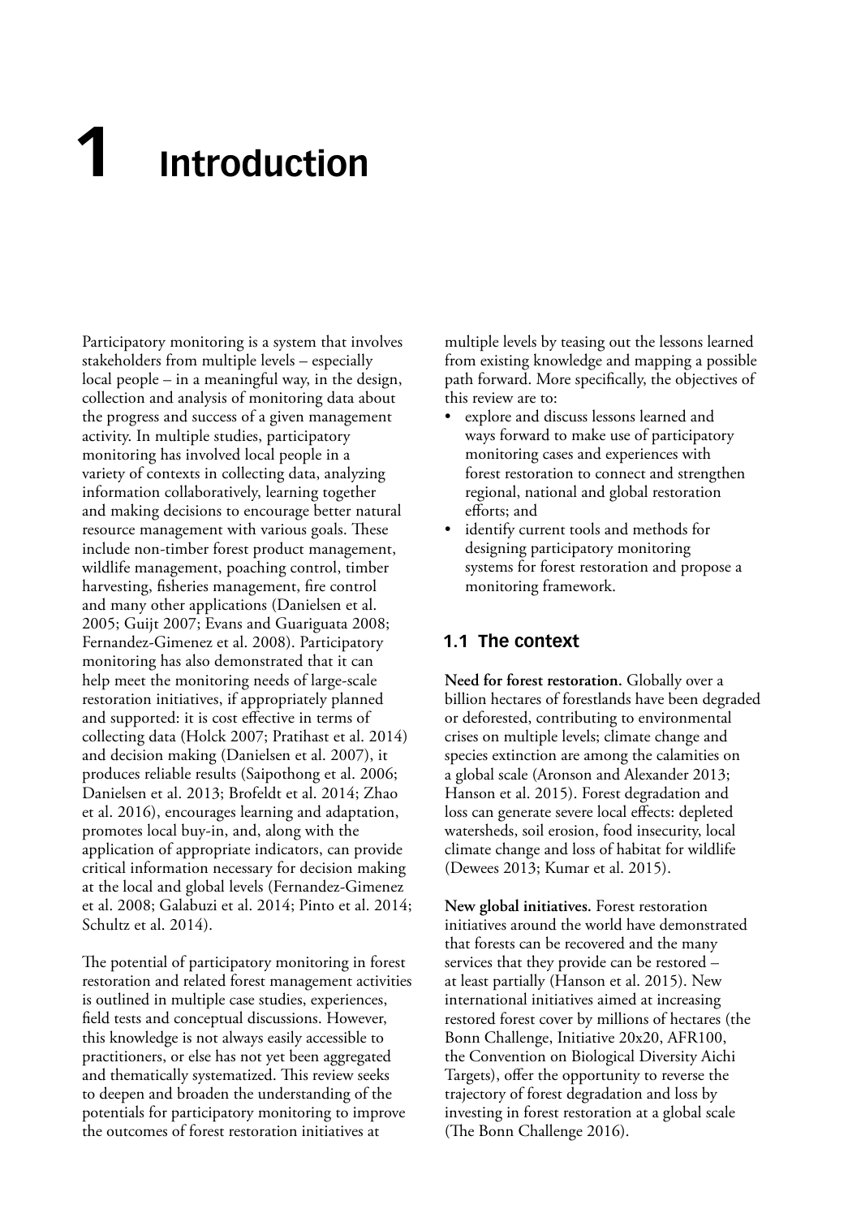# 1 Introduction

Participatory monitoring is a system that involves stakeholders from multiple levels – especially local people – in a meaningful way, in the design, collection and analysis of monitoring data about the progress and success of a given management activity. In multiple studies, participatory monitoring has involved local people in a variety of contexts in collecting data, analyzing information collaboratively, learning together and making decisions to encourage better natural resource management with various goals. These include non-timber forest product management, wildlife management, poaching control, timber harvesting, fisheries management, fire control and many other applications (Danielsen et al. 2005; Guijt 2007; Evans and Guariguata 2008; Fernandez-Gimenez et al. 2008). Participatory monitoring has also demonstrated that it can help meet the monitoring needs of large-scale restoration initiatives, if appropriately planned and supported: it is cost effective in terms of collecting data (Holck 2007; Pratihast et al. 2014) and decision making (Danielsen et al. 2007), it produces reliable results (Saipothong et al. 2006; Danielsen et al. 2013; Brofeldt et al. 2014; Zhao et al. 2016), encourages learning and adaptation, promotes local buy-in, and, along with the application of appropriate indicators, can provide critical information necessary for decision making at the local and global levels (Fernandez-Gimenez et al. 2008; Galabuzi et al. 2014; Pinto et al. 2014; Schultz et al. 2014).

The potential of participatory monitoring in forest restoration and related forest management activities is outlined in multiple case studies, experiences, field tests and conceptual discussions. However, this knowledge is not always easily accessible to practitioners, or else has not yet been aggregated and thematically systematized. This review seeks to deepen and broaden the understanding of the potentials for participatory monitoring to improve the outcomes of forest restoration initiatives at multiple levels by teasing out the lessons learned from existing knowledge and mapping a possible path forward. More specifically, the objectives of this review are to:

- explore and discuss lessons learned and ways forward to make use of participatory monitoring cases and experiences with forest restoration to connect and strengthen regional, national and global restoration efforts; and
- identify current tools and methods for designing participatory monitoring systems for forest restoration and propose a monitoring framework.

## 1.1 The context

**Need for forest restoration.** Globally over a billion hectares of forestlands have been degraded or deforested, contributing to environmental crises on multiple levels; climate change and species extinction are among the calamities on a global scale (Aronson and Alexander 2013; Hanson et al. 2015). Forest degradation and loss can generate severe local effects: depleted watersheds, soil erosion, food insecurity, local climate change and loss of habitat for wildlife (Dewees 2013; Kumar et al. 2015).

**New global initiatives.** Forest restoration initiatives around the world have demonstrated that forests can be recovered and the many services that they provide can be restored – at least partially (Hanson et al. 2015). New international initiatives aimed at increasing restored forest cover by millions of hectares (the Bonn Challenge, Initiative 20x20, AFR100, the Convention on Biological Diversity Aichi Targets), offer the opportunity to reverse the trajectory of forest degradation and loss by investing in forest restoration at a global scale (The Bonn Challenge 2016).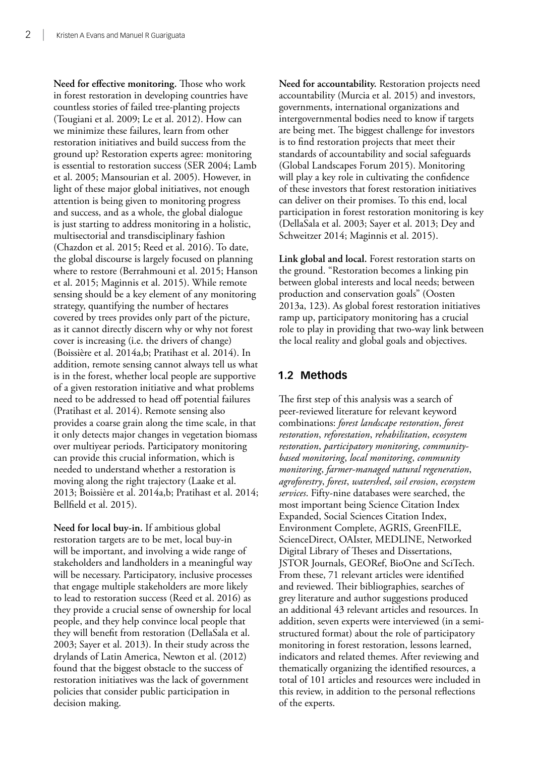**Need for effective monitoring.** Those who work in forest restoration in developing countries have countless stories of failed tree-planting projects (Tougiani et al. 2009; Le et al. 2012). How can we minimize these failures, learn from other restoration initiatives and build success from the ground up? Restoration experts agree: monitoring is essential to restoration success (SER 2004; Lamb et al. 2005; Mansourian et al. 2005). However, in light of these major global initiatives, not enough attention is being given to monitoring progress and success, and as a whole, the global dialogue is just starting to address monitoring in a holistic, multisectorial and transdisciplinary fashion (Chazdon et al. 2015; Reed et al. 2016). To date, the global discourse is largely focused on planning where to restore (Berrahmouni et al. 2015; Hanson et al. 2015; Maginnis et al. 2015). While remote sensing should be a key element of any monitoring strategy, quantifying the number of hectares covered by trees provides only part of the picture, as it cannot directly discern why or why not forest cover is increasing (i.e. the drivers of change) (Boissière et al. 2014a,b; Pratihast et al. 2014). In addition, remote sensing cannot always tell us what is in the forest, whether local people are supportive of a given restoration initiative and what problems need to be addressed to head off potential failures (Pratihast et al. 2014). Remote sensing also provides a coarse grain along the time scale, in that it only detects major changes in vegetation biomass over multiyear periods. Participatory monitoring can provide this crucial information, which is needed to understand whether a restoration is moving along the right trajectory (Laake et al. 2013; Boissière et al. 2014a,b; Pratihast et al. 2014; Bellfield et al. 2015).

**Need for local buy-in.** If ambitious global restoration targets are to be met, local buy-in will be important, and involving a wide range of stakeholders and landholders in a meaningful way will be necessary. Participatory, inclusive processes that engage multiple stakeholders are more likely to lead to restoration success (Reed et al. 2016) as they provide a crucial sense of ownership for local people, and they help convince local people that they will benefit from restoration (DellaSala et al. 2003; Sayer et al. 2013). In their study across the drylands of Latin America, Newton et al. (2012) found that the biggest obstacle to the success of restoration initiatives was the lack of government policies that consider public participation in decision making.

**Need for accountability.** Restoration projects need accountability (Murcia et al. 2015) and investors, governments, international organizations and intergovernmental bodies need to know if targets are being met. The biggest challenge for investors is to find restoration projects that meet their standards of accountability and social safeguards (Global Landscapes Forum 2015). Monitoring will play a key role in cultivating the confidence of these investors that forest restoration initiatives can deliver on their promises. To this end, local participation in forest restoration monitoring is key (DellaSala et al. 2003; Sayer et al. 2013; Dey and Schweitzer 2014; Maginnis et al. 2015).

**Link global and local.** Forest restoration starts on the ground. "Restoration becomes a linking pin between global interests and local needs; between production and conservation goals" (Oosten 2013a, 123). As global forest restoration initiatives ramp up, participatory monitoring has a crucial role to play in providing that two-way link between the local reality and global goals and objectives.

## 1.2 Methods

The first step of this analysis was a search of peer-reviewed literature for relevant keyword combinations: *forest landscape restoration*, *forest restoration*, *reforestation*, *rehabilitation*, *ecosystem restoration*, *participatory monitoring*, *community-based monitoring*, *local monitoring*, *community monitoring*, *farmer-managed natural regeneration*, *agroforestry*, *forest*, *watershed*, *soil erosion*, *ecosystem services*. Fifty-nine databases were searched, the most important being Science Citation Index Expanded, Social Sciences Citation Index, Environment Complete, AGRIS, GreenFILE, ScienceDirect, OAIster, MEDLINE, Networked Digital Library of Theses and Dissertations, JSTOR Journals, GEORef, BioOne and SciTech. From these, 71 relevant articles were identified and reviewed. Their bibliographies, searches of grey literature and author suggestions produced an additional 43 relevant articles and resources. In addition, seven experts were interviewed (in a semi-structured format) about the role of participatory monitoring in forest restoration, lessons learned, indicators and related themes. After reviewing and thematically organizing the identified resources, a total of 101 articles and resources were included in this review, in addition to the personal reflections of the experts.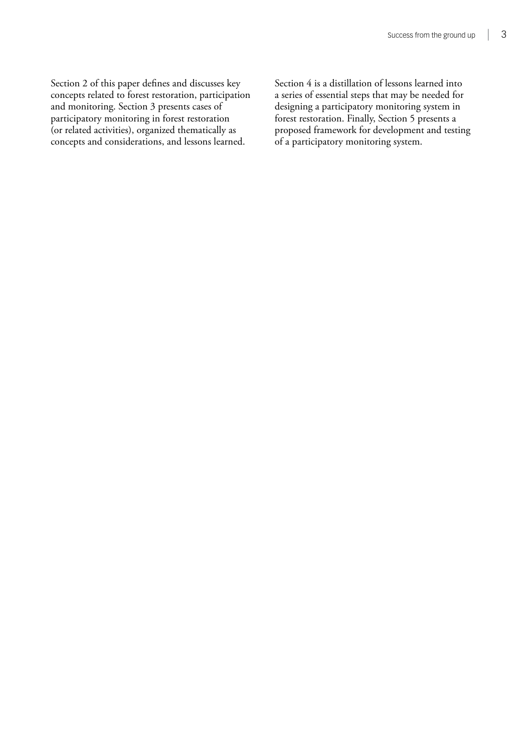Section 2 of this paper defines and discusses key concepts related to forest restoration, participation and monitoring. Section 3 presents cases of participatory monitoring in forest restoration (or related activities), organized thematically as concepts and considerations, and lessons learned.

Section 4 is a distillation of lessons learned into a series of essential steps that may be needed for designing a participatory monitoring system in forest restoration. Finally, Section 5 presents a proposed framework for development and testing of a participatory monitoring system.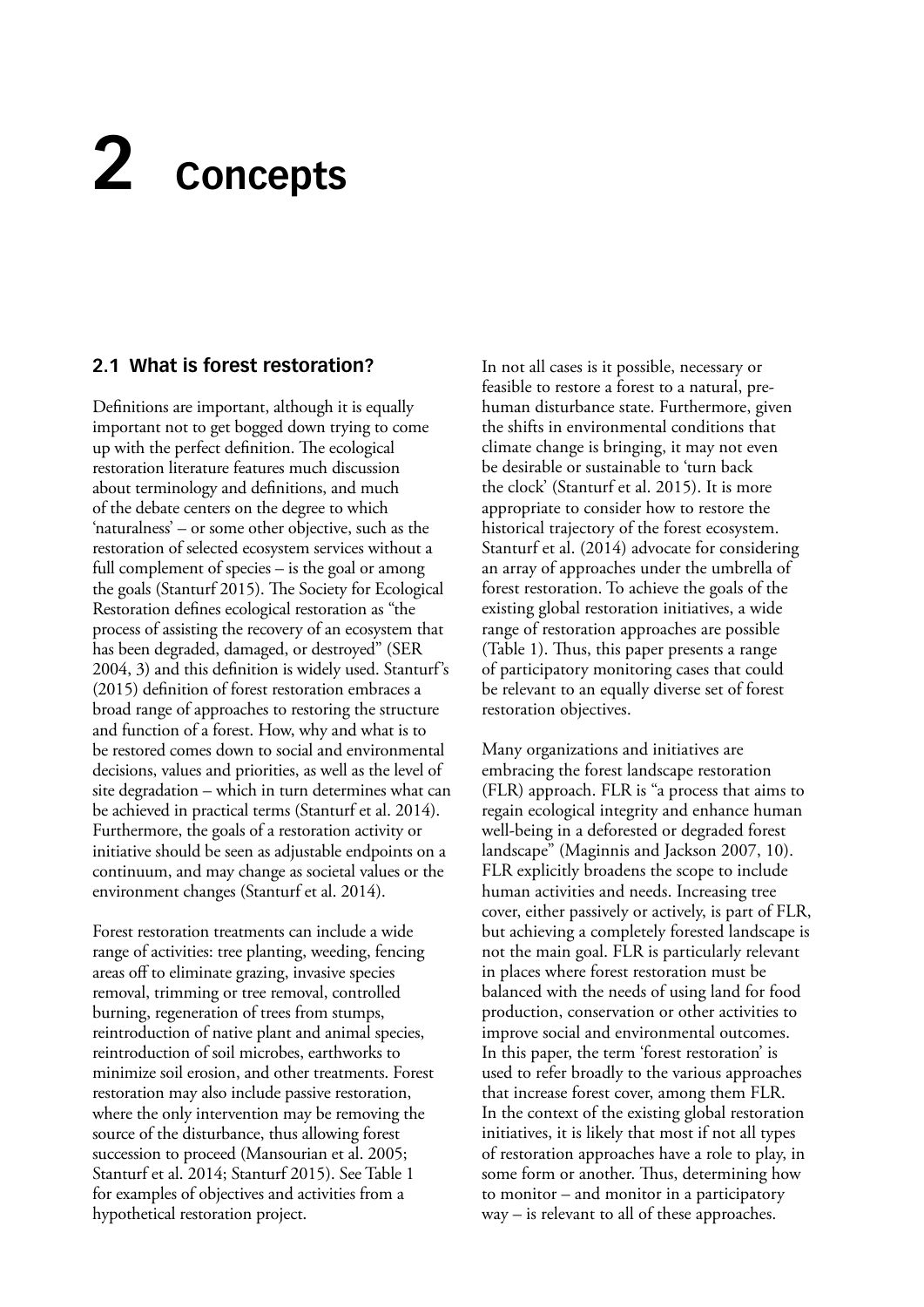# 2 Concepts

## 2.1 What is forest restoration?

Definitions are important, although it is equally important not to get bogged down trying to come up with the perfect definition. The ecological restoration literature features much discussion about terminology and definitions, and much of the debate centers on the degree to which 'naturalness' – or some other objective, such as the restoration of selected ecosystem services without a full complement of species – is the goal or among the goals (Stanturf 2015). The Society for Ecological Restoration defines ecological restoration as "the process of assisting the recovery of an ecosystem that has been degraded, damaged, or destroyed" (SER 2004, 3) and this definition is widely used. Stanturf's (2015) definition of forest restoration embraces a broad range of approaches to restoring the structure and function of a forest. How, why and what is to be restored comes down to social and environmental decisions, values and priorities, as well as the level of site degradation – which in turn determines what can be achieved in practical terms (Stanturf et al. 2014). Furthermore, the goals of a restoration activity or initiative should be seen as adjustable endpoints on a continuum, and may change as societal values or the environment changes (Stanturf et al. 2014).

Forest restoration treatments can include a wide range of activities: tree planting, weeding, fencing areas off to eliminate grazing, invasive species removal, trimming or tree removal, controlled burning, regeneration of trees from stumps, reintroduction of native plant and animal species, reintroduction of soil microbes, earthworks to minimize soil erosion, and other treatments. Forest restoration may also include passive restoration, where the only intervention may be removing the source of the disturbance, thus allowing forest succession to proceed (Mansourian et al. 2005; Stanturf et al. 2014; Stanturf 2015). See Table 1 for examples of objectives and activities from a hypothetical restoration project.

In not all cases is it possible, necessary or feasible to restore a forest to a natural, pre-human disturbance state. Furthermore, given the shifts in environmental conditions that climate change is bringing, it may not even be desirable or sustainable to 'turn back the clock' (Stanturf et al. 2015). It is more appropriate to consider how to restore the historical trajectory of the forest ecosystem. Stanturf et al. (2014) advocate for considering an array of approaches under the umbrella of forest restoration. To achieve the goals of the existing global restoration initiatives, a wide range of restoration approaches are possible (Table 1). Thus, this paper presents a range of participatory monitoring cases that could be relevant to an equally diverse set of forest restoration objectives.

Many organizations and initiatives are embracing the forest landscape restoration (FLR) approach. FLR is "a process that aims to regain ecological integrity and enhance human well-being in a deforested or degraded forest landscape" (Maginnis and Jackson 2007, 10). FLR explicitly broadens the scope to include human activities and needs. Increasing tree cover, either passively or actively, is part of FLR, but achieving a completely forested landscape is not the main goal. FLR is particularly relevant in places where forest restoration must be balanced with the needs of using land for food production, conservation or other activities to improve social and environmental outcomes. In this paper, the term 'forest restoration' is used to refer broadly to the various approaches that increase forest cover, among them FLR. In the context of the existing global restoration initiatives, it is likely that most if not all types of restoration approaches have a role to play, in some form or another. Thus, determining how to monitor – and monitor in a participatory way – is relevant to all of these approaches.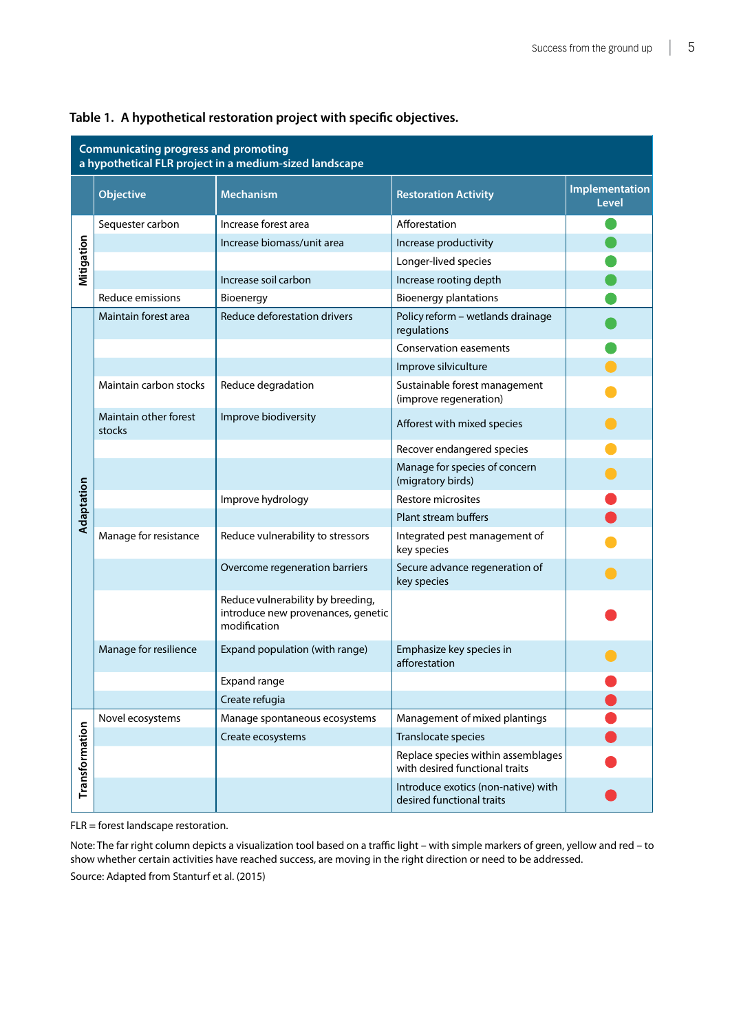**Table 1. A hypothetical restoration project with specific objectives.**

| Communicating progress and promoting a hypothetical FLR project in a medium-sized landscape | | | | |
|---|---|---|---|---|
| | **Objective** | **Mechanism** | **Restoration Activity** | **Implementation Level** |
| Mitigation | Sequester carbon | Increase forest area | Afforestation | Green |
| | | Increase biomass/unit area | Increase productivity | Green |
| | | | Longer-lived species | Green |
| | | Increase soil carbon | Increase rooting depth | Green |
| | Reduce emissions | Bioenergy | Bioenergy plantations | Green |
| Adaptation | Maintain forest area | Reduce deforestation drivers | Policy reform – wetlands drainage regulations | Green |
| | | | Conservation easements | Green |
| | | | Improve silviculture | Yellow |
| | Maintain carbon stocks | Reduce degradation | Sustainable forest management (improve regeneration) | Yellow |
| | Maintain other forest stocks | Improve biodiversity | Afforest with mixed species | Yellow |
| | | | Recover endangered species | Yellow |
| | | | Manage for species of concern (migratory birds) | Yellow |
| | | Improve hydrology | Restore microsites | Red |
| | | | Plant stream buffers | Red |
| | Manage for resistance | Reduce vulnerability to stressors | Integrated pest management of key species | Yellow |
| | | Overcome regeneration barriers | Secure advance regeneration of key species | Yellow |
| | | Reduce vulnerability by breeding, introduce new provenances, genetic modification | | Red |
| | Manage for resilience | Expand population (with range) | Emphasize key species in afforestation | Yellow |
| | | Expand range | | Red |
| | | Create refugia | | Red |
| Transformation | Novel ecosystems | Manage spontaneous ecosystems | Management of mixed plantings | Red |
| | | Create ecosystems | Translocate species | Red |
| | | | Replace species within assemblages with desired functional traits | Red |
| | | | Introduce exotics (non-native) with desired functional traits | Red |

FLR = forest landscape restoration.

Note: The far right column depicts a visualization tool based on a traffic light – with simple markers of green, yellow and red – to show whether certain activities have reached success, are moving in the right direction or need to be addressed.

Source: Adapted from Stanturf et al. (2015)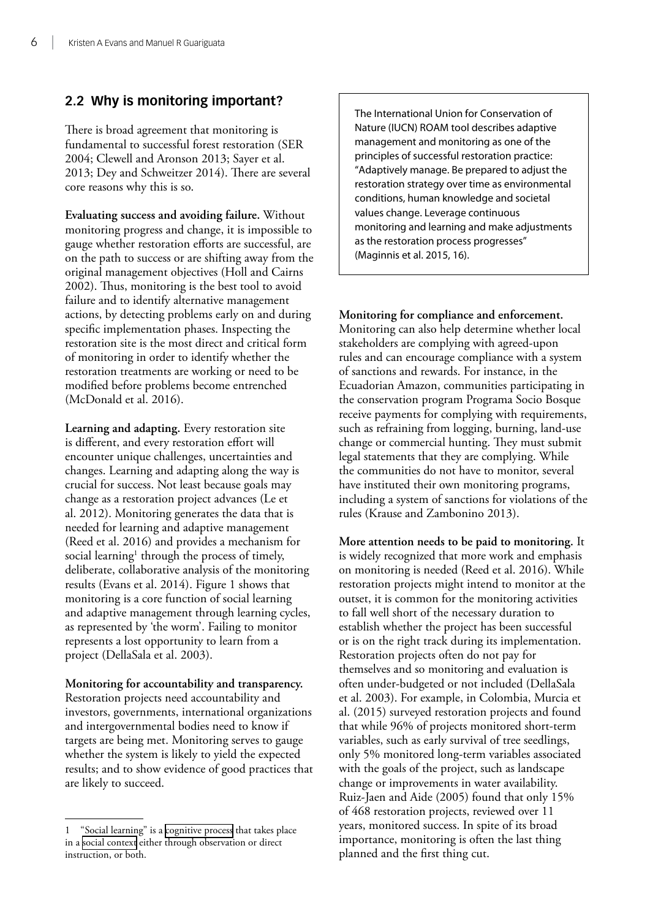## 2.2 Why is monitoring important?

There is broad agreement that monitoring is fundamental to successful forest restoration (SER 2004; Clewell and Aronson 2013; Sayer et al. 2013; Dey and Schweitzer 2014). There are several core reasons why this is so.

**Evaluating success and avoiding failure.** Without monitoring progress and change, it is impossible to gauge whether restoration efforts are successful, are on the path to success or are shifting away from the original management objectives (Holl and Cairns 2002). Thus, monitoring is the best tool to avoid failure and to identify alternative management actions, by detecting problems early on and during specific implementation phases. Inspecting the restoration site is the most direct and critical form of monitoring in order to identify whether the restoration treatments are working or need to be modified before problems become entrenched (McDonald et al. 2016).

**Learning and adapting.** Every restoration site is different, and every restoration effort will encounter unique challenges, uncertainties and changes. Learning and adapting along the way is crucial for success. Not least because goals may change as a restoration project advances (Le et al. 2012). Monitoring generates the data that is needed for learning and adaptive management (Reed et al. 2016) and provides a mechanism for social learning[1] through the process of timely, deliberate, collaborative analysis of the monitoring results (Evans et al. 2014). Figure 1 shows that monitoring is a core function of social learning and adaptive management through learning cycles, as represented by 'the worm'. Failing to monitor represents a lost opportunity to learn from a project (DellaSala et al. 2003).

**Monitoring for accountability and transparency.** Restoration projects need accountability and investors, governments, international organizations and intergovernmental bodies need to know if targets are being met. Monitoring serves to gauge whether the system is likely to yield the expected results; and to show evidence of good practices that are likely to succeed.

> The International Union for Conservation of Nature (IUCN) ROAM tool describes adaptive management and monitoring as one of the principles of successful restoration practice: "Adaptively manage. Be prepared to adjust the restoration strategy over time as environmental conditions, human knowledge and societal values change. Leverage continuous monitoring and learning and make adjustments as the restoration process progresses" (Maginnis et al. 2015, 16).

**Monitoring for compliance and enforcement.** Monitoring can also help determine whether local stakeholders are complying with agreed-upon rules and can encourage compliance with a system of sanctions and rewards. For instance, in the Ecuadorian Amazon, communities participating in the conservation program Programa Socio Bosque receive payments for complying with requirements, such as refraining from logging, burning, land-use change or commercial hunting. They must submit legal statements that they are complying. While the communities do not have to monitor, several have instituted their own monitoring programs, including a system of sanctions for violations of the rules (Krause and Zambonino 2013).

**More attention needs to be paid to monitoring.** It is widely recognized that more work and emphasis on monitoring is needed (Reed et al. 2016). While restoration projects might intend to monitor at the outset, it is common for the monitoring activities to fall well short of the necessary duration to establish whether the project has been successful or is on the right track during its implementation. Restoration projects often do not pay for themselves and so monitoring and evaluation is often under-budgeted or not included (DellaSala et al. 2003). For example, in Colombia, Murcia et al. (2015) surveyed restoration projects and found that while 96% of projects monitored short-term variables, such as early survival of tree seedlings, only 5% monitored long-term variables associated with the goals of the project, such as landscape change or improvements in water availability. Ruiz-Jaen and Aide (2005) found that only 15% of 468 restoration projects, reviewed over 11 years, monitored success. In spite of its broad importance, monitoring is often the last thing planned and the first thing cut.

---

1 "Social learning" is a cognitive process that takes place in a social context either through observation or direct instruction, or both.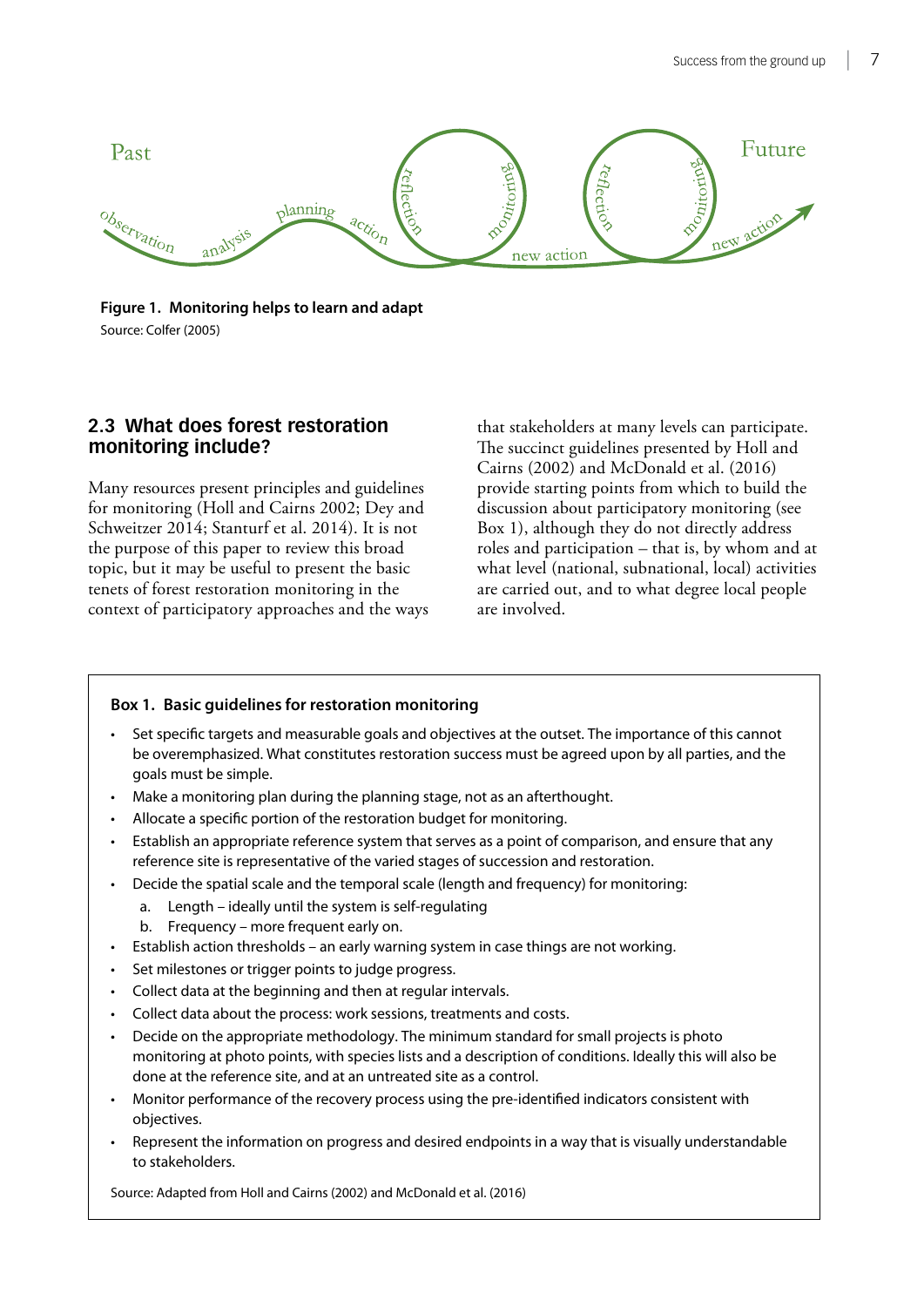Past

observation analysis planning action reflection monitoring new action reflection monitoring new action

Future

**Figure 1. Monitoring helps to learn and adapt**
Source: Colfer (2005)

## 2.3 What does forest restoration monitoring include?

Many resources present principles and guidelines for monitoring (Holl and Cairns 2002; Dey and Schweitzer 2014; Stanturf et al. 2014). It is not the purpose of this paper to review this broad topic, but it may be useful to present the basic tenets of forest restoration monitoring in the context of participatory approaches and the ways that stakeholders at many levels can participate. The succinct guidelines presented by Holl and Cairns (2002) and McDonald et al. (2016) provide starting points from which to build the discussion about participatory monitoring (see Box 1), although they do not directly address roles and participation – that is, by whom and at what level (national, subnational, local) activities are carried out, and to what degree local people are involved.

**Box 1. Basic guidelines for restoration monitoring**

- Set specific targets and measurable goals and objectives at the outset. The importance of this cannot be overemphasized. What constitutes restoration success must be agreed upon by all parties, and the goals must be simple.
- Make a monitoring plan during the planning stage, not as an afterthought.
- Allocate a specific portion of the restoration budget for monitoring.
- Establish an appropriate reference system that serves as a point of comparison, and ensure that any reference site is representative of the varied stages of succession and restoration.
- Decide the spatial scale and the temporal scale (length and frequency) for monitoring:
  a. Length – ideally until the system is self-regulating
  b. Frequency – more frequent early on.
- Establish action thresholds – an early warning system in case things are not working.
- Set milestones or trigger points to judge progress.
- Collect data at the beginning and then at regular intervals.
- Collect data about the process: work sessions, treatments and costs.
- Decide on the appropriate methodology. The minimum standard for small projects is photo monitoring at photo points, with species lists and a description of conditions. Ideally this will also be done at the reference site, and at an untreated site as a control.
- Monitor performance of the recovery process using the pre-identified indicators consistent with objectives.
- Represent the information on progress and desired endpoints in a way that is visually understandable to stakeholders.

Source: Adapted from Holl and Cairns (2002) and McDonald et al. (2016)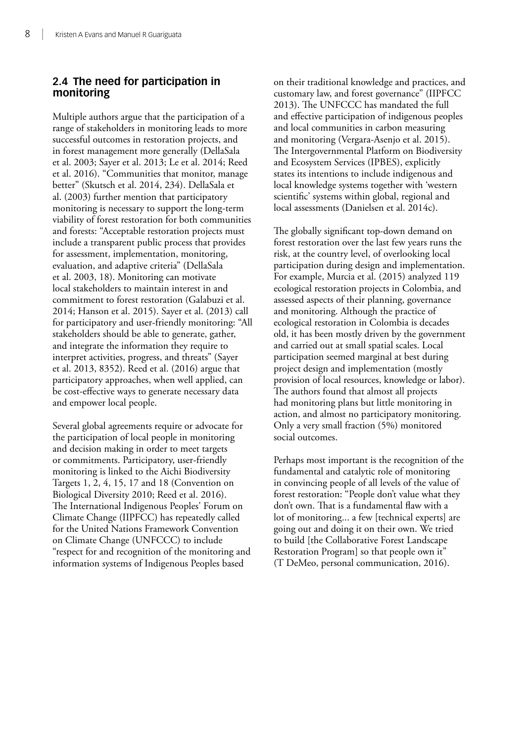## 2.4 The need for participation in monitoring

Multiple authors argue that the participation of a range of stakeholders in monitoring leads to more successful outcomes in restoration projects, and in forest management more generally (DellaSala et al. 2003; Sayer et al. 2013; Le et al. 2014; Reed et al. 2016). "Communities that monitor, manage better" (Skutsch et al. 2014, 234). DellaSala et al. (2003) further mention that participatory monitoring is necessary to support the long-term viability of forest restoration for both communities and forests: "Acceptable restoration projects must include a transparent public process that provides for assessment, implementation, monitoring, evaluation, and adaptive criteria" (DellaSala et al. 2003, 18). Monitoring can motivate local stakeholders to maintain interest in and commitment to forest restoration (Galabuzi et al. 2014; Hanson et al. 2015). Sayer et al. (2013) call for participatory and user-friendly monitoring: "All stakeholders should be able to generate, gather, and integrate the information they require to interpret activities, progress, and threats" (Sayer et al. 2013, 8352). Reed et al. (2016) argue that participatory approaches, when well applied, can be cost-effective ways to generate necessary data and empower local people.

Several global agreements require or advocate for the participation of local people in monitoring and decision making in order to meet targets or commitments. Participatory, user-friendly monitoring is linked to the Aichi Biodiversity Targets 1, 2, 4, 15, 17 and 18 (Convention on Biological Diversity 2010; Reed et al. 2016). The International Indigenous Peoples' Forum on Climate Change (IIPFCC) has repeatedly called for the United Nations Framework Convention on Climate Change (UNFCCC) to include "respect for and recognition of the monitoring and information systems of Indigenous Peoples based on their traditional knowledge and practices, and customary law, and forest governance" (IIPFCC 2013). The UNFCCC has mandated the full and effective participation of indigenous peoples and local communities in carbon measuring and monitoring (Vergara-Asenjo et al. 2015). The Intergovernmental Platform on Biodiversity and Ecosystem Services (IPBES), explicitly states its intentions to include indigenous and local knowledge systems together with 'western scientific' systems within global, regional and local assessments (Danielsen et al. 2014c).

The globally significant top-down demand on forest restoration over the last few years runs the risk, at the country level, of overlooking local participation during design and implementation. For example, Murcia et al. (2015) analyzed 119 ecological restoration projects in Colombia, and assessed aspects of their planning, governance and monitoring. Although the practice of ecological restoration in Colombia is decades old, it has been mostly driven by the government and carried out at small spatial scales. Local participation seemed marginal at best during project design and implementation (mostly provision of local resources, knowledge or labor). The authors found that almost all projects had monitoring plans but little monitoring in action, and almost no participatory monitoring. Only a very small fraction (5%) monitored social outcomes.

Perhaps most important is the recognition of the fundamental and catalytic role of monitoring in convincing people of all levels of the value of forest restoration: "People don't value what they don't own. That is a fundamental flaw with a lot of monitoring... a few [technical experts] are going out and doing it on their own. We tried to build [the Collaborative Forest Landscape Restoration Program] so that people own it" (T DeMeo, personal communication, 2016).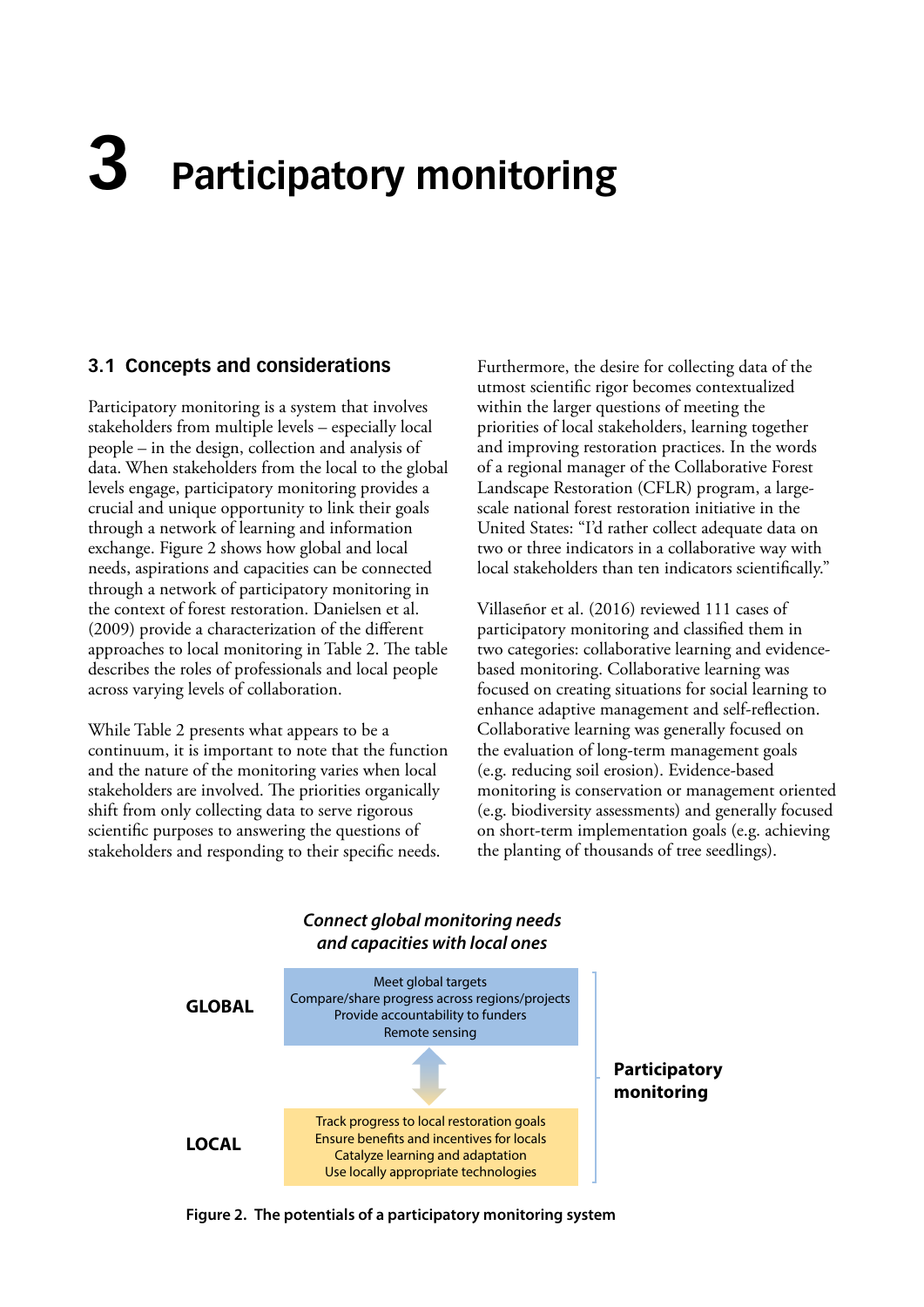# 3 Participatory monitoring

## 3.1 Concepts and considerations

Participatory monitoring is a system that involves stakeholders from multiple levels – especially local people – in the design, collection and analysis of data. When stakeholders from the local to the global levels engage, participatory monitoring provides a crucial and unique opportunity to link their goals through a network of learning and information exchange. Figure 2 shows how global and local needs, aspirations and capacities can be connected through a network of participatory monitoring in the context of forest restoration. Danielsen et al. (2009) provide a characterization of the different approaches to local monitoring in Table 2. The table describes the roles of professionals and local people across varying levels of collaboration.

While Table 2 presents what appears to be a continuum, it is important to note that the function and the nature of the monitoring varies when local stakeholders are involved. The priorities organically shift from only collecting data to serve rigorous scientific purposes to answering the questions of stakeholders and responding to their specific needs. Furthermore, the desire for collecting data of the utmost scientific rigor becomes contextualized within the larger questions of meeting the priorities of local stakeholders, learning together and improving restoration practices. In the words of a regional manager of the Collaborative Forest Landscape Restoration (CFLR) program, a large-scale national forest restoration initiative in the United States: "I'd rather collect adequate data on two or three indicators in a collaborative way with local stakeholders than ten indicators scientifically."

Villaseñor et al. (2016) reviewed 111 cases of participatory monitoring and classified them in two categories: collaborative learning and evidence-based monitoring. Collaborative learning was focused on creating situations for social learning to enhance adaptive management and self-reflection. Collaborative learning was generally focused on the evaluation of long-term management goals (e.g. reducing soil erosion). Evidence-based monitoring is conservation or management oriented (e.g. biodiversity assessments) and generally focused on short-term implementation goals (e.g. achieving the planting of thousands of tree seedlings).

*Connect global monitoring needs and capacities with local ones*

**GLOBAL**
- Meet global targets
- Compare/share progress across regions/projects
- Provide accountability to funders
- Remote sensing

**LOCAL**
- Track progress to local restoration goals
- Ensure benefits and incentives for locals
- Catalyze learning and adaptation
- Use locally appropriate technologies

**Participatory monitoring**

**Figure 2. The potentials of a participatory monitoring system**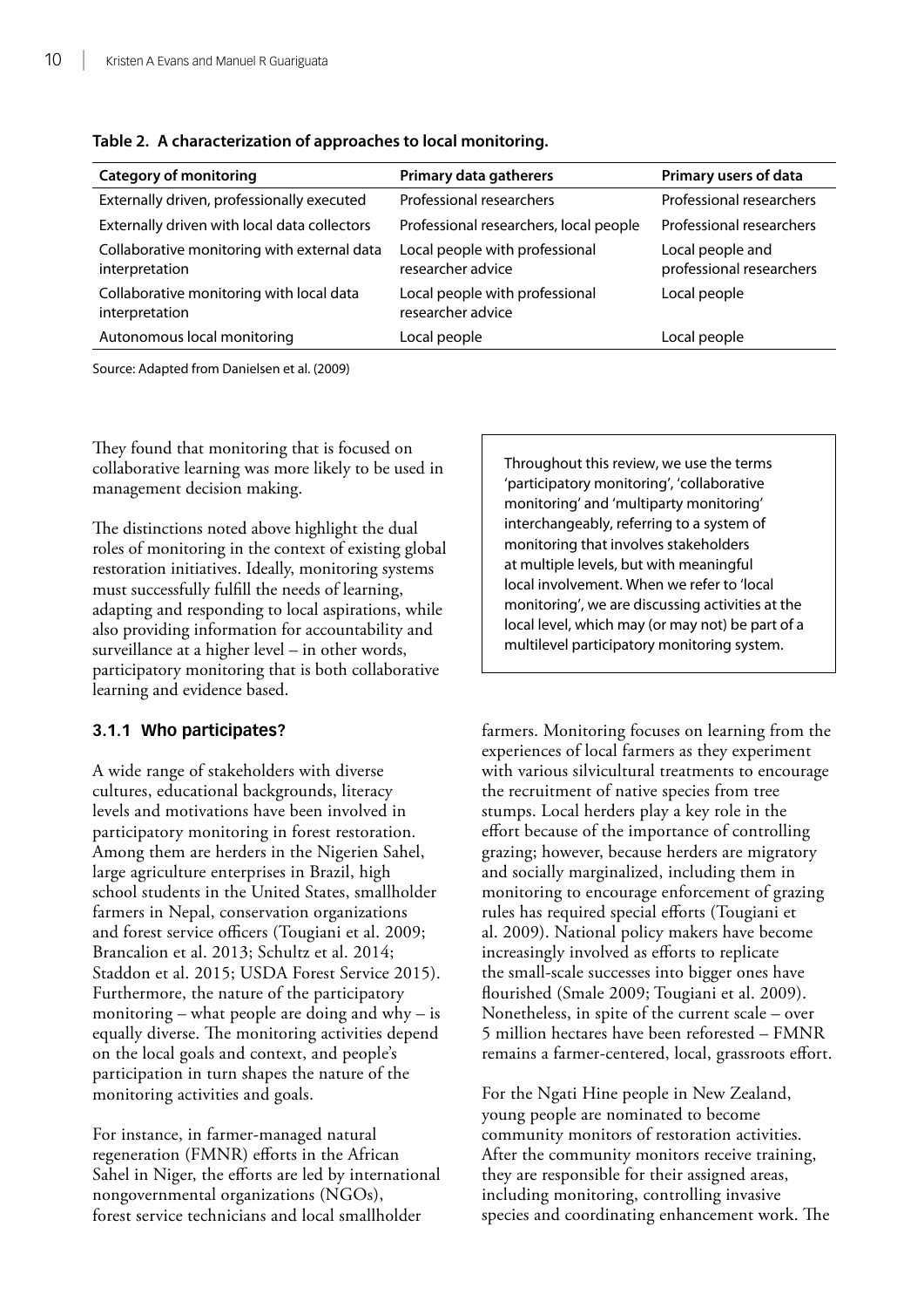**Table 2. A characterization of approaches to local monitoring.**

| Category of monitoring | Primary data gatherers | Primary users of data |
|---|---|---|
| Externally driven, professionally executed | Professional researchers | Professional researchers |
| Externally driven with local data collectors | Professional researchers, local people | Professional researchers |
| Collaborative monitoring with external data interpretation | Local people with professional researcher advice | Local people and professional researchers |
| Collaborative monitoring with local data interpretation | Local people with professional researcher advice | Local people |
| Autonomous local monitoring | Local people | Local people |

Source: Adapted from Danielsen et al. (2009)

They found that monitoring that is focused on collaborative learning was more likely to be used in management decision making.

The distinctions noted above highlight the dual roles of monitoring in the context of existing global restoration initiatives. Ideally, monitoring systems must successfully fulfill the needs of learning, adapting and responding to local aspirations, while also providing information for accountability and surveillance at a higher level – in other words, participatory monitoring that is both collaborative learning and evidence based.

> Throughout this review, we use the terms 'participatory monitoring', 'collaborative monitoring' and 'multiparty monitoring' interchangeably, referring to a system of monitoring that involves stakeholders at multiple levels, but with meaningful local involvement. When we refer to 'local monitoring', we are discussing activities at the local level, which may (or may not) be part of a multilevel participatory monitoring system.

### 3.1.1 Who participates?

A wide range of stakeholders with diverse cultures, educational backgrounds, literacy levels and motivations have been involved in participatory monitoring in forest restoration. Among them are herders in the Nigerien Sahel, large agriculture enterprises in Brazil, high school students in the United States, smallholder farmers in Nepal, conservation organizations and forest service officers (Tougiani et al. 2009; Brancalion et al. 2013; Schultz et al. 2014; Staddon et al. 2015; USDA Forest Service 2015). Furthermore, the nature of the participatory monitoring – what people are doing and why – is equally diverse. The monitoring activities depend on the local goals and context, and people's participation in turn shapes the nature of the monitoring activities and goals.

For instance, in farmer-managed natural regeneration (FMNR) efforts in the African Sahel in Niger, the efforts are led by international nongovernmental organizations (NGOs), forest service technicians and local smallholder farmers. Monitoring focuses on learning from the experiences of local farmers as they experiment with various silvicultural treatments to encourage the recruitment of native species from tree stumps. Local herders play a key role in the effort because of the importance of controlling grazing; however, because herders are migratory and socially marginalized, including them in monitoring to encourage enforcement of grazing rules has required special efforts (Tougiani et al. 2009). National policy makers have become increasingly involved as efforts to replicate the small-scale successes into bigger ones have flourished (Smale 2009; Tougiani et al. 2009). Nonetheless, in spite of the current scale – over 5 million hectares have been reforested – FMNR remains a farmer-centered, local, grassroots effort.

For the Ngati Hine people in New Zealand, young people are nominated to become community monitors of restoration activities. After the community monitors receive training, they are responsible for their assigned areas, including monitoring, controlling invasive species and coordinating enhancement work. The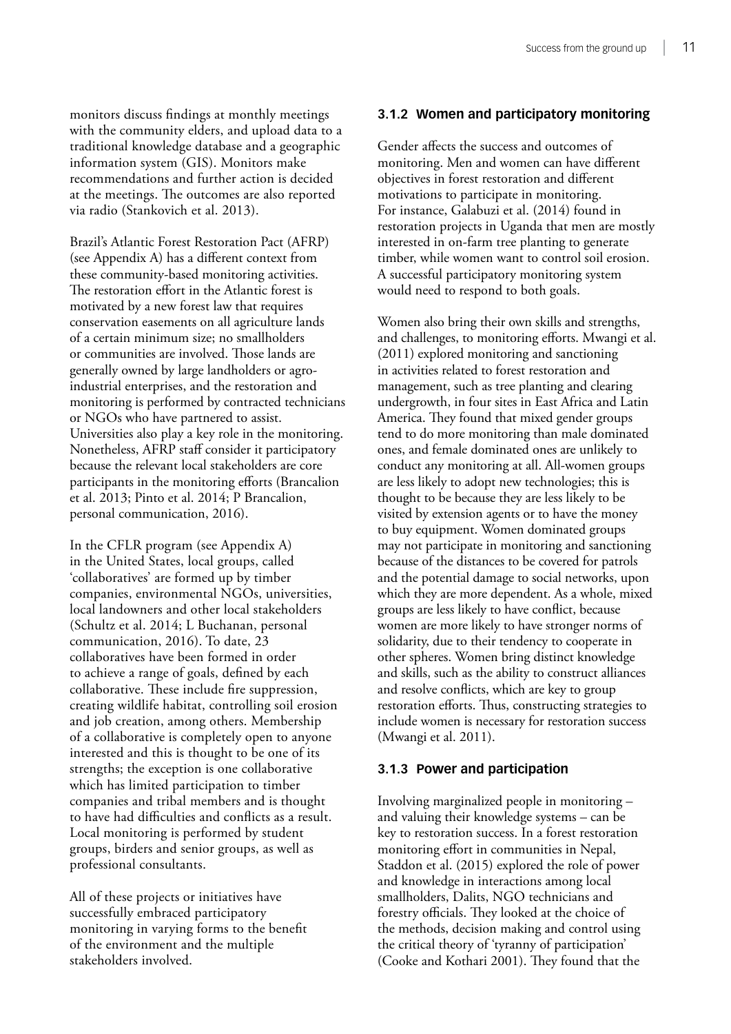monitors discuss findings at monthly meetings with the community elders, and upload data to a traditional knowledge database and a geographic information system (GIS). Monitors make recommendations and further action is decided at the meetings. The outcomes are also reported via radio (Stankovich et al. 2013).

Brazil's Atlantic Forest Restoration Pact (AFRP) (see Appendix A) has a different context from these community-based monitoring activities. The restoration effort in the Atlantic forest is motivated by a new forest law that requires conservation easements on all agriculture lands of a certain minimum size; no smallholders or communities are involved. Those lands are generally owned by large landholders or agro-industrial enterprises, and the restoration and monitoring is performed by contracted technicians or NGOs who have partnered to assist. Universities also play a key role in the monitoring. Nonetheless, AFRP staff consider it participatory because the relevant local stakeholders are core participants in the monitoring efforts (Brancalion et al. 2013; Pinto et al. 2014; P Brancalion, personal communication, 2016).

In the CFLR program (see Appendix A) in the United States, local groups, called 'collaboratives' are formed up by timber companies, environmental NGOs, universities, local landowners and other local stakeholders (Schultz et al. 2014; L Buchanan, personal communication, 2016). To date, 23 collaboratives have been formed in order to achieve a range of goals, defined by each collaborative. These include fire suppression, creating wildlife habitat, controlling soil erosion and job creation, among others. Membership of a collaborative is completely open to anyone interested and this is thought to be one of its strengths; the exception is one collaborative which has limited participation to timber companies and tribal members and is thought to have had difficulties and conflicts as a result. Local monitoring is performed by student groups, birders and senior groups, as well as professional consultants.

All of these projects or initiatives have successfully embraced participatory monitoring in varying forms to the benefit of the environment and the multiple stakeholders involved.

### 3.1.2 Women and participatory monitoring

Gender affects the success and outcomes of monitoring. Men and women can have different objectives in forest restoration and different motivations to participate in monitoring. For instance, Galabuzi et al. (2014) found in restoration projects in Uganda that men are mostly interested in on-farm tree planting to generate timber, while women want to control soil erosion. A successful participatory monitoring system would need to respond to both goals.

Women also bring their own skills and strengths, and challenges, to monitoring efforts. Mwangi et al. (2011) explored monitoring and sanctioning in activities related to forest restoration and management, such as tree planting and clearing undergrowth, in four sites in East Africa and Latin America. They found that mixed gender groups tend to do more monitoring than male dominated ones, and female dominated ones are unlikely to conduct any monitoring at all. All-women groups are less likely to adopt new technologies; this is thought to be because they are less likely to be visited by extension agents or to have the money to buy equipment. Women dominated groups may not participate in monitoring and sanctioning because of the distances to be covered for patrols and the potential damage to social networks, upon which they are more dependent. As a whole, mixed groups are less likely to have conflict, because women are more likely to have stronger norms of solidarity, due to their tendency to cooperate in other spheres. Women bring distinct knowledge and skills, such as the ability to construct alliances and resolve conflicts, which are key to group restoration efforts. Thus, constructing strategies to include women is necessary for restoration success (Mwangi et al. 2011).

### 3.1.3 Power and participation

Involving marginalized people in monitoring – and valuing their knowledge systems – can be key to restoration success. In a forest restoration monitoring effort in communities in Nepal, Staddon et al. (2015) explored the role of power and knowledge in interactions among local smallholders, Dalits, NGO technicians and forestry officials. They looked at the choice of the methods, decision making and control using the critical theory of 'tyranny of participation' (Cooke and Kothari 2001). They found that the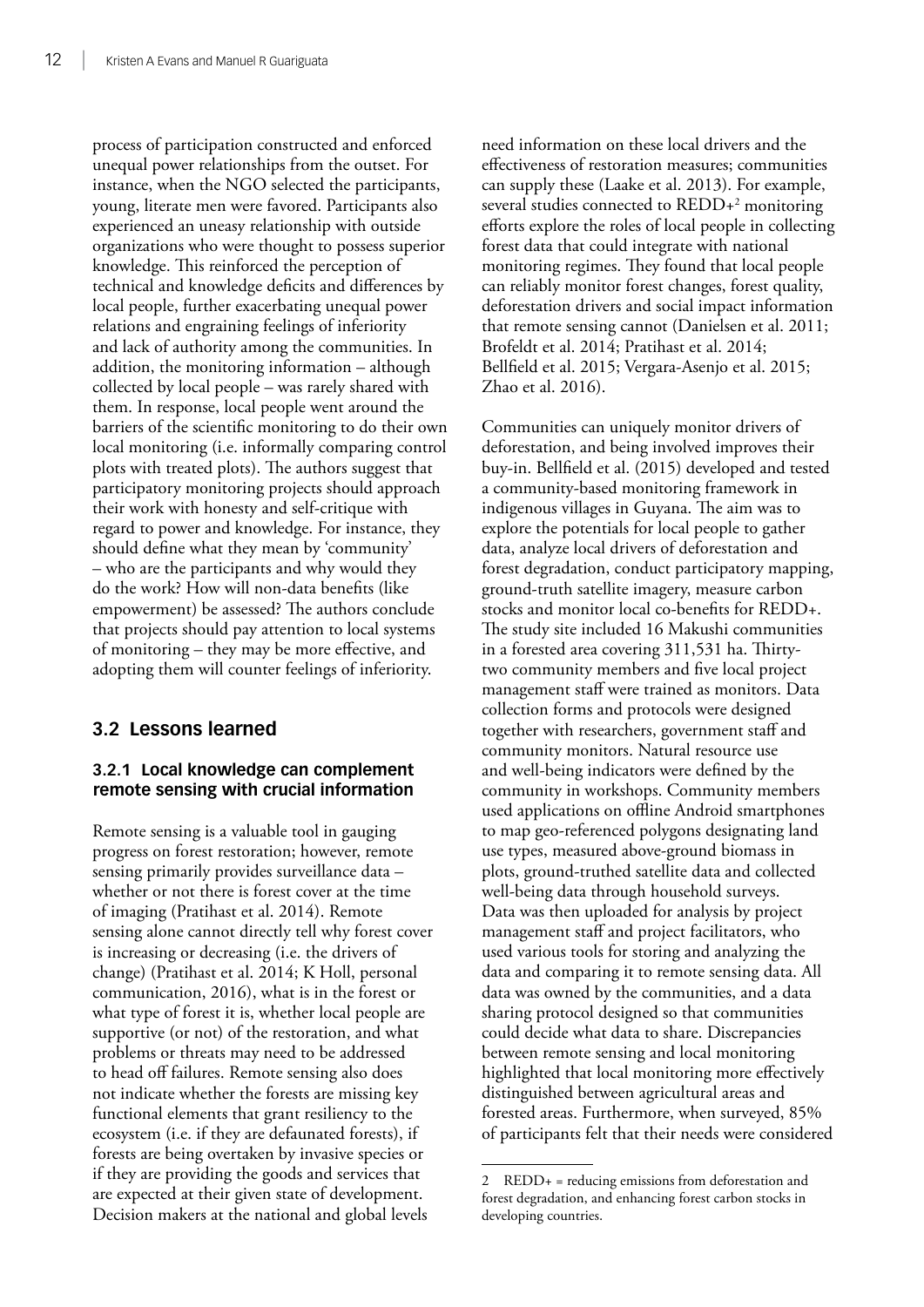process of participation constructed and enforced unequal power relationships from the outset. For instance, when the NGO selected the participants, young, literate men were favored. Participants also experienced an uneasy relationship with outside organizations who were thought to possess superior knowledge. This reinforced the perception of technical and knowledge deficits and differences by local people, further exacerbating unequal power relations and engraining feelings of inferiority and lack of authority among the communities. In addition, the monitoring information – although collected by local people – was rarely shared with them. In response, local people went around the barriers of the scientific monitoring to do their own local monitoring (i.e. informally comparing control plots with treated plots). The authors suggest that participatory monitoring projects should approach their work with honesty and self-critique with regard to power and knowledge. For instance, they should define what they mean by 'community' – who are the participants and why would they do the work? How will non-data benefits (like empowerment) be assessed? The authors conclude that projects should pay attention to local systems of monitoring – they may be more effective, and adopting them will counter feelings of inferiority.

## 3.2 Lessons learned

### 3.2.1 Local knowledge can complement remote sensing with crucial information

Remote sensing is a valuable tool in gauging progress on forest restoration; however, remote sensing primarily provides surveillance data – whether or not there is forest cover at the time of imaging (Pratihast et al. 2014). Remote sensing alone cannot directly tell why forest cover is increasing or decreasing (i.e. the drivers of change) (Pratihast et al. 2014; K Holl, personal communication, 2016), what is in the forest or what type of forest it is, whether local people are supportive (or not) of the restoration, and what problems or threats may need to be addressed to head off failures. Remote sensing also does not indicate whether the forests are missing key functional elements that grant resiliency to the ecosystem (i.e. if they are defaunated forests), if forests are being overtaken by invasive species or if they are providing the goods and services that are expected at their given state of development. Decision makers at the national and global levels need information on these local drivers and the effectiveness of restoration measures; communities can supply these (Laake et al. 2013). For example, several studies connected to REDD+[2] monitoring efforts explore the roles of local people in collecting forest data that could integrate with national monitoring regimes. They found that local people can reliably monitor forest changes, forest quality, deforestation drivers and social impact information that remote sensing cannot (Danielsen et al. 2011; Brofeldt et al. 2014; Pratihast et al. 2014; Bellfield et al. 2015; Vergara-Asenjo et al. 2015; Zhao et al. 2016).

Communities can uniquely monitor drivers of deforestation, and being involved improves their buy-in. Bellfield et al. (2015) developed and tested a community-based monitoring framework in indigenous villages in Guyana. The aim was to explore the potentials for local people to gather data, analyze local drivers of deforestation and forest degradation, conduct participatory mapping, ground-truth satellite imagery, measure carbon stocks and monitor local co-benefits for REDD+. The study site included 16 Makushi communities in a forested area covering 311,531 ha. Thirty-two community members and five local project management staff were trained as monitors. Data collection forms and protocols were designed together with researchers, government staff and community monitors. Natural resource use and well-being indicators were defined by the community in workshops. Community members used applications on offline Android smartphones to map geo-referenced polygons designating land use types, measured above-ground biomass in plots, ground-truthed satellite data and collected well-being data through household surveys. Data was then uploaded for analysis by project management staff and project facilitators, who used various tools for storing and analyzing the data and comparing it to remote sensing data. All data was owned by the communities, and a data sharing protocol designed so that communities could decide what data to share. Discrepancies between remote sensing and local monitoring highlighted that local monitoring more effectively distinguished between agricultural areas and forested areas. Furthermore, when surveyed, 85% of participants felt that their needs were considered

---

2 REDD+ = reducing emissions from deforestation and forest degradation, and enhancing forest carbon stocks in developing countries.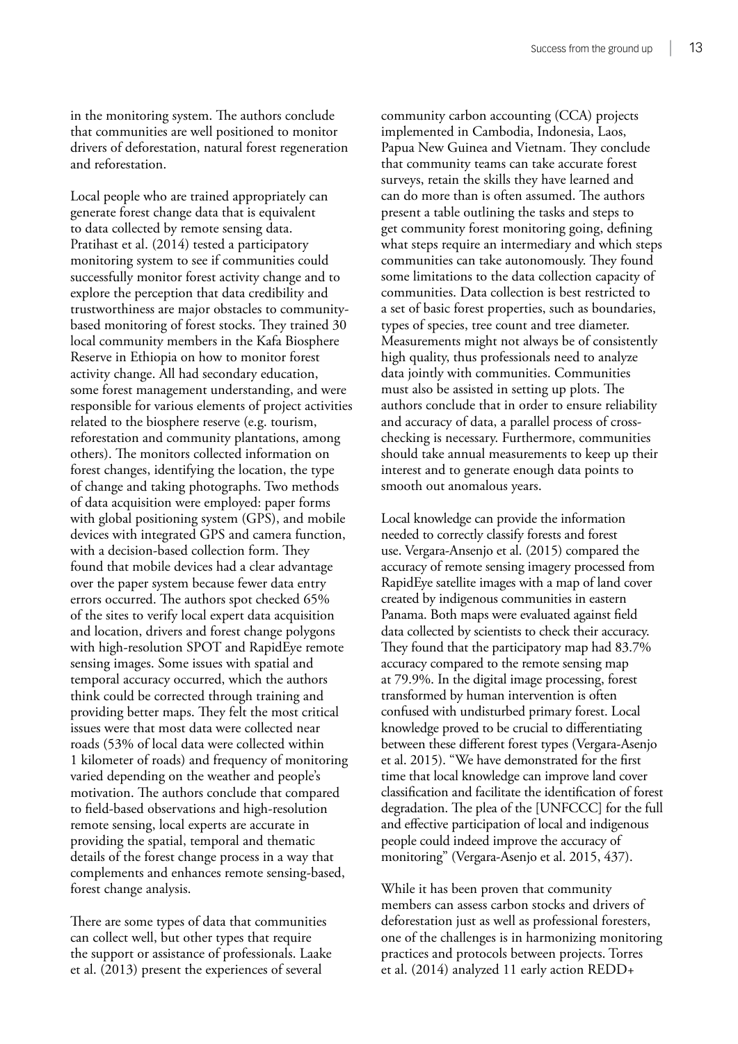in the monitoring system. The authors conclude that communities are well positioned to monitor drivers of deforestation, natural forest regeneration and reforestation.

Local people who are trained appropriately can generate forest change data that is equivalent to data collected by remote sensing data. Pratihast et al. (2014) tested a participatory monitoring system to see if communities could successfully monitor forest activity change and to explore the perception that data credibility and trustworthiness are major obstacles to community-based monitoring of forest stocks. They trained 30 local community members in the Kafa Biosphere Reserve in Ethiopia on how to monitor forest activity change. All had secondary education, some forest management understanding, and were responsible for various elements of project activities related to the biosphere reserve (e.g. tourism, reforestation and community plantations, among others). The monitors collected information on forest changes, identifying the location, the type of change and taking photographs. Two methods of data acquisition were employed: paper forms with global positioning system (GPS), and mobile devices with integrated GPS and camera function, with a decision-based collection form. They found that mobile devices had a clear advantage over the paper system because fewer data entry errors occurred. The authors spot checked 65% of the sites to verify local expert data acquisition and location, drivers and forest change polygons with high-resolution SPOT and RapidEye remote sensing images. Some issues with spatial and temporal accuracy occurred, which the authors think could be corrected through training and providing better maps. They felt the most critical issues were that most data were collected near roads (53% of local data were collected within 1 kilometer of roads) and frequency of monitoring varied depending on the weather and people's motivation. The authors conclude that compared to field-based observations and high-resolution remote sensing, local experts are accurate in providing the spatial, temporal and thematic details of the forest change process in a way that complements and enhances remote sensing-based, forest change analysis.

There are some types of data that communities can collect well, but other types that require the support or assistance of professionals. Laake et al. (2013) present the experiences of several community carbon accounting (CCA) projects implemented in Cambodia, Indonesia, Laos, Papua New Guinea and Vietnam. They conclude that community teams can take accurate forest surveys, retain the skills they have learned and can do more than is often assumed. The authors present a table outlining the tasks and steps to get community forest monitoring going, defining what steps require an intermediary and which steps communities can take autonomously. They found some limitations to the data collection capacity of communities. Data collection is best restricted to a set of basic forest properties, such as boundaries, types of species, tree count and tree diameter. Measurements might not always be of consistently high quality, thus professionals need to analyze data jointly with communities. Communities must also be assisted in setting up plots. The authors conclude that in order to ensure reliability and accuracy of data, a parallel process of cross-checking is necessary. Furthermore, communities should take annual measurements to keep up their interest and to generate enough data points to smooth out anomalous years.

Local knowledge can provide the information needed to correctly classify forests and forest use. Vergara-Ansenjo et al. (2015) compared the accuracy of remote sensing imagery processed from RapidEye satellite images with a map of land cover created by indigenous communities in eastern Panama. Both maps were evaluated against field data collected by scientists to check their accuracy. They found that the participatory map had 83.7% accuracy compared to the remote sensing map at 79.9%. In the digital image processing, forest transformed by human intervention is often confused with undisturbed primary forest. Local knowledge proved to be crucial to differentiating between these different forest types (Vergara-Asenjo et al. 2015). "We have demonstrated for the first time that local knowledge can improve land cover classification and facilitate the identification of forest degradation. The plea of the [UNFCCC] for the full and effective participation of local and indigenous people could indeed improve the accuracy of monitoring" (Vergara-Asenjo et al. 2015, 437).

While it has been proven that community members can assess carbon stocks and drivers of deforestation just as well as professional foresters, one of the challenges is in harmonizing monitoring practices and protocols between projects. Torres et al. (2014) analyzed 11 early action REDD+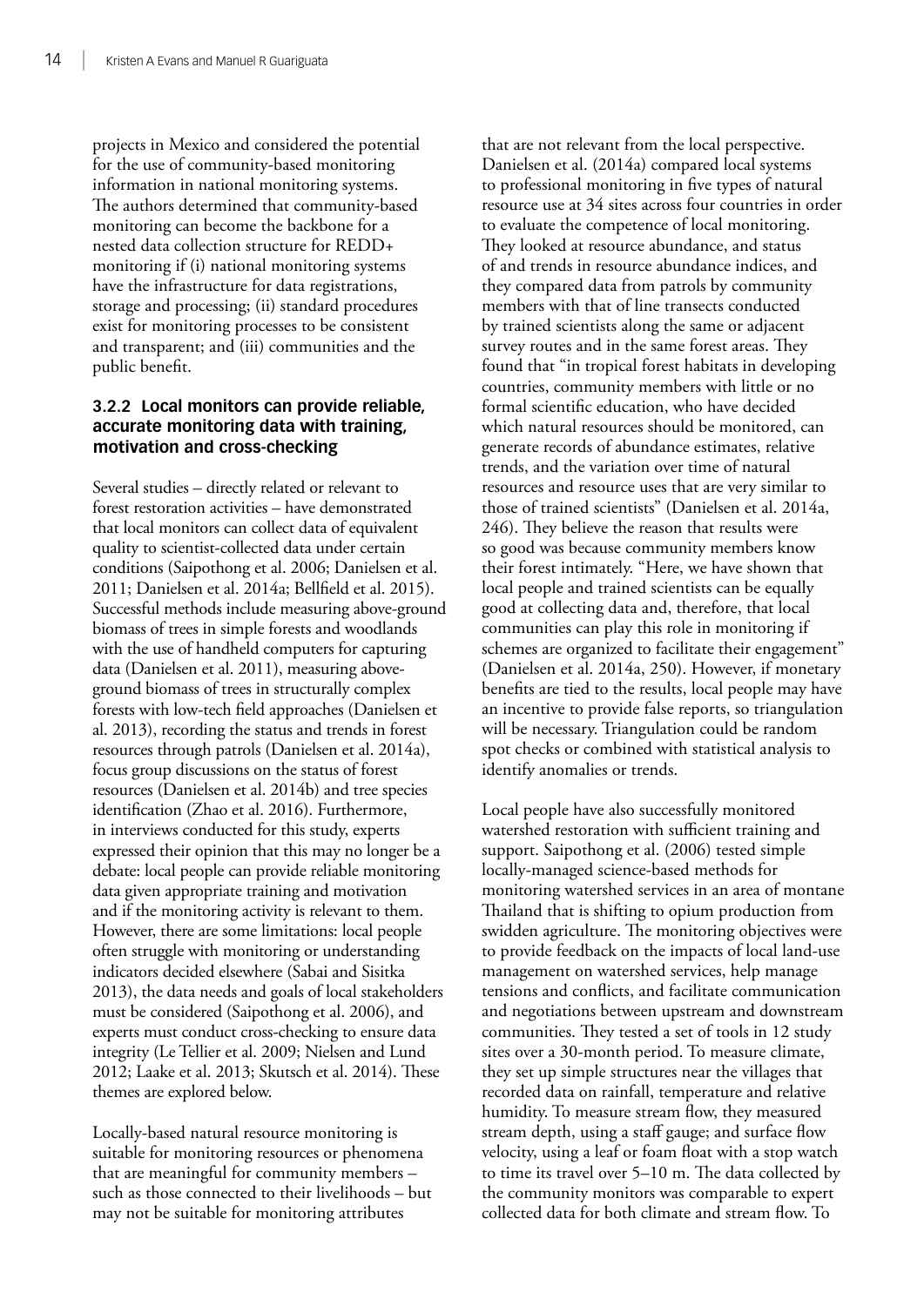projects in Mexico and considered the potential for the use of community-based monitoring information in national monitoring systems. The authors determined that community-based monitoring can become the backbone for a nested data collection structure for REDD+ monitoring if (i) national monitoring systems have the infrastructure for data registrations, storage and processing; (ii) standard procedures exist for monitoring processes to be consistent and transparent; and (iii) communities and the public benefit.

### 3.2.2 Local monitors can provide reliable, accurate monitoring data with training, motivation and cross-checking

Several studies – directly related or relevant to forest restoration activities – have demonstrated that local monitors can collect data of equivalent quality to scientist-collected data under certain conditions (Saipothong et al. 2006; Danielsen et al. 2011; Danielsen et al. 2014a; Bellfield et al. 2015). Successful methods include measuring above-ground biomass of trees in simple forests and woodlands with the use of handheld computers for capturing data (Danielsen et al. 2011), measuring above-ground biomass of trees in structurally complex forests with low-tech field approaches (Danielsen et al. 2013), recording the status and trends in forest resources through patrols (Danielsen et al. 2014a), focus group discussions on the status of forest resources (Danielsen et al. 2014b) and tree species identification (Zhao et al. 2016). Furthermore, in interviews conducted for this study, experts expressed their opinion that this may no longer be a debate: local people can provide reliable monitoring data given appropriate training and motivation and if the monitoring activity is relevant to them. However, there are some limitations: local people often struggle with monitoring or understanding indicators decided elsewhere (Sabai and Sisitka 2013), the data needs and goals of local stakeholders must be considered (Saipothong et al. 2006), and experts must conduct cross-checking to ensure data integrity (Le Tellier et al. 2009; Nielsen and Lund 2012; Laake et al. 2013; Skutsch et al. 2014). These themes are explored below.

Locally-based natural resource monitoring is suitable for monitoring resources or phenomena that are meaningful for community members – such as those connected to their livelihoods – but may not be suitable for monitoring attributes that are not relevant from the local perspective. Danielsen et al. (2014a) compared local systems to professional monitoring in five types of natural resource use at 34 sites across four countries in order to evaluate the competence of local monitoring. They looked at resource abundance, and status of and trends in resource abundance indices, and they compared data from patrols by community members with that of line transects conducted by trained scientists along the same or adjacent survey routes and in the same forest areas. They found that "in tropical forest habitats in developing countries, community members with little or no formal scientific education, who have decided which natural resources should be monitored, can generate records of abundance estimates, relative trends, and the variation over time of natural resources and resource uses that are very similar to those of trained scientists" (Danielsen et al. 2014a, 246). They believe the reason that results were so good was because community members know their forest intimately. "Here, we have shown that local people and trained scientists can be equally good at collecting data and, therefore, that local communities can play this role in monitoring if schemes are organized to facilitate their engagement" (Danielsen et al. 2014a, 250). However, if monetary benefits are tied to the results, local people may have an incentive to provide false reports, so triangulation will be necessary. Triangulation could be random spot checks or combined with statistical analysis to identify anomalies or trends.

Local people have also successfully monitored watershed restoration with sufficient training and support. Saipothong et al. (2006) tested simple locally-managed science-based methods for monitoring watershed services in an area of montane Thailand that is shifting to opium production from swidden agriculture. The monitoring objectives were to provide feedback on the impacts of local land-use management on watershed services, help manage tensions and conflicts, and facilitate communication and negotiations between upstream and downstream communities. They tested a set of tools in 12 study sites over a 30-month period. To measure climate, they set up simple structures near the villages that recorded data on rainfall, temperature and relative humidity. To measure stream flow, they measured stream depth, using a staff gauge; and surface flow velocity, using a leaf or foam float with a stop watch to time its travel over 5–10 m. The data collected by the community monitors was comparable to expert collected data for both climate and stream flow. To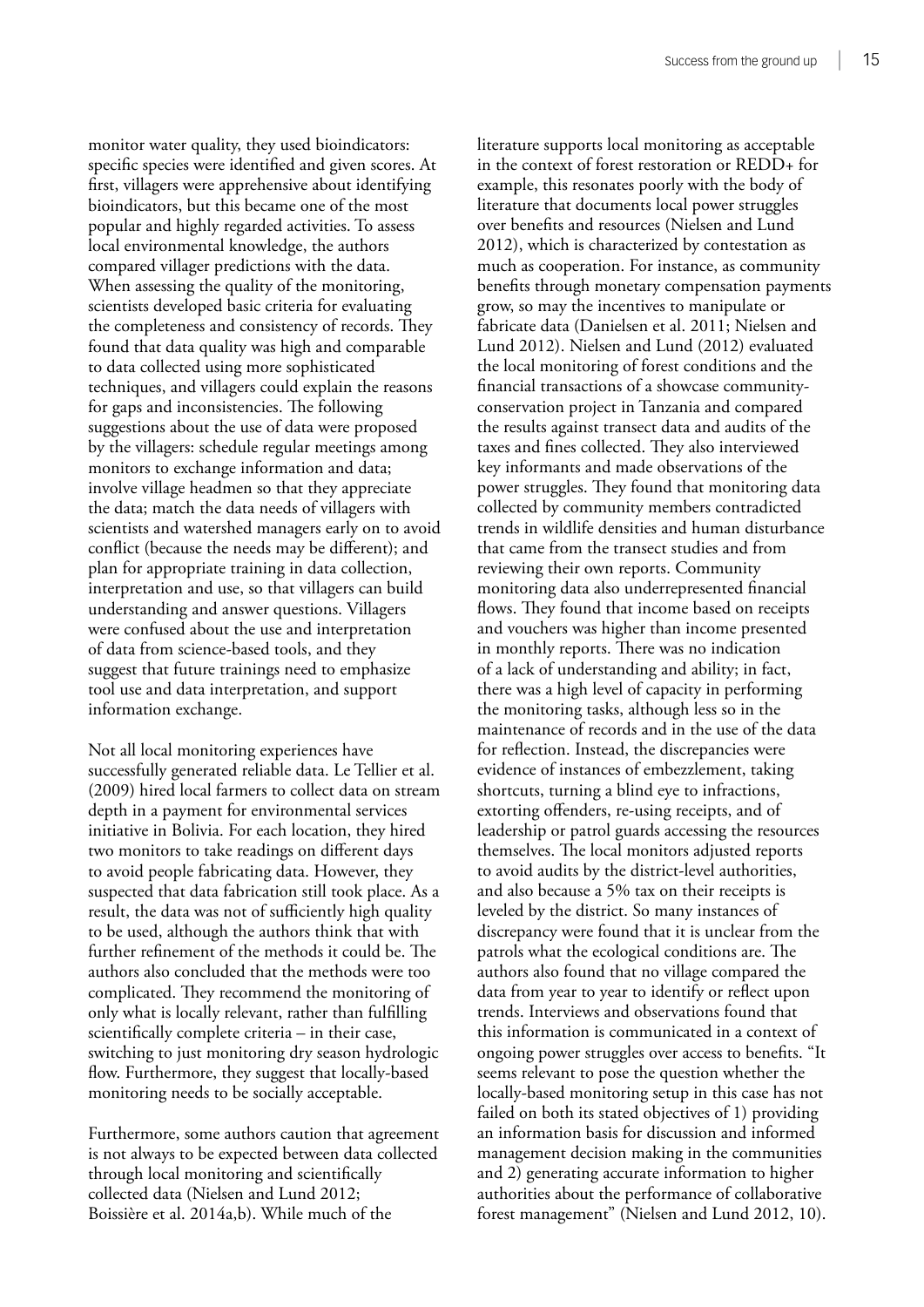monitor water quality, they used bioindicators: specific species were identified and given scores. At first, villagers were apprehensive about identifying bioindicators, but this became one of the most popular and highly regarded activities. To assess local environmental knowledge, the authors compared villager predictions with the data. When assessing the quality of the monitoring, scientists developed basic criteria for evaluating the completeness and consistency of records. They found that data quality was high and comparable to data collected using more sophisticated techniques, and villagers could explain the reasons for gaps and inconsistencies. The following suggestions about the use of data were proposed by the villagers: schedule regular meetings among monitors to exchange information and data; involve village headmen so that they appreciate the data; match the data needs of villagers with scientists and watershed managers early on to avoid conflict (because the needs may be different); and plan for appropriate training in data collection, interpretation and use, so that villagers can build understanding and answer questions. Villagers were confused about the use and interpretation of data from science-based tools, and they suggest that future trainings need to emphasize tool use and data interpretation, and support information exchange.

Not all local monitoring experiences have successfully generated reliable data. Le Tellier et al. (2009) hired local farmers to collect data on stream depth in a payment for environmental services initiative in Bolivia. For each location, they hired two monitors to take readings on different days to avoid people fabricating data. However, they suspected that data fabrication still took place. As a result, the data was not of sufficiently high quality to be used, although the authors think that with further refinement of the methods it could be. The authors also concluded that the methods were too complicated. They recommend the monitoring of only what is locally relevant, rather than fulfilling scientifically complete criteria – in their case, switching to just monitoring dry season hydrologic flow. Furthermore, they suggest that locally-based monitoring needs to be socially acceptable.

Furthermore, some authors caution that agreement is not always to be expected between data collected through local monitoring and scientifically collected data (Nielsen and Lund 2012; Boissière et al. 2014a,b). While much of the literature supports local monitoring as acceptable in the context of forest restoration or REDD+ for example, this resonates poorly with the body of literature that documents local power struggles over benefits and resources (Nielsen and Lund 2012), which is characterized by contestation as much as cooperation. For instance, as community benefits through monetary compensation payments grow, so may the incentives to manipulate or fabricate data (Danielsen et al. 2011; Nielsen and Lund 2012). Nielsen and Lund (2012) evaluated the local monitoring of forest conditions and the financial transactions of a showcase community-conservation project in Tanzania and compared the results against transect data and audits of the taxes and fines collected. They also interviewed key informants and made observations of the power struggles. They found that monitoring data collected by community members contradicted trends in wildlife densities and human disturbance that came from the transect studies and from reviewing their own reports. Community monitoring data also underrepresented financial flows. They found that income based on receipts and vouchers was higher than income presented in monthly reports. There was no indication of a lack of understanding and ability; in fact, there was a high level of capacity in performing the monitoring tasks, although less so in the maintenance of records and in the use of the data for reflection. Instead, the discrepancies were evidence of instances of embezzlement, taking shortcuts, turning a blind eye to infractions, extorting offenders, re-using receipts, and of leadership or patrol guards accessing the resources themselves. The local monitors adjusted reports to avoid audits by the district-level authorities, and also because a 5% tax on their receipts is leveled by the district. So many instances of discrepancy were found that it is unclear from the patrols what the ecological conditions are. The authors also found that no village compared the data from year to year to identify or reflect upon trends. Interviews and observations found that this information is communicated in a context of ongoing power struggles over access to benefits. "It seems relevant to pose the question whether the locally-based monitoring setup in this case has not failed on both its stated objectives of 1) providing an information basis for discussion and informed management decision making in the communities and 2) generating accurate information to higher authorities about the performance of collaborative forest management" (Nielsen and Lund 2012, 10).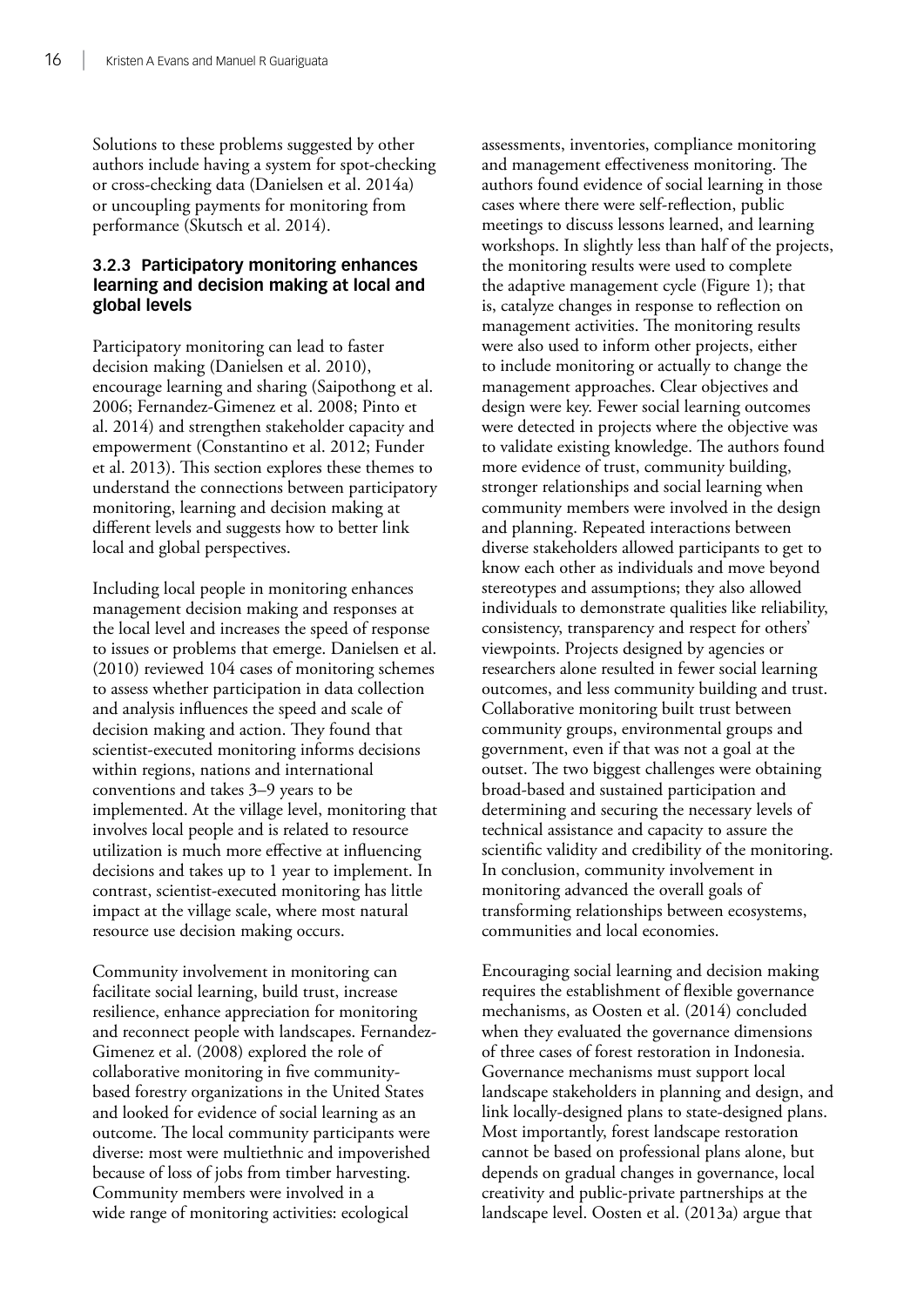Solutions to these problems suggested by other authors include having a system for spot-checking or cross-checking data (Danielsen et al. 2014a) or uncoupling payments for monitoring from performance (Skutsch et al. 2014).

### 3.2.3 Participatory monitoring enhances learning and decision making at local and global levels

Participatory monitoring can lead to faster decision making (Danielsen et al. 2010), encourage learning and sharing (Saipothong et al. 2006; Fernandez-Gimenez et al. 2008; Pinto et al. 2014) and strengthen stakeholder capacity and empowerment (Constantino et al. 2012; Funder et al. 2013). This section explores these themes to understand the connections between participatory monitoring, learning and decision making at different levels and suggests how to better link local and global perspectives.

Including local people in monitoring enhances management decision making and responses at the local level and increases the speed of response to issues or problems that emerge. Danielsen et al. (2010) reviewed 104 cases of monitoring schemes to assess whether participation in data collection and analysis influences the speed and scale of decision making and action. They found that scientist-executed monitoring informs decisions within regions, nations and international conventions and takes 3–9 years to be implemented. At the village level, monitoring that involves local people and is related to resource utilization is much more effective at influencing decisions and takes up to 1 year to implement. In contrast, scientist-executed monitoring has little impact at the village scale, where most natural resource use decision making occurs.

Community involvement in monitoring can facilitate social learning, build trust, increase resilience, enhance appreciation for monitoring and reconnect people with landscapes. Fernandez-Gimenez et al. (2008) explored the role of collaborative monitoring in five community-based forestry organizations in the United States and looked for evidence of social learning as an outcome. The local community participants were diverse: most were multiethnic and impoverished because of loss of jobs from timber harvesting. Community members were involved in a wide range of monitoring activities: ecological assessments, inventories, compliance monitoring and management effectiveness monitoring. The authors found evidence of social learning in those cases where there were self-reflection, public meetings to discuss lessons learned, and learning workshops. In slightly less than half of the projects, the monitoring results were used to complete the adaptive management cycle (Figure 1); that is, catalyze changes in response to reflection on management activities. The monitoring results were also used to inform other projects, either to include monitoring or actually to change the management approaches. Clear objectives and design were key. Fewer social learning outcomes were detected in projects where the objective was to validate existing knowledge. The authors found more evidence of trust, community building, stronger relationships and social learning when community members were involved in the design and planning. Repeated interactions between diverse stakeholders allowed participants to get to know each other as individuals and move beyond stereotypes and assumptions; they also allowed individuals to demonstrate qualities like reliability, consistency, transparency and respect for others' viewpoints. Projects designed by agencies or researchers alone resulted in fewer social learning outcomes, and less community building and trust. Collaborative monitoring built trust between community groups, environmental groups and government, even if that was not a goal at the outset. The two biggest challenges were obtaining broad-based and sustained participation and determining and securing the necessary levels of technical assistance and capacity to assure the scientific validity and credibility of the monitoring. In conclusion, community involvement in monitoring advanced the overall goals of transforming relationships between ecosystems, communities and local economies.

Encouraging social learning and decision making requires the establishment of flexible governance mechanisms, as Oosten et al. (2014) concluded when they evaluated the governance dimensions of three cases of forest restoration in Indonesia. Governance mechanisms must support local landscape stakeholders in planning and design, and link locally-designed plans to state-designed plans. Most importantly, forest landscape restoration cannot be based on professional plans alone, but depends on gradual changes in governance, local creativity and public-private partnerships at the landscape level. Oosten et al. (2013a) argue that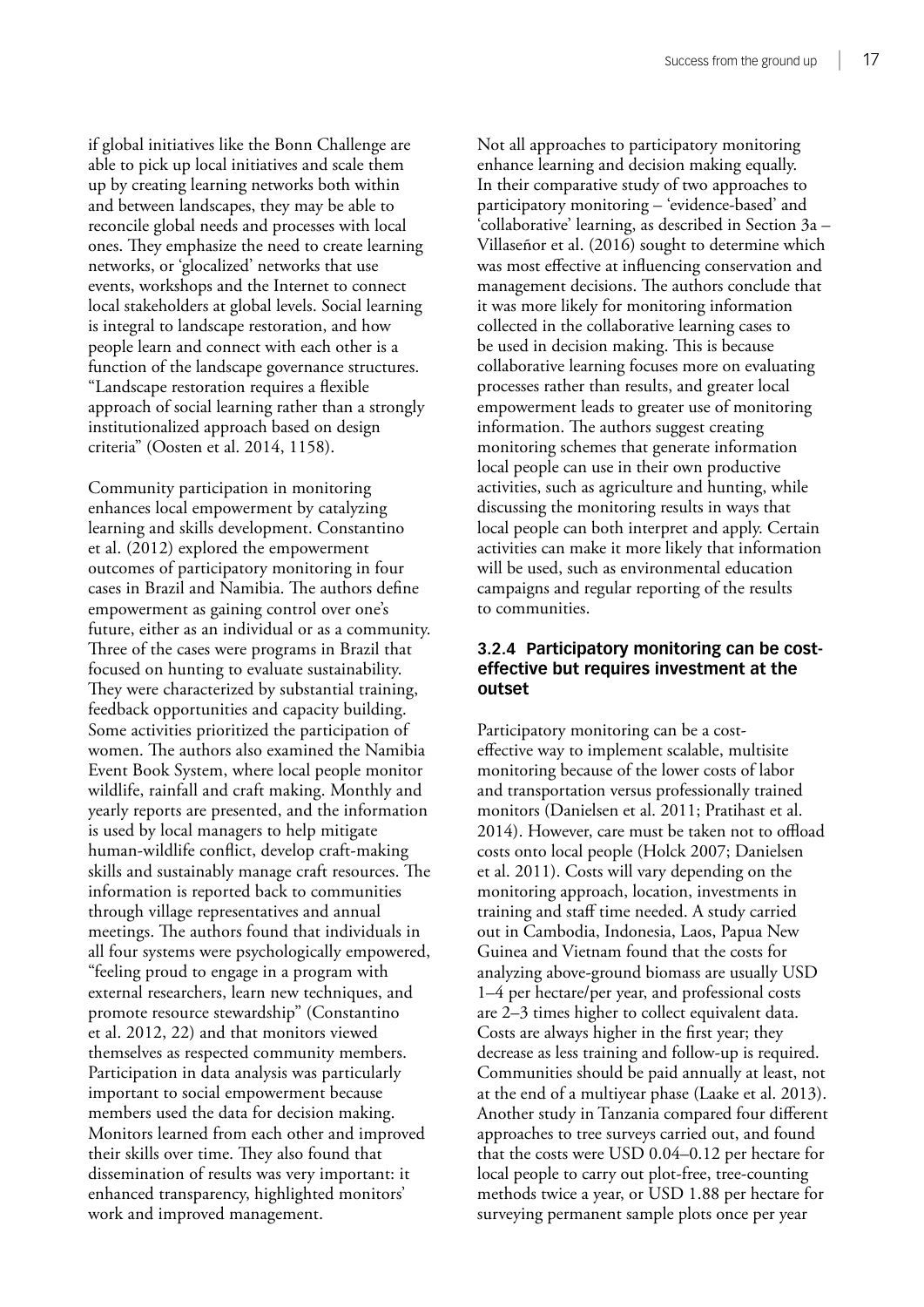if global initiatives like the Bonn Challenge are able to pick up local initiatives and scale them up by creating learning networks both within and between landscapes, they may be able to reconcile global needs and processes with local ones. They emphasize the need to create learning networks, or 'glocalized' networks that use events, workshops and the Internet to connect local stakeholders at global levels. Social learning is integral to landscape restoration, and how people learn and connect with each other is a function of the landscape governance structures. "Landscape restoration requires a flexible approach of social learning rather than a strongly institutionalized approach based on design criteria" (Oosten et al. 2014, 1158).

Community participation in monitoring enhances local empowerment by catalyzing learning and skills development. Constantino et al. (2012) explored the empowerment outcomes of participatory monitoring in four cases in Brazil and Namibia. The authors define empowerment as gaining control over one's future, either as an individual or as a community. Three of the cases were programs in Brazil that focused on hunting to evaluate sustainability. They were characterized by substantial training, feedback opportunities and capacity building. Some activities prioritized the participation of women. The authors also examined the Namibia Event Book System, where local people monitor wildlife, rainfall and craft making. Monthly and yearly reports are presented, and the information is used by local managers to help mitigate human-wildlife conflict, develop craft-making skills and sustainably manage craft resources. The information is reported back to communities through village representatives and annual meetings. The authors found that individuals in all four systems were psychologically empowered, "feeling proud to engage in a program with external researchers, learn new techniques, and promote resource stewardship" (Constantino et al. 2012, 22) and that monitors viewed themselves as respected community members. Participation in data analysis was particularly important to social empowerment because members used the data for decision making. Monitors learned from each other and improved their skills over time. They also found that dissemination of results was very important: it enhanced transparency, highlighted monitors' work and improved management.

Not all approaches to participatory monitoring enhance learning and decision making equally. In their comparative study of two approaches to participatory monitoring – 'evidence-based' and 'collaborative' learning, as described in Section 3a – Villaseñor et al. (2016) sought to determine which was most effective at influencing conservation and management decisions. The authors conclude that it was more likely for monitoring information collected in the collaborative learning cases to be used in decision making. This is because collaborative learning focuses more on evaluating processes rather than results, and greater local empowerment leads to greater use of monitoring information. The authors suggest creating monitoring schemes that generate information local people can use in their own productive activities, such as agriculture and hunting, while discussing the monitoring results in ways that local people can both interpret and apply. Certain activities can make it more likely that information will be used, such as environmental education campaigns and regular reporting of the results to communities.

### 3.2.4 Participatory monitoring can be cost-effective but requires investment at the outset

Participatory monitoring can be a cost-effective way to implement scalable, multisite monitoring because of the lower costs of labor and transportation versus professionally trained monitors (Danielsen et al. 2011; Pratihast et al. 2014). However, care must be taken not to offload costs onto local people (Holck 2007; Danielsen et al. 2011). Costs will vary depending on the monitoring approach, location, investments in training and staff time needed. A study carried out in Cambodia, Indonesia, Laos, Papua New Guinea and Vietnam found that the costs for analyzing above-ground biomass are usually USD 1–4 per hectare/per year, and professional costs are 2–3 times higher to collect equivalent data. Costs are always higher in the first year; they decrease as less training and follow-up is required. Communities should be paid annually at least, not at the end of a multiyear phase (Laake et al. 2013). Another study in Tanzania compared four different approaches to tree surveys carried out, and found that the costs were USD 0.04–0.12 per hectare for local people to carry out plot-free, tree-counting methods twice a year, or USD 1.88 per hectare for surveying permanent sample plots once per year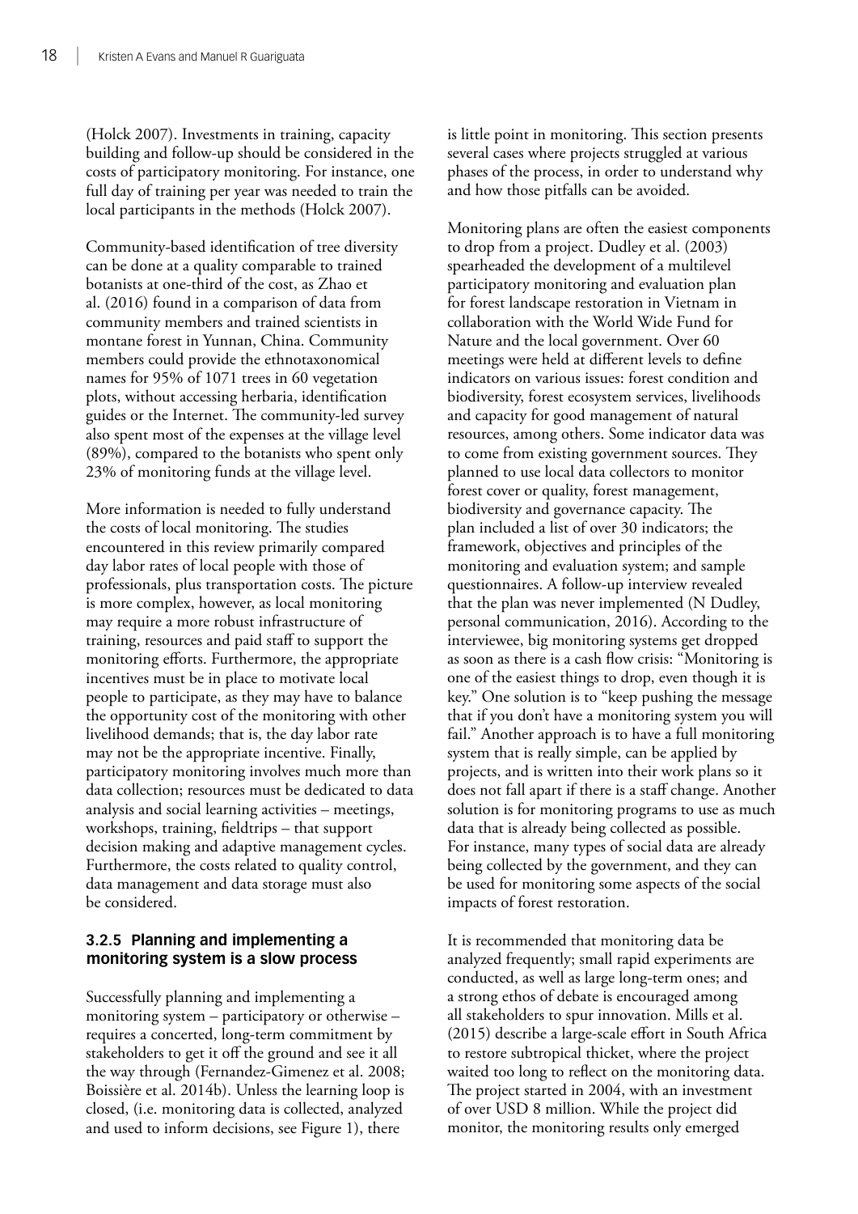(Holck 2007). Investments in training, capacity building and follow-up should be considered in the costs of participatory monitoring. For instance, one full day of training per year was needed to train the local participants in the methods (Holck 2007).

Community-based identification of tree diversity can be done at a quality comparable to trained botanists at one-third of the cost, as Zhao et al. (2016) found in a comparison of data from community members and trained scientists in montane forest in Yunnan, China. Community members could provide the ethnotaxonomical names for 95% of 1071 trees in 60 vegetation plots, without accessing herbaria, identification guides or the Internet. The community-led survey also spent most of the expenses at the village level (89%), compared to the botanists who spent only 23% of monitoring funds at the village level.

More information is needed to fully understand the costs of local monitoring. The studies encountered in this review primarily compared day labor rates of local people with those of professionals, plus transportation costs. The picture is more complex, however, as local monitoring may require a more robust infrastructure of training, resources and paid staff to support the monitoring efforts. Furthermore, the appropriate incentives must be in place to motivate local people to participate, as they may have to balance the opportunity cost of the monitoring with other livelihood demands; that is, the day labor rate may not be the appropriate incentive. Finally, participatory monitoring involves much more than data collection; resources must be dedicated to data analysis and social learning activities – meetings, workshops, training, fieldtrips – that support decision making and adaptive management cycles. Furthermore, the costs related to quality control, data management and data storage must also be considered.

### 3.2.5 Planning and implementing a monitoring system is a slow process

Successfully planning and implementing a monitoring system – participatory or otherwise – requires a concerted, long-term commitment by stakeholders to get it off the ground and see it all the way through (Fernandez-Gimenez et al. 2008; Boissière et al. 2014b). Unless the learning loop is closed, (i.e. monitoring data is collected, analyzed and used to inform decisions, see Figure 1), there is little point in monitoring. This section presents several cases where projects struggled at various phases of the process, in order to understand why and how those pitfalls can be avoided.

Monitoring plans are often the easiest components to drop from a project. Dudley et al. (2003) spearheaded the development of a multilevel participatory monitoring and evaluation plan for forest landscape restoration in Vietnam in collaboration with the World Wide Fund for Nature and the local government. Over 60 meetings were held at different levels to define indicators on various issues: forest condition and biodiversity, forest ecosystem services, livelihoods and capacity for good management of natural resources, among others. Some indicator data was to come from existing government sources. They planned to use local data collectors to monitor forest cover or quality, forest management, biodiversity and governance capacity. The plan included a list of over 30 indicators; the framework, objectives and principles of the monitoring and evaluation system; and sample questionnaires. A follow-up interview revealed that the plan was never implemented (N Dudley, personal communication, 2016). According to the interviewee, big monitoring systems get dropped as soon as there is a cash flow crisis: "Monitoring is one of the easiest things to drop, even though it is key." One solution is to "keep pushing the message that if you don't have a monitoring system you will fail." Another approach is to have a full monitoring system that is really simple, can be applied by projects, and is written into their work plans so it does not fall apart if there is a staff change. Another solution is for monitoring programs to use as much data that is already being collected as possible. For instance, many types of social data are already being collected by the government, and they can be used for monitoring some aspects of the social impacts of forest restoration.

It is recommended that monitoring data be analyzed frequently; small rapid experiments are conducted, as well as large long-term ones; and a strong ethos of debate is encouraged among all stakeholders to spur innovation. Mills et al. (2015) describe a large-scale effort in South Africa to restore subtropical thicket, where the project waited too long to reflect on the monitoring data. The project started in 2004, with an investment of over USD 8 million. While the project did monitor, the monitoring results only emerged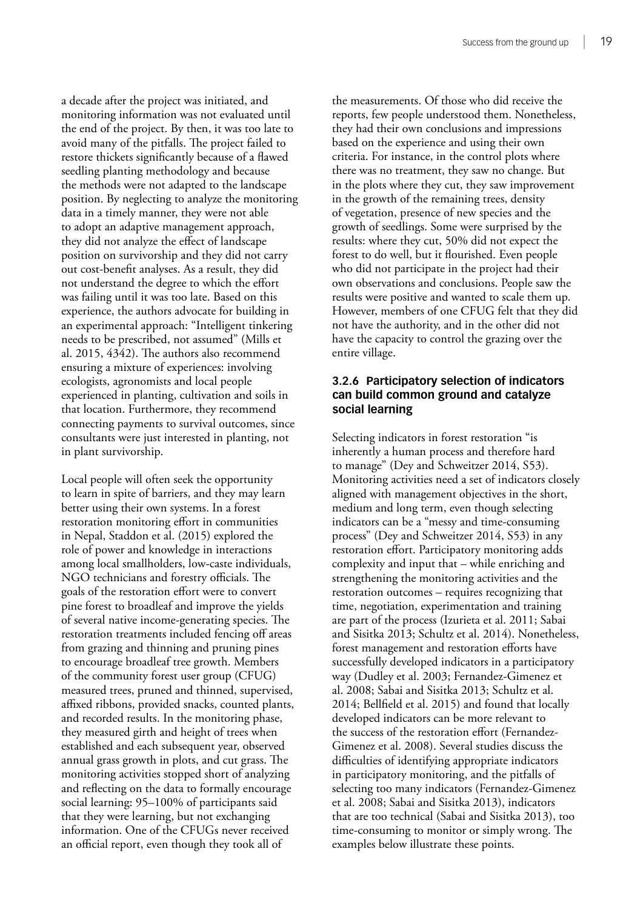a decade after the project was initiated, and monitoring information was not evaluated until the end of the project. By then, it was too late to avoid many of the pitfalls. The project failed to restore thickets significantly because of a flawed seedling planting methodology and because the methods were not adapted to the landscape position. By neglecting to analyze the monitoring data in a timely manner, they were not able to adopt an adaptive management approach, they did not analyze the effect of landscape position on survivorship and they did not carry out cost-benefit analyses. As a result, they did not understand the degree to which the effort was failing until it was too late. Based on this experience, the authors advocate for building in an experimental approach: "Intelligent tinkering needs to be prescribed, not assumed" (Mills et al. 2015, 4342). The authors also recommend ensuring a mixture of experiences: involving ecologists, agronomists and local people experienced in planting, cultivation and soils in that location. Furthermore, they recommend connecting payments to survival outcomes, since consultants were just interested in planting, not in plant survivorship.

Local people will often seek the opportunity to learn in spite of barriers, and they may learn better using their own systems. In a forest restoration monitoring effort in communities in Nepal, Staddon et al. (2015) explored the role of power and knowledge in interactions among local smallholders, low-caste individuals, NGO technicians and forestry officials. The goals of the restoration effort were to convert pine forest to broadleaf and improve the yields of several native income-generating species. The restoration treatments included fencing off areas from grazing and thinning and pruning pines to encourage broadleaf tree growth. Members of the community forest user group (CFUG) measured trees, pruned and thinned, supervised, affixed ribbons, provided snacks, counted plants, and recorded results. In the monitoring phase, they measured girth and height of trees when established and each subsequent year, observed annual grass growth in plots, and cut grass. The monitoring activities stopped short of analyzing and reflecting on the data to formally encourage social learning: 95–100% of participants said that they were learning, but not exchanging information. One of the CFUGs never received an official report, even though they took all of the measurements. Of those who did receive the reports, few people understood them. Nonetheless, they had their own conclusions and impressions based on the experience and using their own criteria. For instance, in the control plots where there was no treatment, they saw no change. But in the plots where they cut, they saw improvement in the growth of the remaining trees, density of vegetation, presence of new species and the growth of seedlings. Some were surprised by the results: where they cut, 50% did not expect the forest to do well, but it flourished. Even people who did not participate in the project had their own observations and conclusions. People saw the results were positive and wanted to scale them up. However, members of one CFUG felt that they did not have the authority, and in the other did not have the capacity to control the grazing over the entire village.

### 3.2.6 Participatory selection of indicators can build common ground and catalyze social learning

Selecting indicators in forest restoration "is inherently a human process and therefore hard to manage" (Dey and Schweitzer 2014, S53). Monitoring activities need a set of indicators closely aligned with management objectives in the short, medium and long term, even though selecting indicators can be a "messy and time-consuming process" (Dey and Schweitzer 2014, S53) in any restoration effort. Participatory monitoring adds complexity and input that – while enriching and strengthening the monitoring activities and the restoration outcomes – requires recognizing that time, negotiation, experimentation and training are part of the process (Izurieta et al. 2011; Sabai and Sisitka 2013; Schultz et al. 2014). Nonetheless, forest management and restoration efforts have successfully developed indicators in a participatory way (Dudley et al. 2003; Fernandez-Gimenez et al. 2008; Sabai and Sisitka 2013; Schultz et al. 2014; Bellfield et al. 2015) and found that locally developed indicators can be more relevant to the success of the restoration effort (Fernandez-Gimenez et al. 2008). Several studies discuss the difficulties of identifying appropriate indicators in participatory monitoring, and the pitfalls of selecting too many indicators (Fernandez-Gimenez et al. 2008; Sabai and Sisitka 2013), indicators that are too technical (Sabai and Sisitka 2013), too time-consuming to monitor or simply wrong. The examples below illustrate these points.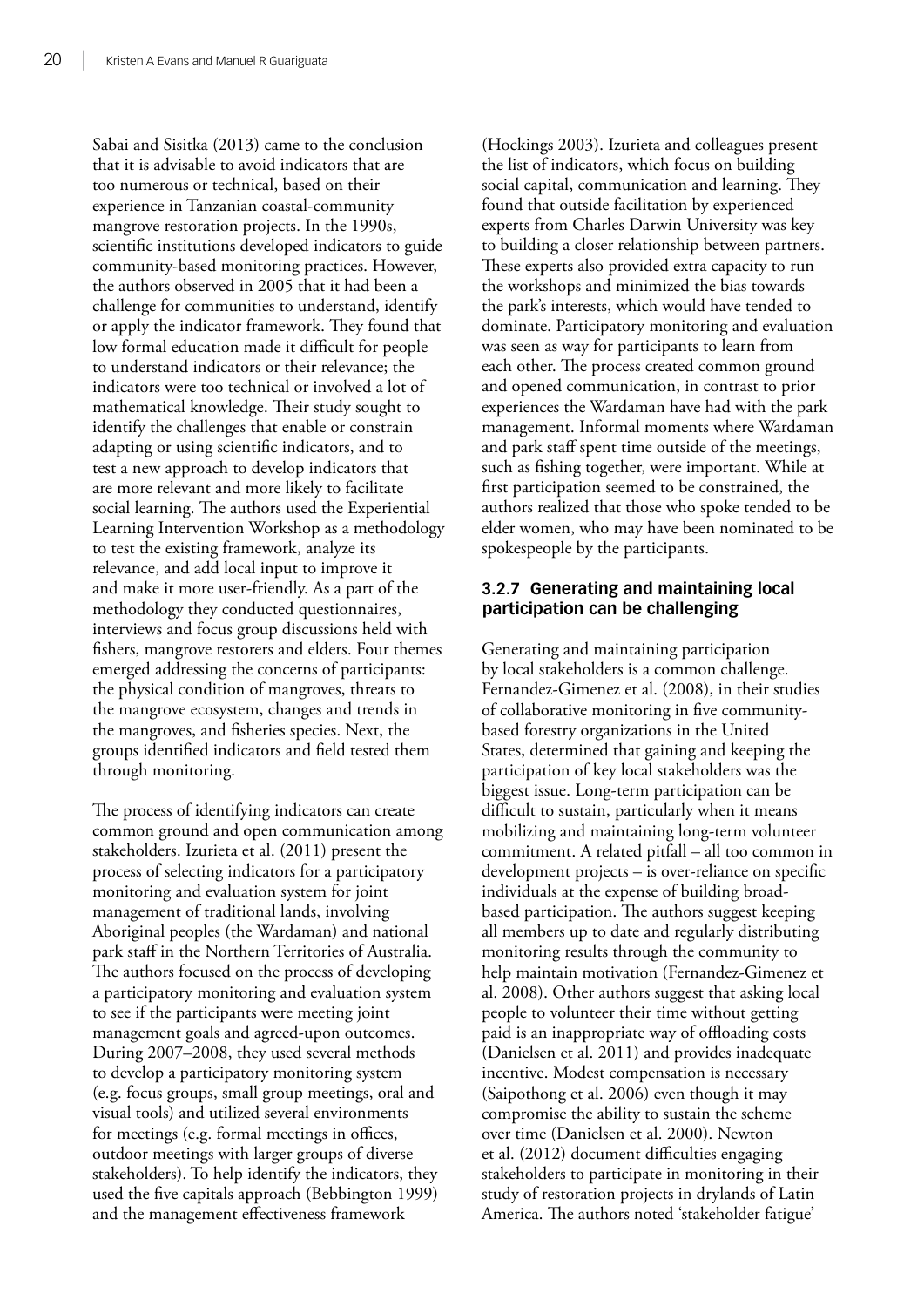Sabai and Sisitka (2013) came to the conclusion that it is advisable to avoid indicators that are too numerous or technical, based on their experience in Tanzanian coastal-community mangrove restoration projects. In the 1990s, scientific institutions developed indicators to guide community-based monitoring practices. However, the authors observed in 2005 that it had been a challenge for communities to understand, identify or apply the indicator framework. They found that low formal education made it difficult for people to understand indicators or their relevance; the indicators were too technical or involved a lot of mathematical knowledge. Their study sought to identify the challenges that enable or constrain adapting or using scientific indicators, and to test a new approach to develop indicators that are more relevant and more likely to facilitate social learning. The authors used the Experiential Learning Intervention Workshop as a methodology to test the existing framework, analyze its relevance, and add local input to improve it and make it more user-friendly. As a part of the methodology they conducted questionnaires, interviews and focus group discussions held with fishers, mangrove restorers and elders. Four themes emerged addressing the concerns of participants: the physical condition of mangroves, threats to the mangrove ecosystem, changes and trends in the mangroves, and fisheries species. Next, the groups identified indicators and field tested them through monitoring.

The process of identifying indicators can create common ground and open communication among stakeholders. Izurieta et al. (2011) present the process of selecting indicators for a participatory monitoring and evaluation system for joint management of traditional lands, involving Aboriginal peoples (the Wardaman) and national park staff in the Northern Territories of Australia. The authors focused on the process of developing a participatory monitoring and evaluation system to see if the participants were meeting joint management goals and agreed-upon outcomes. During 2007–2008, they used several methods to develop a participatory monitoring system (e.g. focus groups, small group meetings, oral and visual tools) and utilized several environments for meetings (e.g. formal meetings in offices, outdoor meetings with larger groups of diverse stakeholders). To help identify the indicators, they used the five capitals approach (Bebbington 1999) and the management effectiveness framework (Hockings 2003). Izurieta and colleagues present the list of indicators, which focus on building social capital, communication and learning. They found that outside facilitation by experienced experts from Charles Darwin University was key to building a closer relationship between partners. These experts also provided extra capacity to run the workshops and minimized the bias towards the park's interests, which would have tended to dominate. Participatory monitoring and evaluation was seen as way for participants to learn from each other. The process created common ground and opened communication, in contrast to prior experiences the Wardaman have had with the park management. Informal moments where Wardaman and park staff spent time outside of the meetings, such as fishing together, were important. While at first participation seemed to be constrained, the authors realized that those who spoke tended to be elder women, who may have been nominated to be spokespeople by the participants.

### 3.2.7 Generating and maintaining local participation can be challenging

Generating and maintaining participation by local stakeholders is a common challenge. Fernandez-Gimenez et al. (2008), in their studies of collaborative monitoring in five community-based forestry organizations in the United States, determined that gaining and keeping the participation of key local stakeholders was the biggest issue. Long-term participation can be difficult to sustain, particularly when it means mobilizing and maintaining long-term volunteer commitment. A related pitfall – all too common in development projects – is over-reliance on specific individuals at the expense of building broad-based participation. The authors suggest keeping all members up to date and regularly distributing monitoring results through the community to help maintain motivation (Fernandez-Gimenez et al. 2008). Other authors suggest that asking local people to volunteer their time without getting paid is an inappropriate way of offloading costs (Danielsen et al. 2011) and provides inadequate incentive. Modest compensation is necessary (Saipothong et al. 2006) even though it may compromise the ability to sustain the scheme over time (Danielsen et al. 2000). Newton et al. (2012) document difficulties engaging stakeholders to participate in monitoring in their study of restoration projects in drylands of Latin America. The authors noted 'stakeholder fatigue'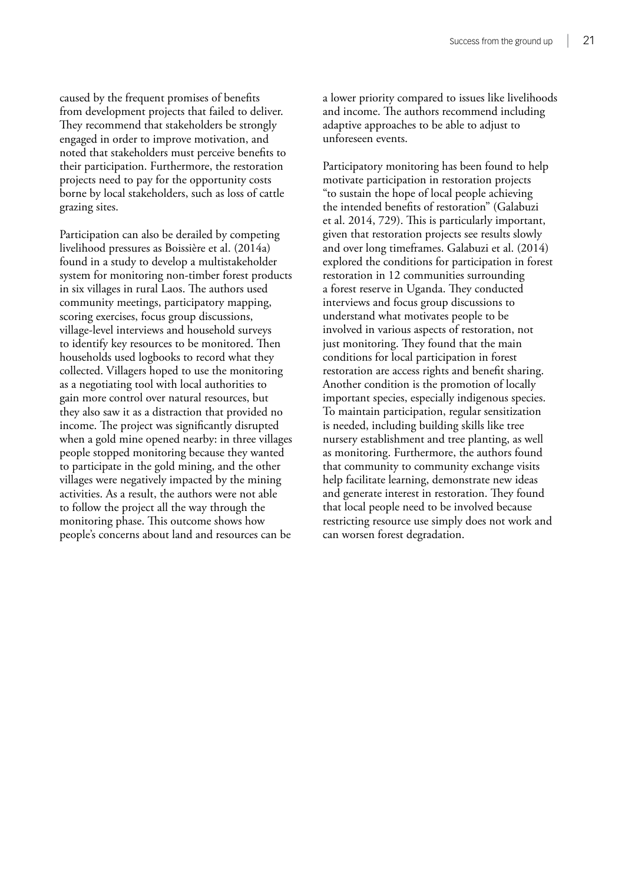caused by the frequent promises of benefits from development projects that failed to deliver. They recommend that stakeholders be strongly engaged in order to improve motivation, and noted that stakeholders must perceive benefits to their participation. Furthermore, the restoration projects need to pay for the opportunity costs borne by local stakeholders, such as loss of cattle grazing sites.

Participation can also be derailed by competing livelihood pressures as Boissière et al. (2014a) found in a study to develop a multistakeholder system for monitoring non-timber forest products in six villages in rural Laos. The authors used community meetings, participatory mapping, scoring exercises, focus group discussions, village-level interviews and household surveys to identify key resources to be monitored. Then households used logbooks to record what they collected. Villagers hoped to use the monitoring as a negotiating tool with local authorities to gain more control over natural resources, but they also saw it as a distraction that provided no income. The project was significantly disrupted when a gold mine opened nearby: in three villages people stopped monitoring because they wanted to participate in the gold mining, and the other villages were negatively impacted by the mining activities. As a result, the authors were not able to follow the project all the way through the monitoring phase. This outcome shows how people's concerns about land and resources can be a lower priority compared to issues like livelihoods and income. The authors recommend including adaptive approaches to be able to adjust to unforeseen events.

Participatory monitoring has been found to help motivate participation in restoration projects "to sustain the hope of local people achieving the intended benefits of restoration" (Galabuzi et al. 2014, 729). This is particularly important, given that restoration projects see results slowly and over long timeframes. Galabuzi et al. (2014) explored the conditions for participation in forest restoration in 12 communities surrounding a forest reserve in Uganda. They conducted interviews and focus group discussions to understand what motivates people to be involved in various aspects of restoration, not just monitoring. They found that the main conditions for local participation in forest restoration are access rights and benefit sharing. Another condition is the promotion of locally important species, especially indigenous species. To maintain participation, regular sensitization is needed, including building skills like tree nursery establishment and tree planting, as well as monitoring. Furthermore, the authors found that community to community exchange visits help facilitate learning, demonstrate new ideas and generate interest in restoration. They found that local people need to be involved because restricting resource use simply does not work and can worsen forest degradation.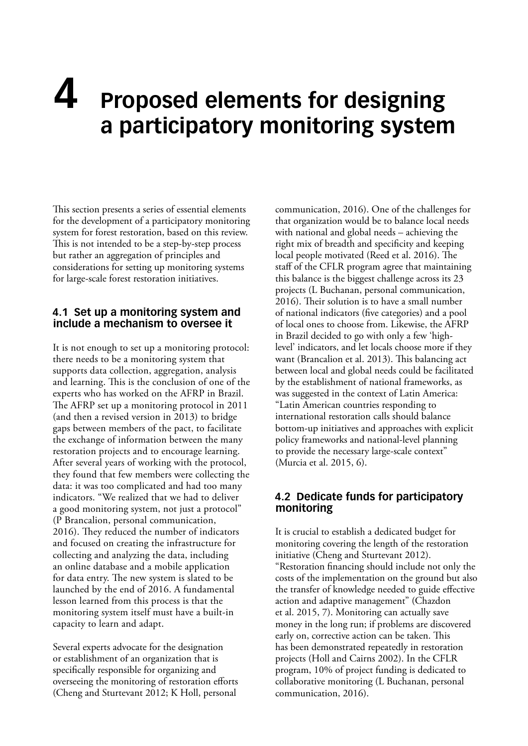# 4 Proposed elements for designing a participatory monitoring system

This section presents a series of essential elements for the development of a participatory monitoring system for forest restoration, based on this review. This is not intended to be a step-by-step process but rather an aggregation of principles and considerations for setting up monitoring systems for large-scale forest restoration initiatives.

## 4.1 Set up a monitoring system and include a mechanism to oversee it

It is not enough to set up a monitoring protocol: there needs to be a monitoring system that supports data collection, aggregation, analysis and learning. This is the conclusion of one of the experts who has worked on the AFRP in Brazil. The AFRP set up a monitoring protocol in 2011 (and then a revised version in 2013) to bridge gaps between members of the pact, to facilitate the exchange of information between the many restoration projects and to encourage learning. After several years of working with the protocol, they found that few members were collecting the data: it was too complicated and had too many indicators. "We realized that we had to deliver a good monitoring system, not just a protocol" (P Brancalion, personal communication, 2016). They reduced the number of indicators and focused on creating the infrastructure for collecting and analyzing the data, including an online database and a mobile application for data entry. The new system is slated to be launched by the end of 2016. A fundamental lesson learned from this process is that the monitoring system itself must have a built-in capacity to learn and adapt.

Several experts advocate for the designation or establishment of an organization that is specifically responsible for organizing and overseeing the monitoring of restoration efforts (Cheng and Sturtevant 2012; K Holl, personal communication, 2016). One of the challenges for that organization would be to balance local needs with national and global needs – achieving the right mix of breadth and specificity and keeping local people motivated (Reed et al. 2016). The staff of the CFLR program agree that maintaining this balance is the biggest challenge across its 23 projects (L Buchanan, personal communication, 2016). Their solution is to have a small number of national indicators (five categories) and a pool of local ones to choose from. Likewise, the AFRP in Brazil decided to go with only a few 'high-level' indicators, and let locals choose more if they want (Brancalion et al. 2013). This balancing act between local and global needs could be facilitated by the establishment of national frameworks, as was suggested in the context of Latin America: "Latin American countries responding to international restoration calls should balance bottom-up initiatives and approaches with explicit policy frameworks and national-level planning to provide the necessary large-scale context" (Murcia et al. 2015, 6).

## 4.2 Dedicate funds for participatory monitoring

It is crucial to establish a dedicated budget for monitoring covering the length of the restoration initiative (Cheng and Sturtevant 2012). "Restoration financing should include not only the costs of the implementation on the ground but also the transfer of knowledge needed to guide effective action and adaptive management" (Chazdon et al. 2015, 7). Monitoring can actually save money in the long run; if problems are discovered early on, corrective action can be taken. This has been demonstrated repeatedly in restoration projects (Holl and Cairns 2002). In the CFLR program, 10% of project funding is dedicated to collaborative monitoring (L Buchanan, personal communication, 2016).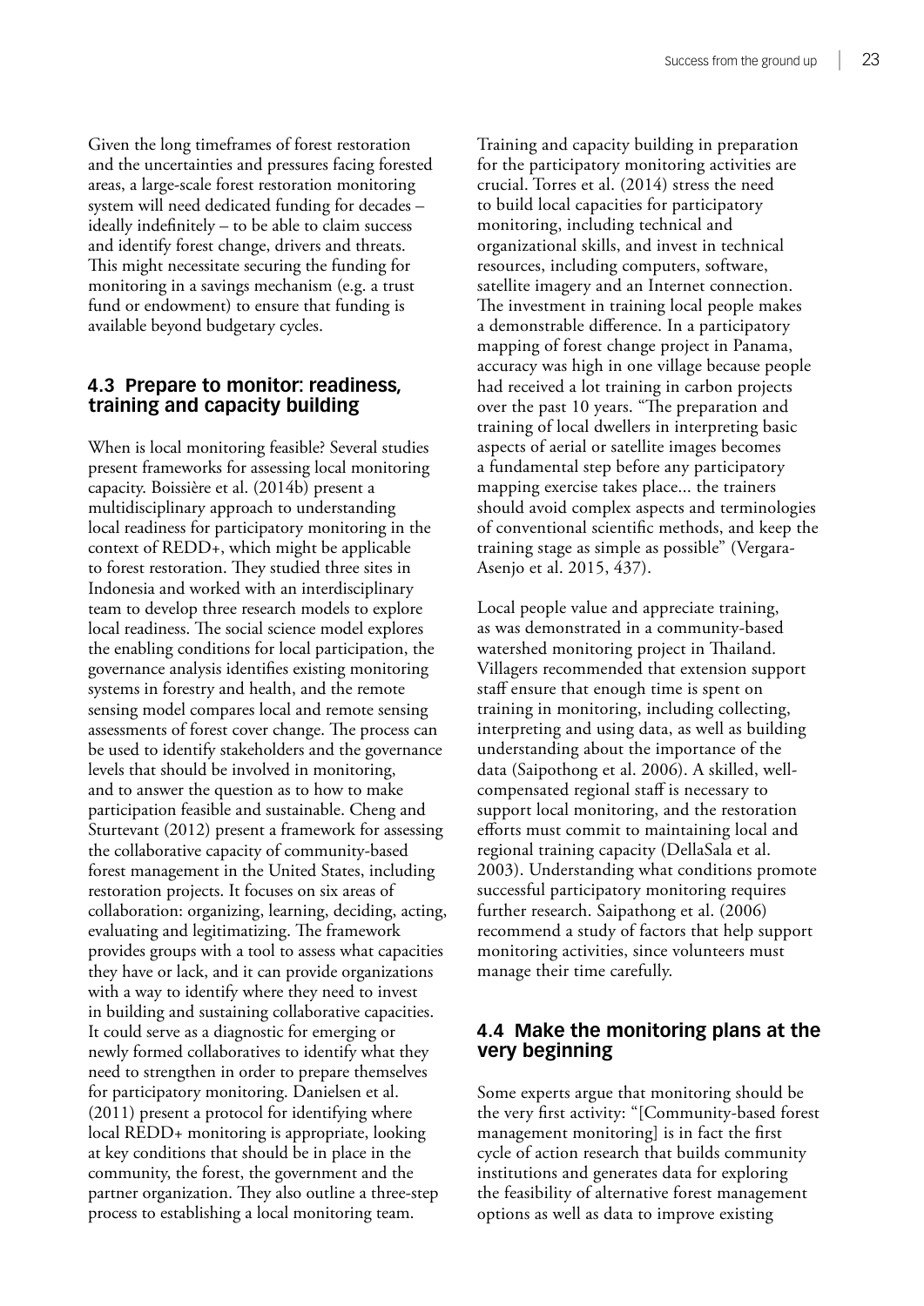Given the long timeframes of forest restoration and the uncertainties and pressures facing forested areas, a large-scale forest restoration monitoring system will need dedicated funding for decades – ideally indefinitely – to be able to claim success and identify forest change, drivers and threats. This might necessitate securing the funding for monitoring in a savings mechanism (e.g. a trust fund or endowment) to ensure that funding is available beyond budgetary cycles.

## 4.3 Prepare to monitor: readiness, training and capacity building

When is local monitoring feasible? Several studies present frameworks for assessing local monitoring capacity. Boissière et al. (2014b) present a multidisciplinary approach to understanding local readiness for participatory monitoring in the context of REDD+, which might be applicable to forest restoration. They studied three sites in Indonesia and worked with an interdisciplinary team to develop three research models to explore local readiness. The social science model explores the enabling conditions for local participation, the governance analysis identifies existing monitoring systems in forestry and health, and the remote sensing model compares local and remote sensing assessments of forest cover change. The process can be used to identify stakeholders and the governance levels that should be involved in monitoring, and to answer the question as to how to make participation feasible and sustainable. Cheng and Sturtevant (2012) present a framework for assessing the collaborative capacity of community-based forest management in the United States, including restoration projects. It focuses on six areas of collaboration: organizing, learning, deciding, acting, evaluating and legitimatizing. The framework provides groups with a tool to assess what capacities they have or lack, and it can provide organizations with a way to identify where they need to invest in building and sustaining collaborative capacities. It could serve as a diagnostic for emerging or newly formed collaboratives to identify what they need to strengthen in order to prepare themselves for participatory monitoring. Danielsen et al. (2011) present a protocol for identifying where local REDD+ monitoring is appropriate, looking at key conditions that should be in place in the community, the forest, the government and the partner organization. They also outline a three-step process to establishing a local monitoring team.

Training and capacity building in preparation for the participatory monitoring activities are crucial. Torres et al. (2014) stress the need to build local capacities for participatory monitoring, including technical and organizational skills, and invest in technical resources, including computers, software, satellite imagery and an Internet connection. The investment in training local people makes a demonstrable difference. In a participatory mapping of forest change project in Panama, accuracy was high in one village because people had received a lot training in carbon projects over the past 10 years. "The preparation and training of local dwellers in interpreting basic aspects of aerial or satellite images becomes a fundamental step before any participatory mapping exercise takes place... the trainers should avoid complex aspects and terminologies of conventional scientific methods, and keep the training stage as simple as possible" (Vergara-Asenjo et al. 2015, 437).

Local people value and appreciate training, as was demonstrated in a community-based watershed monitoring project in Thailand. Villagers recommended that extension support staff ensure that enough time is spent on training in monitoring, including collecting, interpreting and using data, as well as building understanding about the importance of the data (Saipothong et al. 2006). A skilled, well-compensated regional staff is necessary to support local monitoring, and the restoration efforts must commit to maintaining local and regional training capacity (DellaSala et al. 2003). Understanding what conditions promote successful participatory monitoring requires further research. Saipathong et al. (2006) recommend a study of factors that help support monitoring activities, since volunteers must manage their time carefully.

## 4.4 Make the monitoring plans at the very beginning

Some experts argue that monitoring should be the very first activity: "[Community-based forest management monitoring] is in fact the first cycle of action research that builds community institutions and generates data for exploring the feasibility of alternative forest management options as well as data to improve existing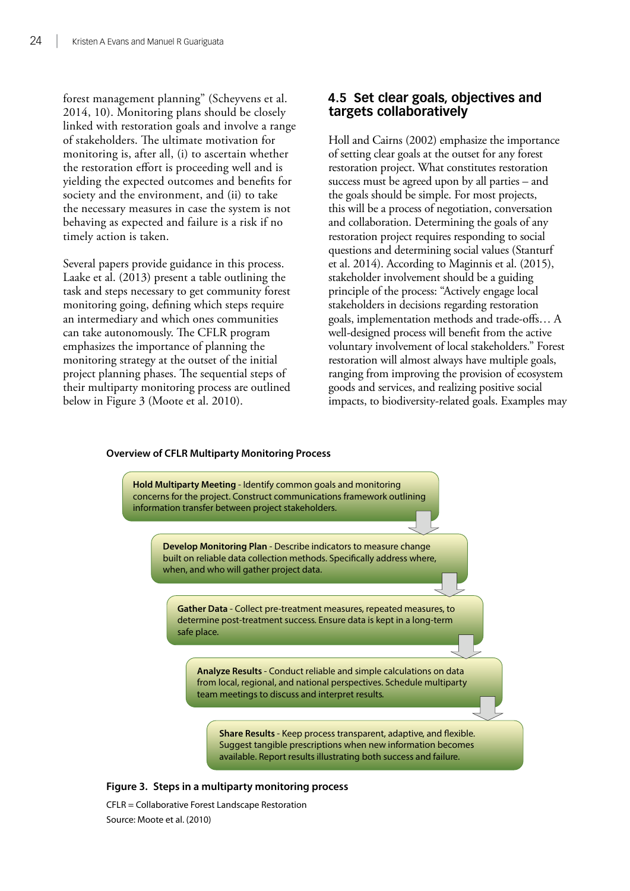forest management planning" (Scheyvens et al. 2014, 10). Monitoring plans should be closely linked with restoration goals and involve a range of stakeholders. The ultimate motivation for monitoring is, after all, (i) to ascertain whether the restoration effort is proceeding well and is yielding the expected outcomes and benefits for society and the environment, and (ii) to take the necessary measures in case the system is not behaving as expected and failure is a risk if no timely action is taken.

Several papers provide guidance in this process. Laake et al. (2013) present a table outlining the task and steps necessary to get community forest monitoring going, defining which steps require an intermediary and which ones communities can take autonomously. The CFLR program emphasizes the importance of planning the monitoring strategy at the outset of the initial project planning phases. The sequential steps of their multiparty monitoring process are outlined below in Figure 3 (Moote et al. 2010).

## 4.5 Set clear goals, objectives and targets collaboratively

Holl and Cairns (2002) emphasize the importance of setting clear goals at the outset for any forest restoration project. What constitutes restoration success must be agreed upon by all parties – and the goals should be simple. For most projects, this will be a process of negotiation, conversation and collaboration. Determining the goals of any restoration project requires responding to social questions and determining social values (Stanturf et al. 2014). According to Maginnis et al. (2015), stakeholder involvement should be a guiding principle of the process: "Actively engage local stakeholders in decisions regarding restoration goals, implementation methods and trade-offs… A well-designed process will benefit from the active voluntary involvement of local stakeholders." Forest restoration will almost always have multiple goals, ranging from improving the provision of ecosystem goods and services, and realizing positive social impacts, to biodiversity-related goals. Examples may

**Overview of CFLR Multiparty Monitoring Process**

1. **Hold Multiparty Meeting** - Identify common goals and monitoring concerns for the project. Construct communications framework outlining information transfer between project stakeholders.
2. **Develop Monitoring Plan** - Describe indicators to measure change built on reliable data collection methods. Specifically address where, when, and who will gather project data.
3. **Gather Data** - Collect pre-treatment measures, repeated measures, to determine post-treatment success. Ensure data is kept in a long-term safe place.
4. **Analyze Results** - Conduct reliable and simple calculations on data from local, regional, and national perspectives. Schedule multiparty team meetings to discuss and interpret results.
5. **Share Results** - Keep process transparent, adaptive, and flexible. Suggest tangible prescriptions when new information becomes available. Report results illustrating both success and failure.

**Figure 3. Steps in a multiparty monitoring process**

CFLR = Collaborative Forest Landscape Restoration

Source: Moote et al. (2010)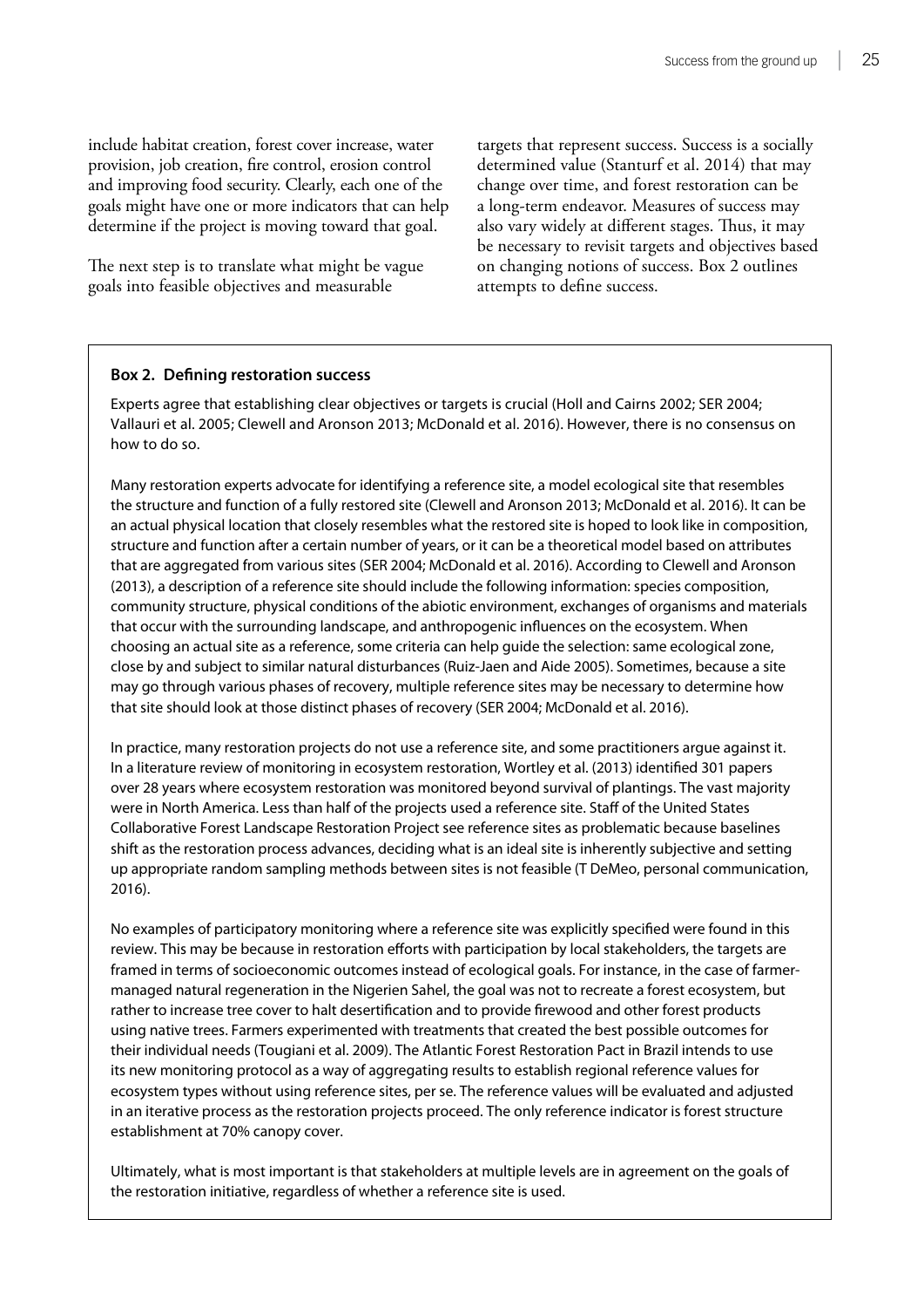include habitat creation, forest cover increase, water provision, job creation, fire control, erosion control and improving food security. Clearly, each one of the goals might have one or more indicators that can help determine if the project is moving toward that goal.

The next step is to translate what might be vague goals into feasible objectives and measurable targets that represent success. Success is a socially determined value (Stanturf et al. 2014) that may change over time, and forest restoration can be a long-term endeavor. Measures of success may also vary widely at different stages. Thus, it may be necessary to revisit targets and objectives based on changing notions of success. Box 2 outlines attempts to define success.

**Box 2. Defining restoration success**

Experts agree that establishing clear objectives or targets is crucial (Holl and Cairns 2002; SER 2004; Vallauri et al. 2005; Clewell and Aronson 2013; McDonald et al. 2016). However, there is no consensus on how to do so.

Many restoration experts advocate for identifying a reference site, a model ecological site that resembles the structure and function of a fully restored site (Clewell and Aronson 2013; McDonald et al. 2016). It can be an actual physical location that closely resembles what the restored site is hoped to look like in composition, structure and function after a certain number of years, or it can be a theoretical model based on attributes that are aggregated from various sites (SER 2004; McDonald et al. 2016). According to Clewell and Aronson (2013), a description of a reference site should include the following information: species composition, community structure, physical conditions of the abiotic environment, exchanges of organisms and materials that occur with the surrounding landscape, and anthropogenic influences on the ecosystem. When choosing an actual site as a reference, some criteria can help guide the selection: same ecological zone, close by and subject to similar natural disturbances (Ruiz-Jaen and Aide 2005). Sometimes, because a site may go through various phases of recovery, multiple reference sites may be necessary to determine how that site should look at those distinct phases of recovery (SER 2004; McDonald et al. 2016).

In practice, many restoration projects do not use a reference site, and some practitioners argue against it. In a literature review of monitoring in ecosystem restoration, Wortley et al. (2013) identified 301 papers over 28 years where ecosystem restoration was monitored beyond survival of plantings. The vast majority were in North America. Less than half of the projects used a reference site. Staff of the United States Collaborative Forest Landscape Restoration Project see reference sites as problematic because baselines shift as the restoration process advances, deciding what is an ideal site is inherently subjective and setting up appropriate random sampling methods between sites is not feasible (T DeMeo, personal communication, 2016).

No examples of participatory monitoring where a reference site was explicitly specified were found in this review. This may be because in restoration efforts with participation by local stakeholders, the targets are framed in terms of socioeconomic outcomes instead of ecological goals. For instance, in the case of farmer-managed natural regeneration in the Nigerien Sahel, the goal was not to recreate a forest ecosystem, but rather to increase tree cover to halt desertification and to provide firewood and other forest products using native trees. Farmers experimented with treatments that created the best possible outcomes for their individual needs (Tougiani et al. 2009). The Atlantic Forest Restoration Pact in Brazil intends to use its new monitoring protocol as a way of aggregating results to establish regional reference values for ecosystem types without using reference sites, per se. The reference values will be evaluated and adjusted in an iterative process as the restoration projects proceed. The only reference indicator is forest structure establishment at 70% canopy cover.

Ultimately, what is most important is that stakeholders at multiple levels are in agreement on the goals of the restoration initiative, regardless of whether a reference site is used.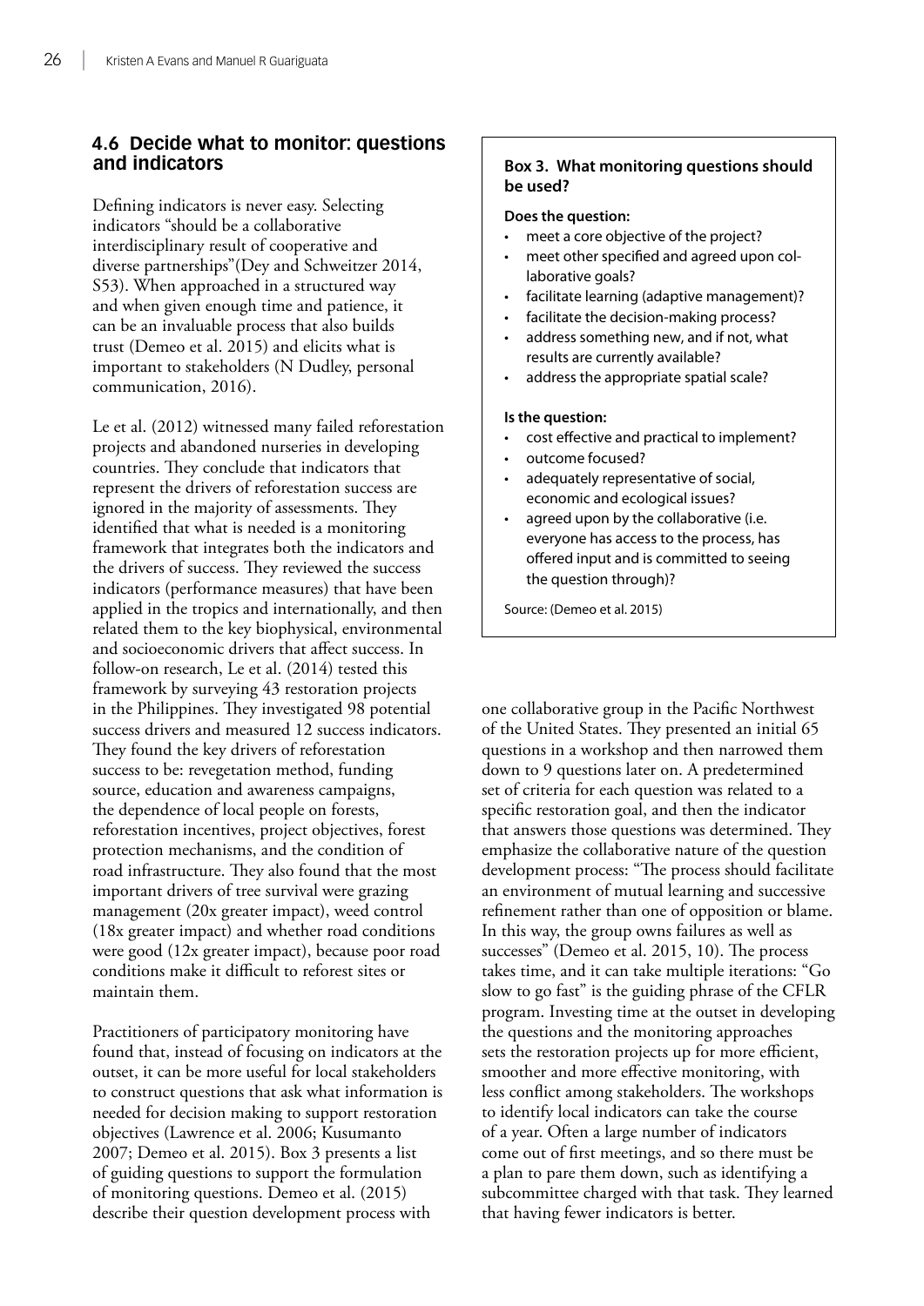## 4.6 Decide what to monitor: questions and indicators

Defining indicators is never easy. Selecting indicators "should be a collaborative interdisciplinary result of cooperative and diverse partnerships"(Dey and Schweitzer 2014, S53). When approached in a structured way and when given enough time and patience, it can be an invaluable process that also builds trust (Demeo et al. 2015) and elicits what is important to stakeholders (N Dudley, personal communication, 2016).

Le et al. (2012) witnessed many failed reforestation projects and abandoned nurseries in developing countries. They conclude that indicators that represent the drivers of reforestation success are ignored in the majority of assessments. They identified that what is needed is a monitoring framework that integrates both the indicators and the drivers of success. They reviewed the success indicators (performance measures) that have been applied in the tropics and internationally, and then related them to the key biophysical, environmental and socioeconomic drivers that affect success. In follow-on research, Le et al. (2014) tested this framework by surveying 43 restoration projects in the Philippines. They investigated 98 potential success drivers and measured 12 success indicators. They found the key drivers of reforestation success to be: revegetation method, funding source, education and awareness campaigns, the dependence of local people on forests, reforestation incentives, project objectives, forest protection mechanisms, and the condition of road infrastructure. They also found that the most important drivers of tree survival were grazing management (20x greater impact), weed control (18x greater impact) and whether road conditions were good (12x greater impact), because poor road conditions make it difficult to reforest sites or maintain them.

Practitioners of participatory monitoring have found that, instead of focusing on indicators at the outset, it can be more useful for local stakeholders to construct questions that ask what information is needed for decision making to support restoration objectives (Lawrence et al. 2006; Kusumanto 2007; Demeo et al. 2015). Box 3 presents a list of guiding questions to support the formulation of monitoring questions. Demeo et al. (2015) describe their question development process with one collaborative group in the Pacific Northwest of the United States. They presented an initial 65 questions in a workshop and then narrowed them down to 9 questions later on. A predetermined set of criteria for each question was related to a specific restoration goal, and then the indicator that answers those questions was determined. They emphasize the collaborative nature of the question development process: "The process should facilitate an environment of mutual learning and successive refinement rather than one of opposition or blame. In this way, the group owns failures as well as successes" (Demeo et al. 2015, 10). The process takes time, and it can take multiple iterations: "Go slow to go fast" is the guiding phrase of the CFLR program. Investing time at the outset in developing the questions and the monitoring approaches sets the restoration projects up for more efficient, smoother and more effective monitoring, with less conflict among stakeholders. The workshops to identify local indicators can take the course of a year. Often a large number of indicators come out of first meetings, and so there must be a plan to pare them down, such as identifying a subcommittee charged with that task. They learned that having fewer indicators is better.

> **Box 3. What monitoring questions should be used?**
>
> **Does the question:**
>
> - meet a core objective of the project?
> - meet other specified and agreed upon collaborative goals?
> - facilitate learning (adaptive management)?
> - facilitate the decision-making process?
> - address something new, and if not, what results are currently available?
> - address the appropriate spatial scale?
>
> **Is the question:**
>
> - cost effective and practical to implement?
> - outcome focused?
> - adequately representative of social, economic and ecological issues?
> - agreed upon by the collaborative (i.e. everyone has access to the process, has offered input and is committed to seeing the question through)?
>
> Source: (Demeo et al. 2015)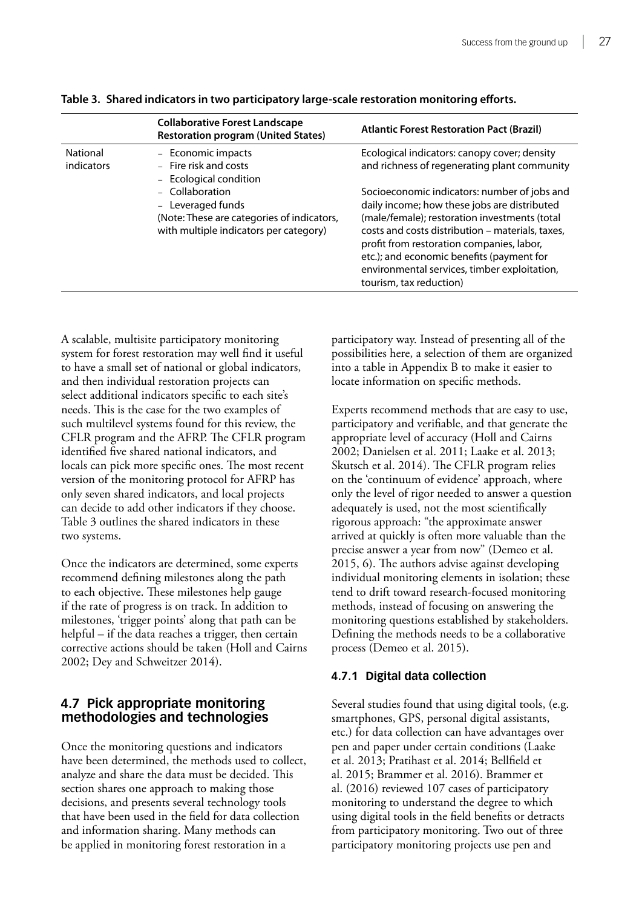**Table 3. Shared indicators in two participatory large-scale restoration monitoring efforts.**

| | Collaborative Forest Landscape Restoration program (United States) | Atlantic Forest Restoration Pact (Brazil) |
|---|---|---|
| National indicators | – Economic impacts<br>– Fire risk and costs<br>– Ecological condition<br>– Collaboration<br>– Leveraged funds<br>(Note: These are categories of indicators, with multiple indicators per category) | Ecological indicators: canopy cover; density and richness of regenerating plant community<br><br>Socioeconomic indicators: number of jobs and daily income; how these jobs are distributed (male/female); restoration investments (total costs and costs distribution – materials, taxes, profit from restoration companies, labor, etc.); and economic benefits (payment for environmental services, timber exploitation, tourism, tax reduction) |

A scalable, multisite participatory monitoring system for forest restoration may well find it useful to have a small set of national or global indicators, and then individual restoration projects can select additional indicators specific to each site's needs. This is the case for the two examples of such multilevel systems found for this review, the CFLR program and the AFRP. The CFLR program identified five shared national indicators, and locals can pick more specific ones. The most recent version of the monitoring protocol for AFRP has only seven shared indicators, and local projects can decide to add other indicators if they choose. Table 3 outlines the shared indicators in these two systems.

Once the indicators are determined, some experts recommend defining milestones along the path to each objective. These milestones help gauge if the rate of progress is on track. In addition to milestones, 'trigger points' along that path can be helpful – if the data reaches a trigger, then certain corrective actions should be taken (Holl and Cairns 2002; Dey and Schweitzer 2014).

## 4.7 Pick appropriate monitoring methodologies and technologies

Once the monitoring questions and indicators have been determined, the methods used to collect, analyze and share the data must be decided. This section shares one approach to making those decisions, and presents several technology tools that have been used in the field for data collection and information sharing. Many methods can be applied in monitoring forest restoration in a participatory way. Instead of presenting all of the possibilities here, a selection of them are organized into a table in Appendix B to make it easier to locate information on specific methods.

Experts recommend methods that are easy to use, participatory and verifiable, and that generate the appropriate level of accuracy (Holl and Cairns 2002; Danielsen et al. 2011; Laake et al. 2013; Skutsch et al. 2014). The CFLR program relies on the 'continuum of evidence' approach, where only the level of rigor needed to answer a question adequately is used, not the most scientifically rigorous approach: "the approximate answer arrived at quickly is often more valuable than the precise answer a year from now" (Demeo et al. 2015, 6). The authors advise against developing individual monitoring elements in isolation; these tend to drift toward research-focused monitoring methods, instead of focusing on answering the monitoring questions established by stakeholders. Defining the methods needs to be a collaborative process (Demeo et al. 2015).

### 4.7.1 Digital data collection

Several studies found that using digital tools, (e.g. smartphones, GPS, personal digital assistants, etc.) for data collection can have advantages over pen and paper under certain conditions (Laake et al. 2013; Pratihast et al. 2014; Bellfield et al. 2015; Brammer et al. 2016). Brammer et al. (2016) reviewed 107 cases of participatory monitoring to understand the degree to which using digital tools in the field benefits or detracts from participatory monitoring. Two out of three participatory monitoring projects use pen and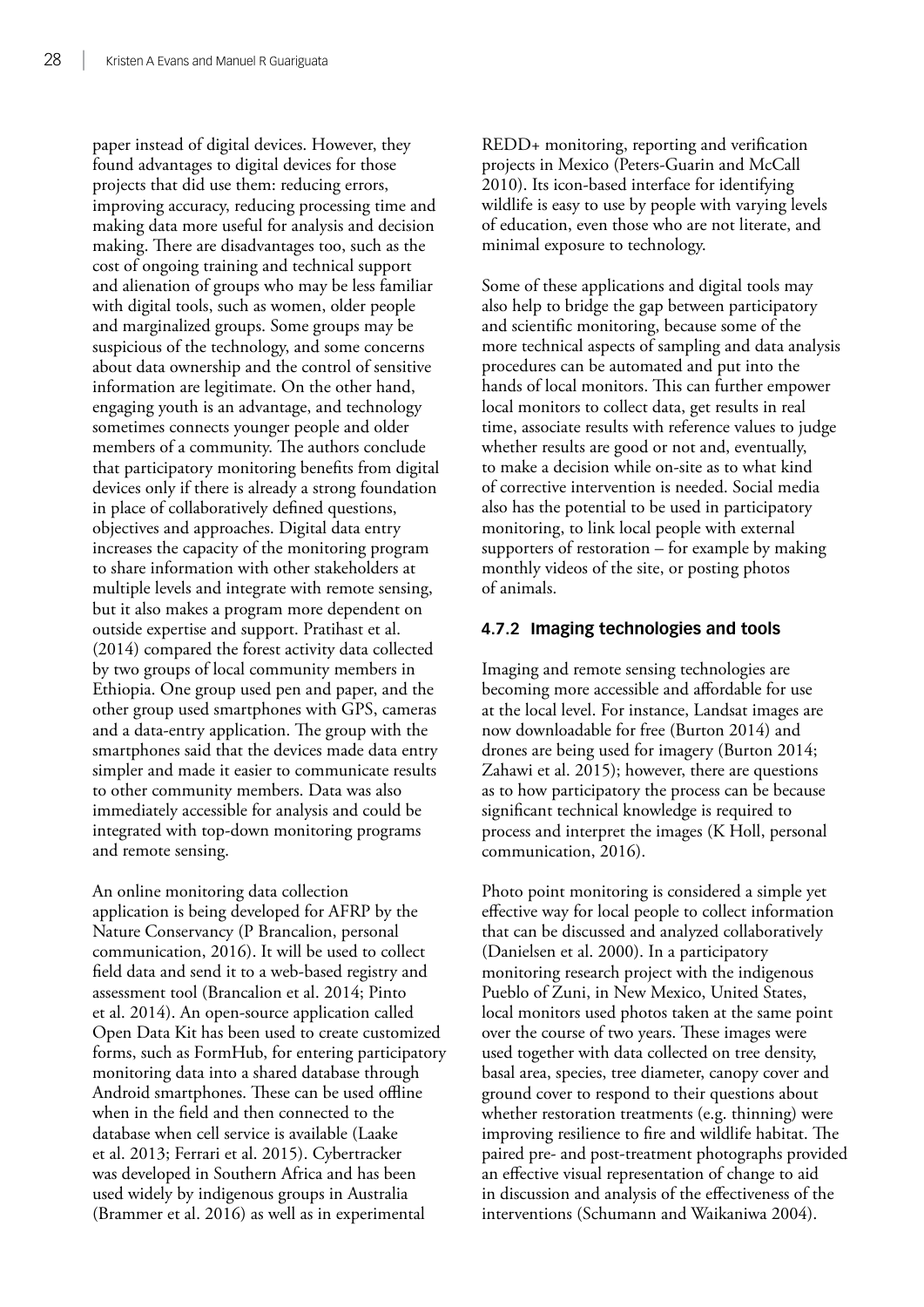paper instead of digital devices. However, they found advantages to digital devices for those projects that did use them: reducing errors, improving accuracy, reducing processing time and making data more useful for analysis and decision making. There are disadvantages too, such as the cost of ongoing training and technical support and alienation of groups who may be less familiar with digital tools, such as women, older people and marginalized groups. Some groups may be suspicious of the technology, and some concerns about data ownership and the control of sensitive information are legitimate. On the other hand, engaging youth is an advantage, and technology sometimes connects younger people and older members of a community. The authors conclude that participatory monitoring benefits from digital devices only if there is already a strong foundation in place of collaboratively defined questions, objectives and approaches. Digital data entry increases the capacity of the monitoring program to share information with other stakeholders at multiple levels and integrate with remote sensing, but it also makes a program more dependent on outside expertise and support. Pratihast et al. (2014) compared the forest activity data collected by two groups of local community members in Ethiopia. One group used pen and paper, and the other group used smartphones with GPS, cameras and a data-entry application. The group with the smartphones said that the devices made data entry simpler and made it easier to communicate results to other community members. Data was also immediately accessible for analysis and could be integrated with top-down monitoring programs and remote sensing.

An online monitoring data collection application is being developed for AFRP by the Nature Conservancy (P Brancalion, personal communication, 2016). It will be used to collect field data and send it to a web-based registry and assessment tool (Brancalion et al. 2014; Pinto et al. 2014). An open-source application called Open Data Kit has been used to create customized forms, such as FormHub, for entering participatory monitoring data into a shared database through Android smartphones. These can be used offline when in the field and then connected to the database when cell service is available (Laake et al. 2013; Ferrari et al. 2015). Cybertracker was developed in Southern Africa and has been used widely by indigenous groups in Australia (Brammer et al. 2016) as well as in experimental REDD+ monitoring, reporting and verification projects in Mexico (Peters-Guarin and McCall 2010). Its icon-based interface for identifying wildlife is easy to use by people with varying levels of education, even those who are not literate, and minimal exposure to technology.

Some of these applications and digital tools may also help to bridge the gap between participatory and scientific monitoring, because some of the more technical aspects of sampling and data analysis procedures can be automated and put into the hands of local monitors. This can further empower local monitors to collect data, get results in real time, associate results with reference values to judge whether results are good or not and, eventually, to make a decision while on-site as to what kind of corrective intervention is needed. Social media also has the potential to be used in participatory monitoring, to link local people with external supporters of restoration – for example by making monthly videos of the site, or posting photos of animals.

#### 4.7.2 Imaging technologies and tools

Imaging and remote sensing technologies are becoming more accessible and affordable for use at the local level. For instance, Landsat images are now downloadable for free (Burton 2014) and drones are being used for imagery (Burton 2014; Zahawi et al. 2015); however, there are questions as to how participatory the process can be because significant technical knowledge is required to process and interpret the images (K Holl, personal communication, 2016).

Photo point monitoring is considered a simple yet effective way for local people to collect information that can be discussed and analyzed collaboratively (Danielsen et al. 2000). In a participatory monitoring research project with the indigenous Pueblo of Zuni, in New Mexico, United States, local monitors used photos taken at the same point over the course of two years. These images were used together with data collected on tree density, basal area, species, tree diameter, canopy cover and ground cover to respond to their questions about whether restoration treatments (e.g. thinning) were improving resilience to fire and wildlife habitat. The paired pre- and post-treatment photographs provided an effective visual representation of change to aid in discussion and analysis of the effectiveness of the interventions (Schumann and Waikaniwa 2004).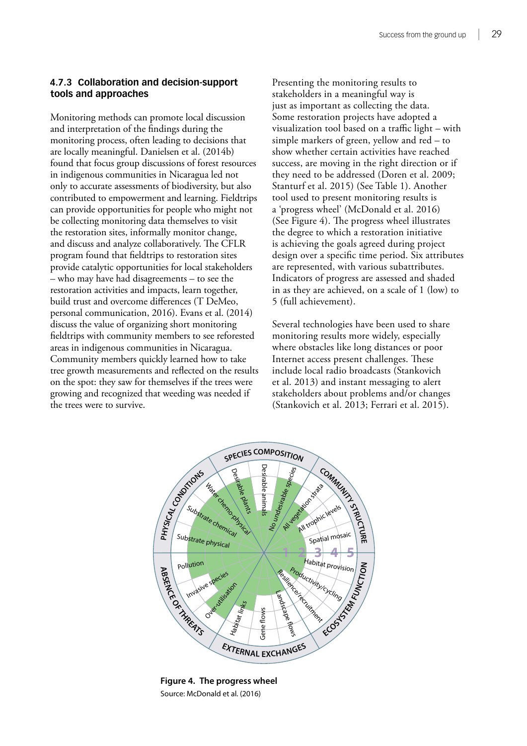### 4.7.3 Collaboration and decision-support tools and approaches

Monitoring methods can promote local discussion and interpretation of the findings during the monitoring process, often leading to decisions that are locally meaningful. Danielsen et al. (2014b) found that focus group discussions of forest resources in indigenous communities in Nicaragua led not only to accurate assessments of biodiversity, but also contributed to empowerment and learning. Fieldtrips can provide opportunities for people who might not be collecting monitoring data themselves to visit the restoration sites, informally monitor change, and discuss and analyze collaboratively. The CFLR program found that fieldtrips to restoration sites provide catalytic opportunities for local stakeholders – who may have had disagreements – to see the restoration activities and impacts, learn together, build trust and overcome differences (T DeMeo, personal communication, 2016). Evans et al. (2014) discuss the value of organizing short monitoring fieldtrips with community members to see reforested areas in indigenous communities in Nicaragua. Community members quickly learned how to take tree growth measurements and reflected on the results on the spot: they saw for themselves if the trees were growing and recognized that weeding was needed if the trees were to survive.

Presenting the monitoring results to stakeholders in a meaningful way is just as important as collecting the data. Some restoration projects have adopted a visualization tool based on a traffic light – with simple markers of green, yellow and red – to show whether certain activities have reached success, are moving in the right direction or if they need to be addressed (Doren et al. 2009; Stanturf et al. 2015) (See Table 1). Another tool used to present monitoring results is a 'progress wheel' (McDonald et al. 2016) (See Figure 4). The progress wheel illustrates the degree to which a restoration initiative is achieving the goals agreed during project design over a specific time period. Six attributes are represented, with various subattributes. Indicators of progress are assessed and shaded in as they are achieved, on a scale of 1 (low) to 5 (full achievement).

Several technologies have been used to share monitoring results more widely, especially where obstacles like long distances or poor Internet access present challenges. These include local radio broadcasts (Stankovich et al. 2013) and instant messaging to alert stakeholders about problems and/or changes (Stankovich et al. 2013; Ferrari et al. 2015).

**Figure 4. The progress wheel**
Source: McDonald et al. (2016)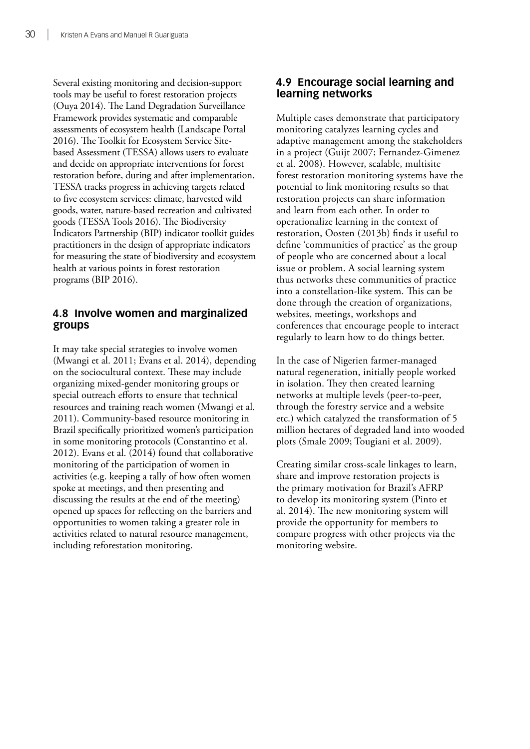Several existing monitoring and decision-support tools may be useful to forest restoration projects (Ouya 2014). The Land Degradation Surveillance Framework provides systematic and comparable assessments of ecosystem health (Landscape Portal 2016). The Toolkit for Ecosystem Service Site-based Assessment (TESSA) allows users to evaluate and decide on appropriate interventions for forest restoration before, during and after implementation. TESSA tracks progress in achieving targets related to five ecosystem services: climate, harvested wild goods, water, nature-based recreation and cultivated goods (TESSA Tools 2016). The Biodiversity Indicators Partnership (BIP) indicator toolkit guides practitioners in the design of appropriate indicators for measuring the state of biodiversity and ecosystem health at various points in forest restoration programs (BIP 2016).

## 4.8 Involve women and marginalized groups

It may take special strategies to involve women (Mwangi et al. 2011; Evans et al. 2014), depending on the sociocultural context. These may include organizing mixed-gender monitoring groups or special outreach efforts to ensure that technical resources and training reach women (Mwangi et al. 2011). Community-based resource monitoring in Brazil specifically prioritized women's participation in some monitoring protocols (Constantino et al. 2012). Evans et al. (2014) found that collaborative monitoring of the participation of women in activities (e.g. keeping a tally of how often women spoke at meetings, and then presenting and discussing the results at the end of the meeting) opened up spaces for reflecting on the barriers and opportunities to women taking a greater role in activities related to natural resource management, including reforestation monitoring.

## 4.9 Encourage social learning and learning networks

Multiple cases demonstrate that participatory monitoring catalyzes learning cycles and adaptive management among the stakeholders in a project (Guijt 2007; Fernandez-Gimenez et al. 2008). However, scalable, multisite forest restoration monitoring systems have the potential to link monitoring results so that restoration projects can share information and learn from each other. In order to operationalize learning in the context of restoration, Oosten (2013b) finds it useful to define 'communities of practice' as the group of people who are concerned about a local issue or problem. A social learning system thus networks these communities of practice into a constellation-like system. This can be done through the creation of organizations, websites, meetings, workshops and conferences that encourage people to interact regularly to learn how to do things better.

In the case of Nigerien farmer-managed natural regeneration, initially people worked in isolation. They then created learning networks at multiple levels (peer-to-peer, through the forestry service and a website etc.) which catalyzed the transformation of 5 million hectares of degraded land into wooded plots (Smale 2009; Tougiani et al. 2009).

Creating similar cross-scale linkages to learn, share and improve restoration projects is the primary motivation for Brazil's AFRP to develop its monitoring system (Pinto et al. 2014). The new monitoring system will provide the opportunity for members to compare progress with other projects via the monitoring website.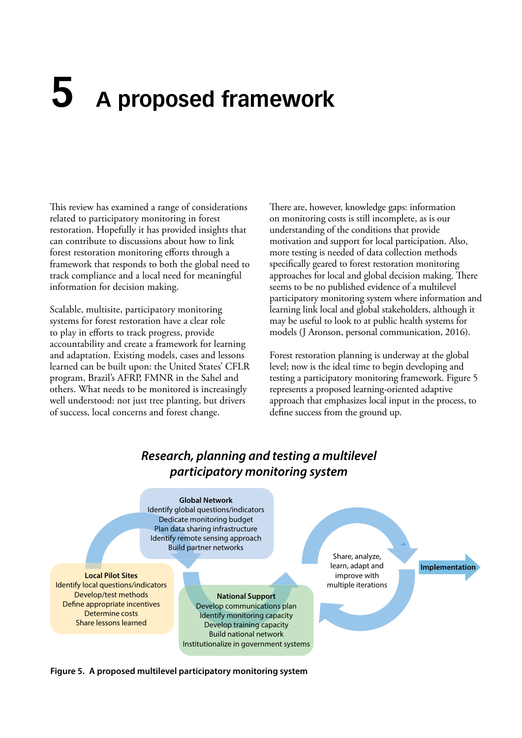# 5 A proposed framework

This review has examined a range of considerations related to participatory monitoring in forest restoration. Hopefully it has provided insights that can contribute to discussions about how to link forest restoration monitoring efforts through a framework that responds to both the global need to track compliance and a local need for meaningful information for decision making.

Scalable, multisite, participatory monitoring systems for forest restoration have a clear role to play in efforts to track progress, provide accountability and create a framework for learning and adaptation. Existing models, cases and lessons learned can be built upon: the United States' CFLR program, Brazil's AFRP, FMNR in the Sahel and others. What needs to be monitored is increasingly well understood: not just tree planting, but drivers of success, local concerns and forest change.

There are, however, knowledge gaps: information on monitoring costs is still incomplete, as is our understanding of the conditions that provide motivation and support for local participation. Also, more testing is needed of data collection methods specifically geared to forest restoration monitoring approaches for local and global decision making. There seems to be no published evidence of a multilevel participatory monitoring system where information and learning link local and global stakeholders, although it may be useful to look to at public health systems for models (J Aronson, personal communication, 2016).

Forest restoration planning is underway at the global level; now is the ideal time to begin developing and testing a participatory monitoring framework. Figure 5 represents a proposed learning-oriented adaptive approach that emphasizes local input in the process, to define success from the ground up.

***Research, planning and testing a multilevel participatory monitoring system***

**Global Network**
Identify global questions/indicators
Dedicate monitoring budget
Plan data sharing infrastructure
Identify remote sensing approach
Build partner networks

**Local Pilot Sites**
Identify local questions/indicators
Develop/test methods
Define appropriate incentives
Determine costs
Share lessons learned

**National Support**
Develop communications plan
Identify monitoring capacity
Develop training capacity
Build national network
Institutionalize in government systems

Share, analyze, learn, adapt and improve with multiple iterations

**Implementation**

**Figure 5. A proposed multilevel participatory monitoring system**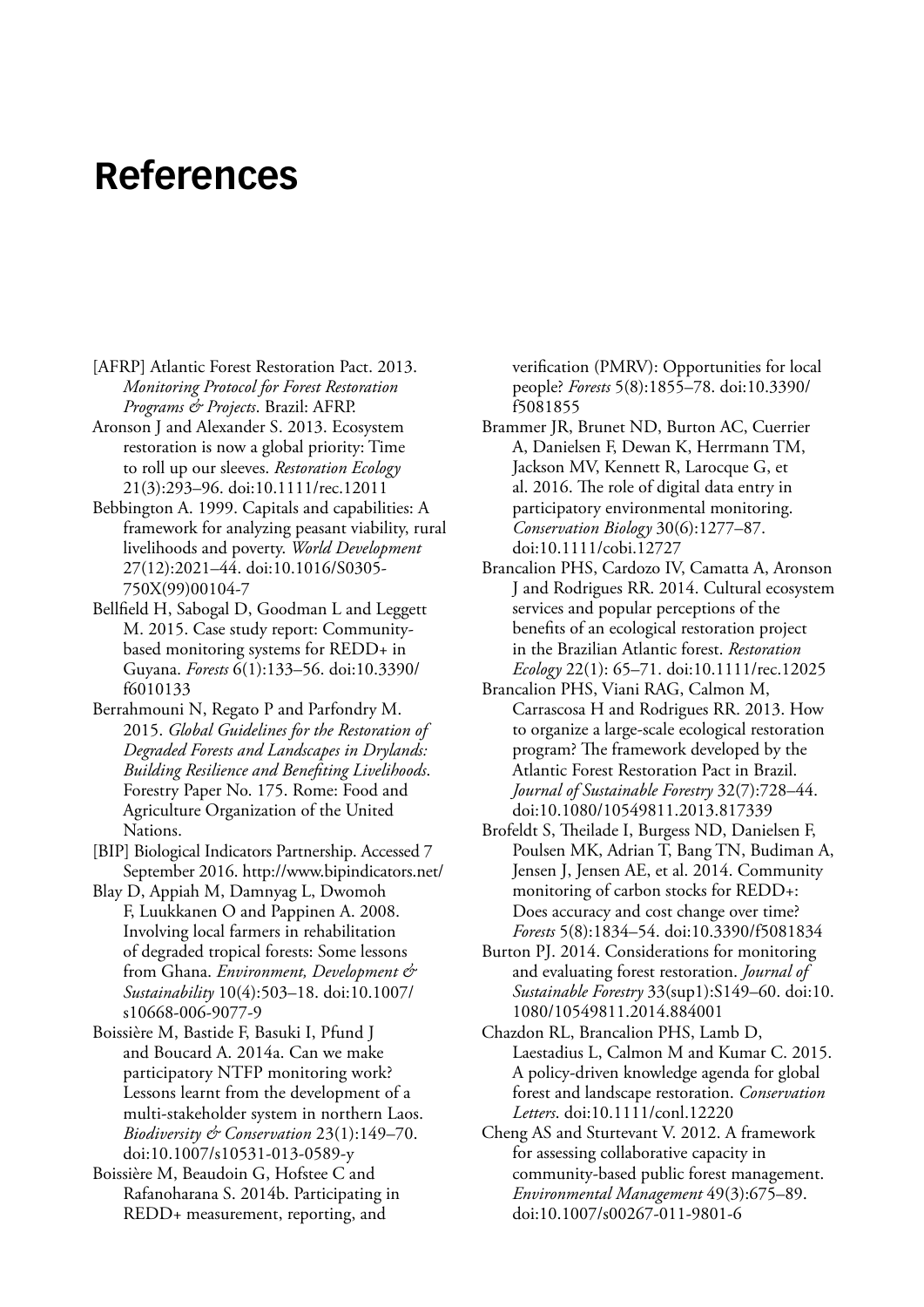# References

[AFRP] Atlantic Forest Restoration Pact. 2013. *Monitoring Protocol for Forest Restoration Programs & Projects*. Brazil: AFRP.

Aronson J and Alexander S. 2013. Ecosystem restoration is now a global priority: Time to roll up our sleeves. *Restoration Ecology* 21(3):293–96. doi:10.1111/rec.12011

Bebbington A. 1999. Capitals and capabilities: A framework for analyzing peasant viability, rural livelihoods and poverty. *World Development* 27(12):2021–44. doi:10.1016/S0305-750X(99)00104-7

Bellfield H, Sabogal D, Goodman L and Leggett M. 2015. Case study report: Community-based monitoring systems for REDD+ in Guyana. *Forests* 6(1):133–56. doi:10.3390/f6010133

Berrahmouni N, Regato P and Parfondry M. 2015. *Global Guidelines for the Restoration of Degraded Forests and Landscapes in Drylands: Building Resilience and Benefiting Livelihoods*. Forestry Paper No. 175. Rome: Food and Agriculture Organization of the United Nations.

[BIP] Biological Indicators Partnership. Accessed 7 September 2016. http://www.bipindicators.net/

Blay D, Appiah M, Damnyag L, Dwomoh F, Luukkanen O and Pappinen A. 2008. Involving local farmers in rehabilitation of degraded tropical forests: Some lessons from Ghana. *Environment, Development & Sustainability* 10(4):503–18. doi:10.1007/s10668-006-9077-9

Boissière M, Bastide F, Basuki I, Pfund J and Boucard A. 2014a. Can we make participatory NTFP monitoring work? Lessons learnt from the development of a multi-stakeholder system in northern Laos. *Biodiversity & Conservation* 23(1):149–70. doi:10.1007/s10531-013-0589-y

Boissière M, Beaudoin G, Hofstee C and Rafanoharana S. 2014b. Participating in REDD+ measurement, reporting, and verification (PMRV): Opportunities for local people? *Forests* 5(8):1855–78. doi:10.3390/f5081855

Brammer JR, Brunet ND, Burton AC, Cuerrier A, Danielsen F, Dewan K, Herrmann TM, Jackson MV, Kennett R, Larocque G, et al. 2016. The role of digital data entry in participatory environmental monitoring. *Conservation Biology* 30(6):1277–87. doi:10.1111/cobi.12727

Brancalion PHS, Cardozo IV, Camatta A, Aronson J and Rodrigues RR. 2014. Cultural ecosystem services and popular perceptions of the benefits of an ecological restoration project in the Brazilian Atlantic forest. *Restoration Ecology* 22(1): 65–71. doi:10.1111/rec.12025

Brancalion PHS, Viani RAG, Calmon M, Carrascosa H and Rodrigues RR. 2013. How to organize a large-scale ecological restoration program? The framework developed by the Atlantic Forest Restoration Pact in Brazil. *Journal of Sustainable Forestry* 32(7):728–44. doi:10.1080/10549811.2013.817339

Brofeldt S, Theilade I, Burgess ND, Danielsen F, Poulsen MK, Adrian T, Bang TN, Budiman A, Jensen J, Jensen AE, et al. 2014. Community monitoring of carbon stocks for REDD+: Does accuracy and cost change over time? *Forests* 5(8):1834–54. doi:10.3390/f5081834

Burton PJ. 2014. Considerations for monitoring and evaluating forest restoration. *Journal of Sustainable Forestry* 33(sup1):S149–60. doi:10.1080/10549811.2014.884001

Chazdon RL, Brancalion PHS, Lamb D, Laestadius L, Calmon M and Kumar C. 2015. A policy-driven knowledge agenda for global forest and landscape restoration. *Conservation Letters*. doi:10.1111/conl.12220

Cheng AS and Sturtevant V. 2012. A framework for assessing collaborative capacity in community-based public forest management. *Environmental Management* 49(3):675–89. doi:10.1007/s00267-011-9801-6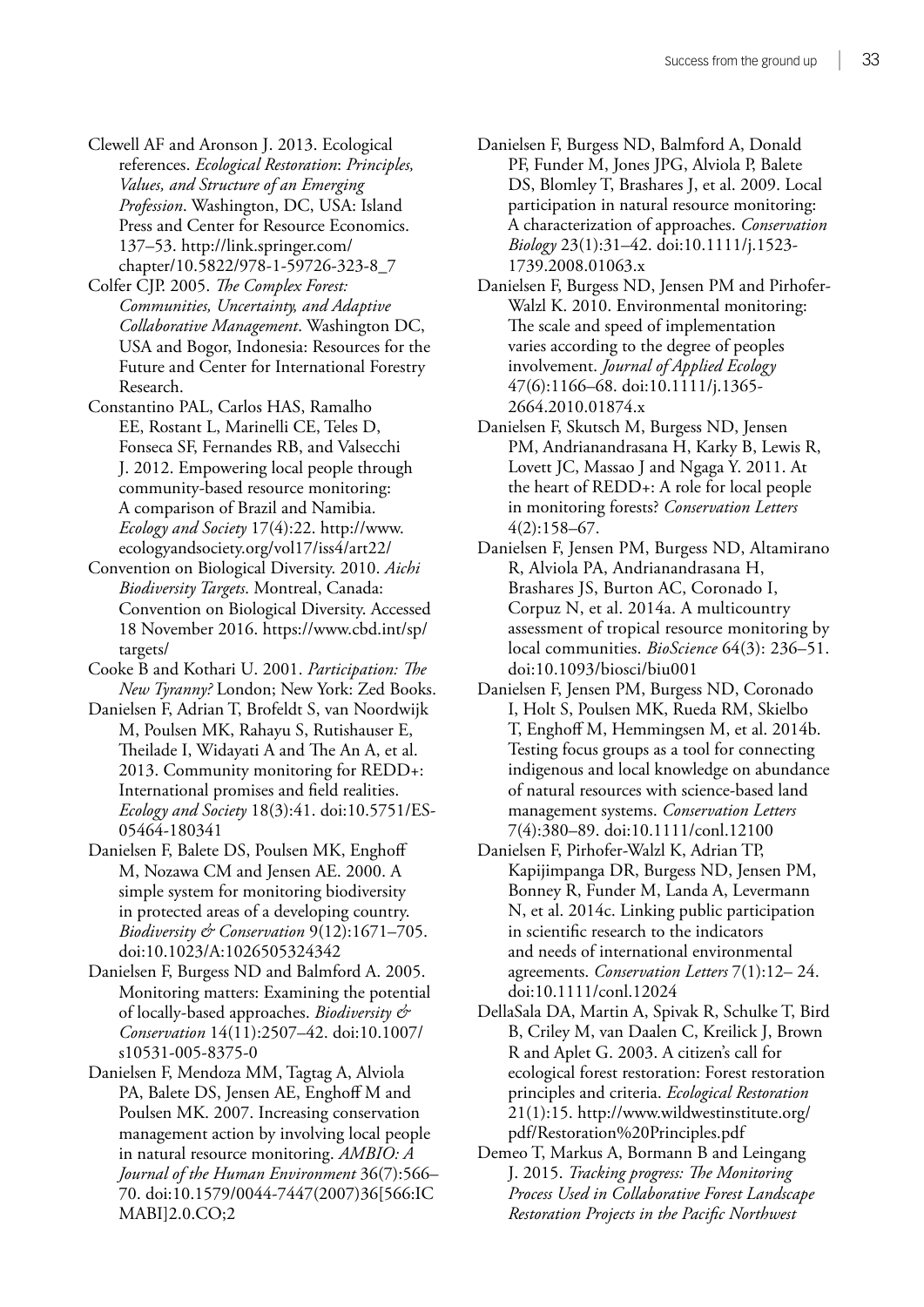Clewell AF and Aronson J. 2013. Ecological references. *Ecological Restoration*: *Principles, Values, and Structure of an Emerging Profession*. Washington, DC, USA: Island Press and Center for Resource Economics. 137–53. http://link.springer.com/chapter/10.5822/978-1-59726-323-8_7

Colfer CJP. 2005. *The Complex Forest: Communities, Uncertainty, and Adaptive Collaborative Management*. Washington DC, USA and Bogor, Indonesia: Resources for the Future and Center for International Forestry Research.

Constantino PAL, Carlos HAS, Ramalho EE, Rostant L, Marinelli CE, Teles D, Fonseca SF, Fernandes RB, and Valsecchi J. 2012. Empowering local people through community-based resource monitoring: A comparison of Brazil and Namibia. *Ecology and Society* 17(4):22. http://www.ecologyandsociety.org/vol17/iss4/art22/

Convention on Biological Diversity. 2010. *Aichi Biodiversity Targets*. Montreal, Canada: Convention on Biological Diversity. Accessed 18 November 2016. https://www.cbd.int/sp/targets/

Cooke B and Kothari U. 2001. *Participation: The New Tyranny?* London; New York: Zed Books.

Danielsen F, Adrian T, Brofeldt S, van Noordwijk M, Poulsen MK, Rahayu S, Rutishauser E, Theilade I, Widayati A and The An A, et al. 2013. Community monitoring for REDD+: International promises and field realities. *Ecology and Society* 18(3):41. doi:10.5751/ES-05464-180341

Danielsen F, Balete DS, Poulsen MK, Enghoff M, Nozawa CM and Jensen AE. 2000. A simple system for monitoring biodiversity in protected areas of a developing country. *Biodiversity & Conservation* 9(12):1671–705. doi:10.1023/A:1026505324342

Danielsen F, Burgess ND and Balmford A. 2005. Monitoring matters: Examining the potential of locally-based approaches. *Biodiversity & Conservation* 14(11):2507–42. doi:10.1007/s10531-005-8375-0

Danielsen F, Mendoza MM, Tagtag A, Alviola PA, Balete DS, Jensen AE, Enghoff M and Poulsen MK. 2007. Increasing conservation management action by involving local people in natural resource monitoring. *AMBIO: A Journal of the Human Environment* 36(7):566–70. doi:10.1579/0044-7447(2007)36[566:ICMABI]2.0.CO;2

Danielsen F, Burgess ND, Balmford A, Donald PF, Funder M, Jones JPG, Alviola P, Balete DS, Blomley T, Brashares J, et al. 2009. Local participation in natural resource monitoring: A characterization of approaches. *Conservation Biology* 23(1):31–42. doi:10.1111/j.1523-1739.2008.01063.x

Danielsen F, Burgess ND, Jensen PM and Pirhofer-Walzl K. 2010. Environmental monitoring: The scale and speed of implementation varies according to the degree of peoples involvement. *Journal of Applied Ecology* 47(6):1166–68. doi:10.1111/j.1365-2664.2010.01874.x

Danielsen F, Skutsch M, Burgess ND, Jensen PM, Andrianandrasana H, Karky B, Lewis R, Lovett JC, Massao J and Ngaga Y. 2011. At the heart of REDD+: A role for local people in monitoring forests? *Conservation Letters* 4(2):158–67.

Danielsen F, Jensen PM, Burgess ND, Altamirano R, Alviola PA, Andrianandrasana H, Brashares JS, Burton AC, Coronado I, Corpuz N, et al. 2014a. A multicountry assessment of tropical resource monitoring by local communities. *BioScience* 64(3): 236–51. doi:10.1093/biosci/biu001

Danielsen F, Jensen PM, Burgess ND, Coronado I, Holt S, Poulsen MK, Rueda RM, Skielbo T, Enghoff M, Hemmingsen M, et al. 2014b. Testing focus groups as a tool for connecting indigenous and local knowledge on abundance of natural resources with science-based land management systems. *Conservation Letters* 7(4):380–89. doi:10.1111/conl.12100

Danielsen F, Pirhofer-Walzl K, Adrian TP, Kapijimpanga DR, Burgess ND, Jensen PM, Bonney R, Funder M, Landa A, Levermann N, et al. 2014c. Linking public participation in scientific research to the indicators and needs of international environmental agreements. *Conservation Letters* 7(1):12– 24. doi:10.1111/conl.12024

DellaSala DA, Martin A, Spivak R, Schulke T, Bird B, Criley M, van Daalen C, Kreilick J, Brown R and Aplet G. 2003. A citizen's call for ecological forest restoration: Forest restoration principles and criteria. *Ecological Restoration* 21(1):15. http://www.wildwestinstitute.org/pdf/Restoration%20Principles.pdf

Demeo T, Markus A, Bormann B and Leingang J. 2015. *Tracking progress: The Monitoring Process Used in Collaborative Forest Landscape Restoration Projects in the Pacific Northwest*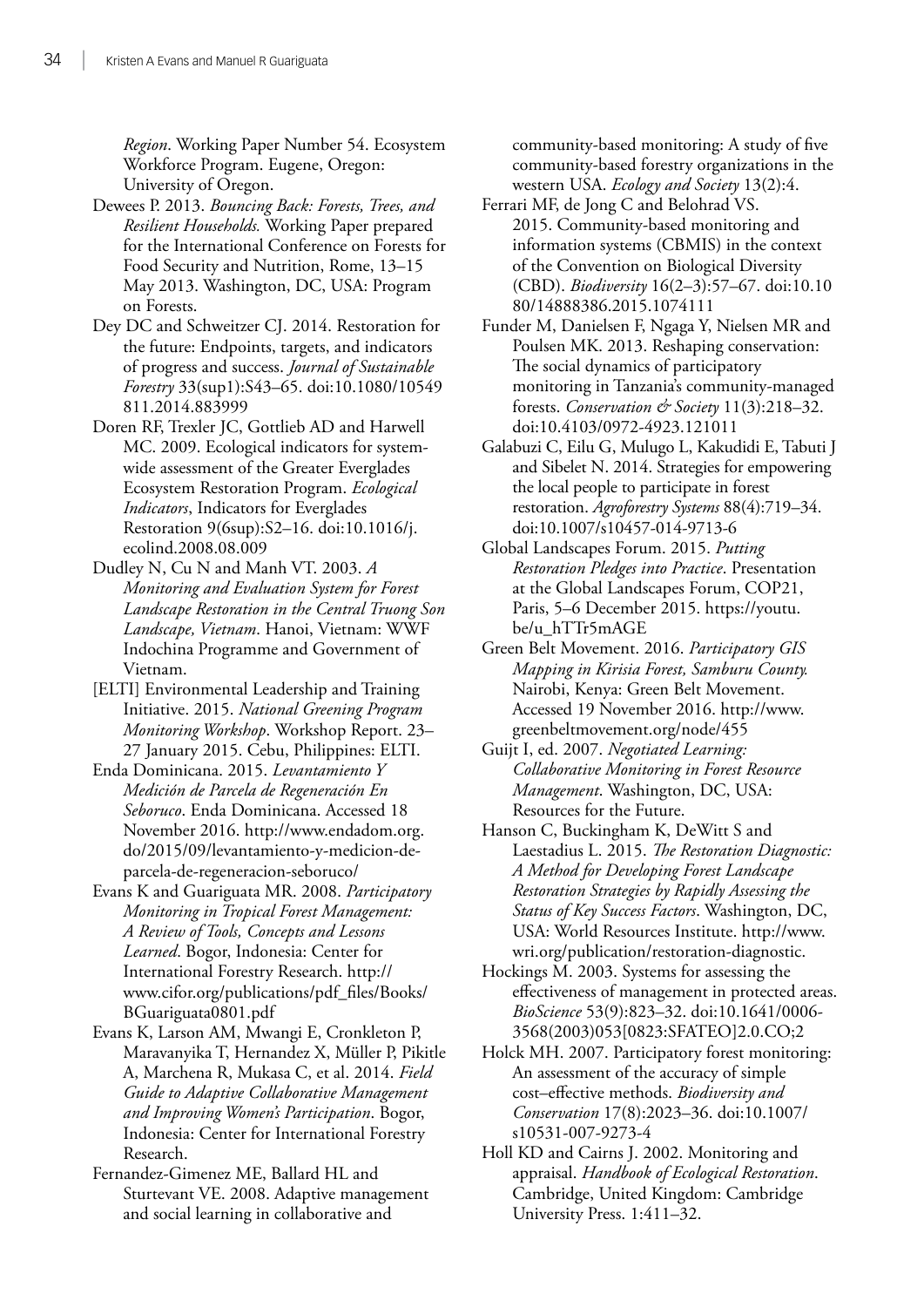*Region*. Working Paper Number 54. Ecosystem Workforce Program. Eugene, Oregon: University of Oregon.

Dewees P. 2013. *Bouncing Back: Forests, Trees, and Resilient Households.* Working Paper prepared for the International Conference on Forests for Food Security and Nutrition, Rome, 13–15 May 2013. Washington, DC, USA: Program on Forests.

Dey DC and Schweitzer CJ. 2014. Restoration for the future: Endpoints, targets, and indicators of progress and success. *Journal of Sustainable Forestry* 33(sup1):S43–65. doi:10.1080/10549811.2014.883999

Doren RF, Trexler JC, Gottlieb AD and Harwell MC. 2009. Ecological indicators for system-wide assessment of the Greater Everglades Ecosystem Restoration Program. *Ecological Indicators*, Indicators for Everglades Restoration 9(6sup):S2–16. doi:10.1016/j.ecolind.2008.08.009

Dudley N, Cu N and Manh VT. 2003. *A Monitoring and Evaluation System for Forest Landscape Restoration in the Central Truong Son Landscape, Vietnam*. Hanoi, Vietnam: WWF Indochina Programme and Government of Vietnam.

[ELTI] Environmental Leadership and Training Initiative. 2015. *National Greening Program Monitoring Workshop*. Workshop Report. 23–27 January 2015. Cebu, Philippines: ELTI.

Enda Dominicana. 2015. *Levantamiento Y Medición de Parcela de Regeneración En Seboruco*. Enda Dominicana. Accessed 18 November 2016. http://www.endadom.org.do/2015/09/levantamiento-y-medicion-de-parcela-de-regeneracion-seboruco/

Evans K and Guariguata MR. 2008. *Participatory Monitoring in Tropical Forest Management: A Review of Tools, Concepts and Lessons Learned*. Bogor, Indonesia: Center for International Forestry Research. http://www.cifor.org/publications/pdf_files/Books/BGuariguata0801.pdf

Evans K, Larson AM, Mwangi E, Cronkleton P, Maravanyika T, Hernandez X, Müller P, Pikitle A, Marchena R, Mukasa C, et al. 2014. *Field Guide to Adaptive Collaborative Management and Improving Women's Participation*. Bogor, Indonesia: Center for International Forestry Research.

Fernandez-Gimenez ME, Ballard HL and Sturtevant VE. 2008. Adaptive management and social learning in collaborative and community-based monitoring: A study of five community-based forestry organizations in the western USA. *Ecology and Society* 13(2):4.

Ferrari MF, de Jong C and Belohrad VS. 2015. Community-based monitoring and information systems (CBMIS) in the context of the Convention on Biological Diversity (CBD). *Biodiversity* 16(2–3):57–67. doi:10.1080/14888386.2015.1074111

Funder M, Danielsen F, Ngaga Y, Nielsen MR and Poulsen MK. 2013. Reshaping conservation: The social dynamics of participatory monitoring in Tanzania's community-managed forests. *Conservation & Society* 11(3):218–32. doi:10.4103/0972-4923.121011

Galabuzi C, Eilu G, Mulugo L, Kakudidi E, Tabuti J and Sibelet N. 2014. Strategies for empowering the local people to participate in forest restoration. *Agroforestry Systems* 88(4):719–34. doi:10.1007/s10457-014-9713-6

Global Landscapes Forum. 2015. *Putting Restoration Pledges into Practice*. Presentation at the Global Landscapes Forum, COP21, Paris, 5–6 December 2015. https://youtu.be/u_hTTr5mAGE

Green Belt Movement. 2016. *Participatory GIS Mapping in Kirisia Forest, Samburu County.* Nairobi, Kenya: Green Belt Movement. Accessed 19 November 2016. http://www.greenbeltmovement.org/node/455

Guijt I, ed. 2007. *Negotiated Learning: Collaborative Monitoring in Forest Resource Management*. Washington, DC, USA: Resources for the Future.

Hanson C, Buckingham K, DeWitt S and Laestadius L. 2015. *The Restoration Diagnostic: A Method for Developing Forest Landscape Restoration Strategies by Rapidly Assessing the Status of Key Success Factors*. Washington, DC, USA: World Resources Institute. http://www.wri.org/publication/restoration-diagnostic.

Hockings M. 2003. Systems for assessing the effectiveness of management in protected areas. *BioScience* 53(9):823–32. doi:10.1641/0006-3568(2003)053[0823:SFATEO]2.0.CO;2

Holck MH. 2007. Participatory forest monitoring: An assessment of the accuracy of simple cost–effective methods. *Biodiversity and Conservation* 17(8):2023–36. doi:10.1007/s10531-007-9273-4

Holl KD and Cairns J. 2002. Monitoring and appraisal. *Handbook of Ecological Restoration*. Cambridge, United Kingdom: Cambridge University Press. 1:411–32.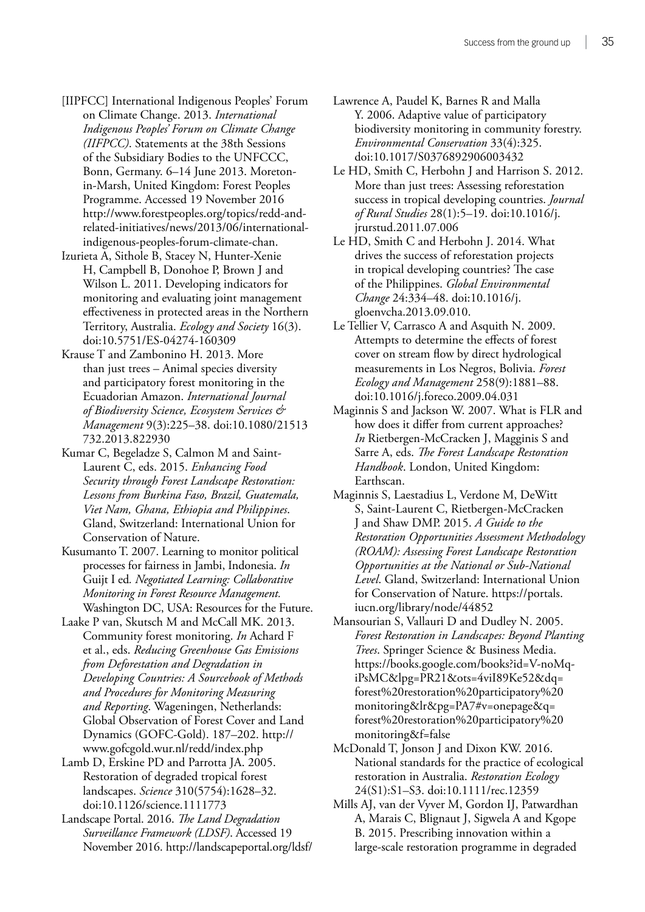[IIPFCC] International Indigenous Peoples' Forum on Climate Change. 2013. *International Indigenous Peoples' Forum on Climate Change (IIFPCC)*. Statements at the 38th Sessions of the Subsidiary Bodies to the UNFCCC, Bonn, Germany. 6–14 June 2013. Moreton-in-Marsh, United Kingdom: Forest Peoples Programme. Accessed 19 November 2016 http://www.forestpeoples.org/topics/redd-and-related-initiatives/news/2013/06/international-indigenous-peoples-forum-climate-chan.

Izurieta A, Sithole B, Stacey N, Hunter-Xenie H, Campbell B, Donohoe P, Brown J and Wilson L. 2011. Developing indicators for monitoring and evaluating joint management effectiveness in protected areas in the Northern Territory, Australia. *Ecology and Society* 16(3). doi:10.5751/ES-04274-160309

Krause T and Zambonino H. 2013. More than just trees – Animal species diversity and participatory forest monitoring in the Ecuadorian Amazon. *International Journal of Biodiversity Science, Ecosystem Services & Management* 9(3):225–38. doi:10.1080/21513732.2013.822930

Kumar C, Begeladze S, Calmon M and Saint-Laurent C, eds. 2015. *Enhancing Food Security through Forest Landscape Restoration: Lessons from Burkina Faso, Brazil, Guatemala, Viet Nam, Ghana, Ethiopia and Philippines*. Gland, Switzerland: International Union for Conservation of Nature.

Kusumanto T. 2007. Learning to monitor political processes for fairness in Jambi, Indonesia. *In* Guijt I ed*. Negotiated Learning: Collaborative Monitoring in Forest Resource Management.* Washington DC, USA: Resources for the Future.

Laake P van, Skutsch M and McCall MK. 2013. Community forest monitoring. *In* Achard F et al., eds. *Reducing Greenhouse Gas Emissions from Deforestation and Degradation in Developing Countries: A Sourcebook of Methods and Procedures for Monitoring Measuring and Reporting*. Wageningen, Netherlands: Global Observation of Forest Cover and Land Dynamics (GOFC-Gold). 187–202. http://www.gofcgold.wur.nl/redd/index.php

Lamb D, Erskine PD and Parrotta JA. 2005. Restoration of degraded tropical forest landscapes. *Science* 310(5754):1628–32. doi:10.1126/science.1111773

Landscape Portal. 2016. *The Land Degradation Surveillance Framework (LDSF)*. Accessed 19 November 2016. http://landscapeportal.org/ldsf/

Lawrence A, Paudel K, Barnes R and Malla Y. 2006. Adaptive value of participatory biodiversity monitoring in community forestry. *Environmental Conservation* 33(4):325. doi:10.1017/S0376892906003432

Le HD, Smith C, Herbohn J and Harrison S. 2012. More than just trees: Assessing reforestation success in tropical developing countries. *Journal of Rural Studies* 28(1):5–19. doi:10.1016/j.jrurstud.2011.07.006

Le HD, Smith C and Herbohn J. 2014. What drives the success of reforestation projects in tropical developing countries? The case of the Philippines. *Global Environmental Change* 24:334–48. doi:10.1016/j.gloenvcha.2013.09.010.

Le Tellier V, Carrasco A and Asquith N. 2009. Attempts to determine the effects of forest cover on stream flow by direct hydrological measurements in Los Negros, Bolivia. *Forest Ecology and Management* 258(9):1881–88. doi:10.1016/j.foreco.2009.04.031

Maginnis S and Jackson W. 2007. What is FLR and how does it differ from current approaches? *In* Rietbergen-McCracken J, Magginis S and Sarre A, eds. *The Forest Landscape Restoration Handbook*. London, United Kingdom: Earthscan.

Maginnis S, Laestadius L, Verdone M, DeWitt S, Saint-Laurent C, Rietbergen-McCracken J and Shaw DMP. 2015. *A Guide to the Restoration Opportunities Assessment Methodology (ROAM): Assessing Forest Landscape Restoration Opportunities at the National or Sub-National Level*. Gland, Switzerland: International Union for Conservation of Nature. https://portals.iucn.org/library/node/44852

Mansourian S, Vallauri D and Dudley N. 2005. *Forest Restoration in Landscapes: Beyond Planting Trees*. Springer Science & Business Media. https://books.google.com/books?id=V-noMq-iPsMC&lpg=PR21&ots=4viI89Ke52&dq=forest%20restoration%20participatory%20monitoring&lr&pg=PA7#v=onepage&q=forest%20restoration%20participatory%20monitoring&f=false

McDonald T, Jonson J and Dixon KW. 2016. National standards for the practice of ecological restoration in Australia. *Restoration Ecology* 24(S1):S1–S3. doi:10.1111/rec.12359

Mills AJ, van der Vyver M, Gordon IJ, Patwardhan A, Marais C, Blignaut J, Sigwela A and Kgope B. 2015. Prescribing innovation within a large-scale restoration programme in degraded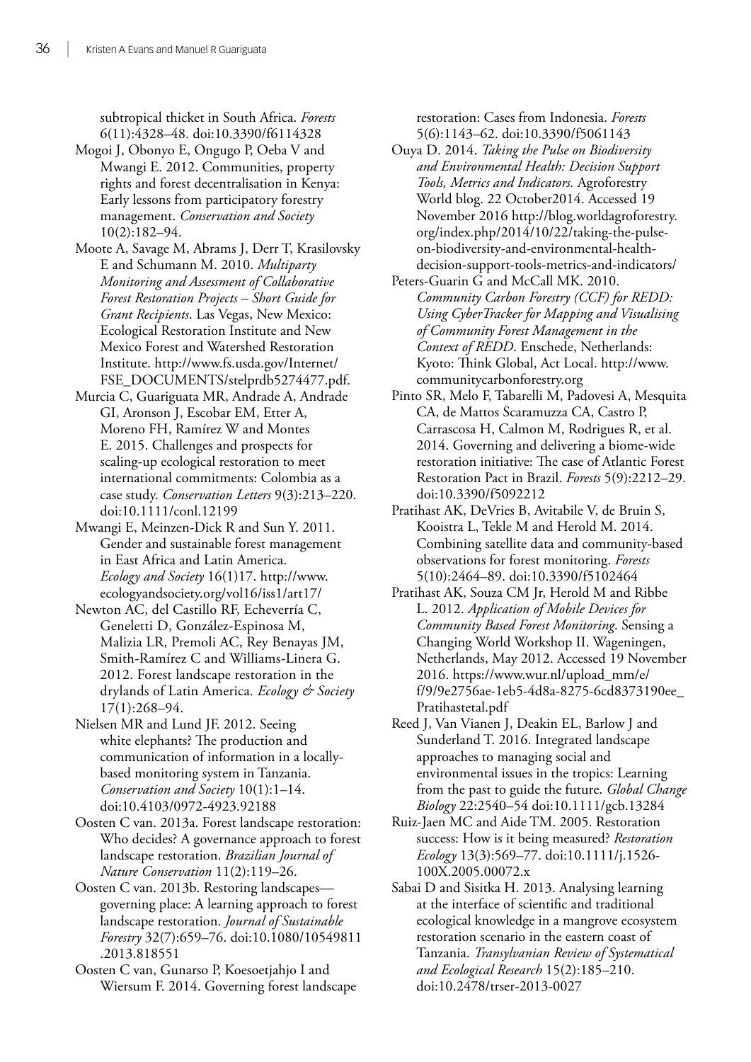subtropical thicket in South Africa. *Forests* 6(11):4328–48. doi:10.3390/f6114328

Mogoi J, Obonyo E, Ongugo P, Oeba V and Mwangi E. 2012. Communities, property rights and forest decentralisation in Kenya: Early lessons from participatory forestry management. *Conservation and Society* 10(2):182–94.

Moote A, Savage M, Abrams J, Derr T, Krasilovsky E and Schumann M. 2010. *Multiparty Monitoring and Assessment of Collaborative Forest Restoration Projects – Short Guide for Grant Recipients*. Las Vegas, New Mexico: Ecological Restoration Institute and New Mexico Forest and Watershed Restoration Institute. http://www.fs.usda.gov/Internet/FSE_DOCUMENTS/stelprdb5274477.pdf.

Murcia C, Guariguata MR, Andrade A, Andrade GI, Aronson J, Escobar EM, Etter A, Moreno FH, Ramírez W and Montes E. 2015. Challenges and prospects for scaling-up ecological restoration to meet international commitments: Colombia as a case study. *Conservation Letters* 9(3):213–220. doi:10.1111/conl.12199

Mwangi E, Meinzen-Dick R and Sun Y. 2011. Gender and sustainable forest management in East Africa and Latin America. *Ecology and Society* 16(1)17. http://www.ecologyandsociety.org/vol16/iss1/art17/

Newton AC, del Castillo RF, Echeverría C, Geneletti D, González-Espinosa M, Malizia LR, Premoli AC, Rey Benayas JM, Smith-Ramírez C and Williams-Linera G. 2012. Forest landscape restoration in the drylands of Latin America. *Ecology & Society* 17(1):268–94.

Nielsen MR and Lund JF. 2012. Seeing white elephants? The production and communication of information in a locally-based monitoring system in Tanzania. *Conservation and Society* 10(1):1–14. doi:10.4103/0972-4923.92188

Oosten C van. 2013a. Forest landscape restoration: Who decides? A governance approach to forest landscape restoration. *Brazilian Journal of Nature Conservation* 11(2):119–26.

Oosten C van. 2013b. Restoring landscapes—governing place: A learning approach to forest landscape restoration. *Journal of Sustainable Forestry* 32(7):659–76. doi:10.1080/10549811.2013.818551

Oosten C van, Gunarso P, Koesoetjahjo I and Wiersum F. 2014. Governing forest landscape restoration: Cases from Indonesia. *Forests* 5(6):1143–62. doi:10.3390/f5061143

Ouya D. 2014. *Taking the Pulse on Biodiversity and Environmental Health: Decision Support Tools, Metrics and Indicators.* Agroforestry World blog. 22 October2014. Accessed 19 November 2016 http://blog.worldagroforestry.org/index.php/2014/10/22/taking-the-pulse-on-biodiversity-and-environmental-health-decision-support-tools-metrics-and-indicators/

Peters-Guarin G and McCall MK. 2010. *Community Carbon Forestry (CCF) for REDD: Using CyberTracker for Mapping and Visualising of Community Forest Management in the Context of REDD*. Enschede, Netherlands: Kyoto: Think Global, Act Local. http://www.communitycarbonforestry.org

Pinto SR, Melo F, Tabarelli M, Padovesi A, Mesquita CA, de Mattos Scaramuzza CA, Castro P, Carrascosa H, Calmon M, Rodrigues R, et al. 2014. Governing and delivering a biome-wide restoration initiative: The case of Atlantic Forest Restoration Pact in Brazil. *Forests* 5(9):2212–29. doi:10.3390/f5092212

Pratihast AK, DeVries B, Avitabile V, de Bruin S, Kooistra L, Tekle M and Herold M. 2014. Combining satellite data and community-based observations for forest monitoring. *Forests* 5(10):2464–89. doi:10.3390/f5102464

Pratihast AK, Souza CM Jr, Herold M and Ribbe L. 2012. *Application of Mobile Devices for Community Based Forest Monitoring*. Sensing a Changing World Workshop II. Wageningen, Netherlands, May 2012. Accessed 19 November 2016. https://www.wur.nl/upload_mm/e/f/9/9e2756ae-1eb5-4d8a-8275-6cd8373190ee_Pratihastetal.pdf

Reed J, Van Vianen J, Deakin EL, Barlow J and Sunderland T. 2016. Integrated landscape approaches to managing social and environmental issues in the tropics: Learning from the past to guide the future. *Global Change Biology* 22:2540–54 doi:10.1111/gcb.13284

Ruiz-Jaen MC and Aide TM. 2005. Restoration success: How is it being measured? *Restoration Ecology* 13(3):569–77. doi:10.1111/j.1526-100X.2005.00072.x

Sabai D and Sisitka H. 2013. Analysing learning at the interface of scientific and traditional ecological knowledge in a mangrove ecosystem restoration scenario in the eastern coast of Tanzania. *Transylvanian Review of Systematical and Ecological Research* 15(2):185–210. doi:10.2478/trser-2013-0027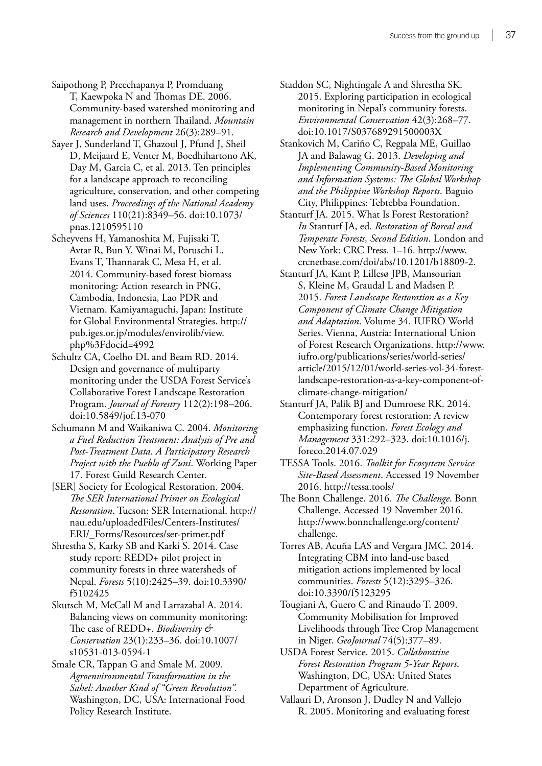Saipothong P, Preechapanya P, Promduang T, Kaewpoka N and Thomas DE. 2006. Community-based watershed monitoring and management in northern Thailand. *Mountain Research and Development* 26(3):289–91.

Sayer J, Sunderland T, Ghazoul J, Pfund J, Sheil D, Meijaard E, Venter M, Boedhihartono AK, Day M, Garcia C, et al. 2013. Ten principles for a landscape approach to reconciling agriculture, conservation, and other competing land uses. *Proceedings of the National Academy of Sciences* 110(21):8349–56. doi:10.1073/pnas.1210595110

Scheyvens H, Yamanoshita M, Fujisaki T, Avtar R, Bun Y, Winai M, Poruschi L, Evans T, Thannarak C, Mesa H, et al. 2014. Community-based forest biomass monitoring: Action research in PNG, Cambodia, Indonesia, Lao PDR and Vietnam. Kamiyamaguchi, Japan: Institute for Global Environmental Strategies. http://pub.iges.or.jp/modules/envirolib/view.php%3Fdocid=4992

Schultz CA, Coelho DL and Beam RD. 2014. Design and governance of multiparty monitoring under the USDA Forest Service's Collaborative Forest Landscape Restoration Program. *Journal of Forestry* 112(2):198–206. doi:10.5849/jof.13-070

Schumann M and Waikaniwa C. 2004. *Monitoring a Fuel Reduction Treatment: Analysis of Pre and Post-Treatment Data. A Participatory Research Project with the Pueblo of Zuni*. Working Paper 17. Forest Guild Research Center.

[SER] Society for Ecological Restoration. 2004. *The SER International Primer on Ecological Restoration*. Tucson: SER International. http://nau.edu/uploadedFiles/Centers-Institutes/ERI/_Forms/Resources/ser-primer.pdf

Shrestha S, Karky SB and Karki S. 2014. Case study report: REDD+ pilot project in community forests in three watersheds of Nepal. *Forests* 5(10):2425–39. doi:10.3390/f5102425

Skutsch M, McCall M and Larrazabal A. 2014. Balancing views on community monitoring: The case of REDD+. *Biodiversity & Conservation* 23(1):233–36. doi:10.1007/s10531-013-0594-1

Smale CR, Tappan G and Smale M. 2009. *Agroenvironmental Transformation in the Sahel: Another Kind of "Green Revolution".* Washington, DC, USA: International Food Policy Research Institute.

Staddon SC, Nightingale A and Shrestha SK. 2015. Exploring participation in ecological monitoring in Nepal's community forests. *Environmental Conservation* 42(3):268–77. doi:10.1017/S037689291500003X

Stankovich M, Cariño C, Regpala ME, Guillao JA and Balawag G. 2013. *Developing and Implementing Community-Based Monitoring and Information Systems: The Global Workshop and the Philippine Workshop Reports*. Baguio City, Philippines: Tebtebba Foundation.

Stanturf JA. 2015. What Is Forest Restoration? *In* Stanturf JA, ed. *Restoration of Boreal and Temperate Forests, Second Edition*. London and New York: CRC Press. 1–16. http://www.crcnetbase.com/doi/abs/10.1201/b18809-2.

Stanturf JA, Kant P, Lillesø JPB, Mansourian S, Kleine M, Graudal L and Madsen P. 2015. *Forest Landscape Restoration as a Key Component of Climate Change Mitigation and Adaptation*. Volume 34. IUFRO World Series. Vienna, Austria: International Union of Forest Research Organizations. http://www.iufro.org/publications/series/world-series/article/2015/12/01/world-series-vol-34-forest-landscape-restoration-as-a-key-component-of-climate-change-mitigation/

Stanturf JA, Palik BJ and Dumroese RK. 2014. Contemporary forest restoration: A review emphasizing function. *Forest Ecology and Management* 331:292–323. doi:10.1016/j.foreco.2014.07.029

TESSA Tools. 2016. *Toolkit for Ecosystem Service Site-Based Assessment*. Accessed 19 November 2016. http://tessa.tools/

The Bonn Challenge. 2016. *The Challenge*. Bonn Challenge. Accessed 19 November 2016. http://www.bonnchallenge.org/content/challenge.

Torres AB, Acuña LAS and Vergara JMC. 2014. Integrating CBM into land-use based mitigation actions implemented by local communities. *Forests* 5(12):3295–326. doi:10.3390/f5123295

Tougiani A, Guero C and Rinaudo T. 2009. Community Mobilisation for Improved Livelihoods through Tree Crop Management in Niger. *GeoJournal* 74(5):377–89.

USDA Forest Service. 2015. *Collaborative Forest Restoration Program 5-Year Report*. Washington, DC, USA: United States Department of Agriculture.

Vallauri D, Aronson J, Dudley N and Vallejo R. 2005. Monitoring and evaluating forest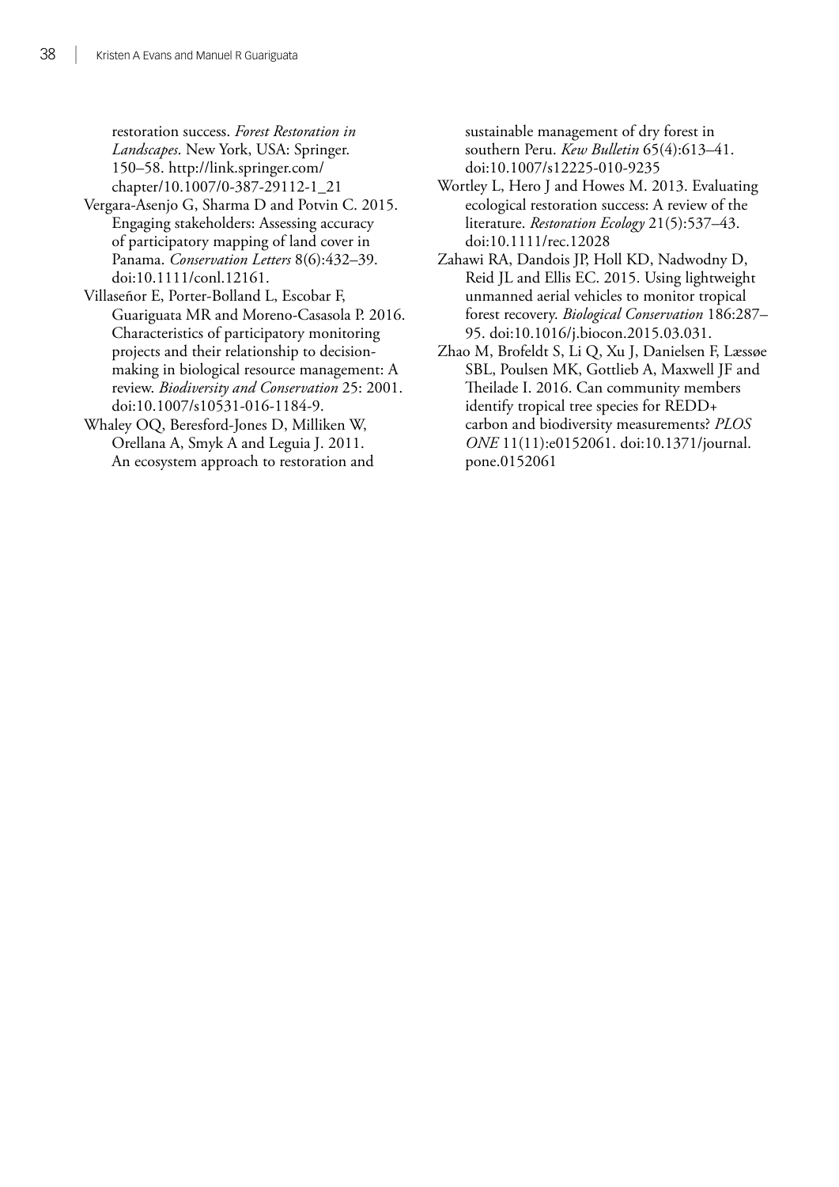restoration success. *Forest Restoration in Landscapes*. New York, USA: Springer. 150–58. http://link.springer.com/chapter/10.1007/0-387-29112-1_21

Vergara-Asenjo G, Sharma D and Potvin C. 2015. Engaging stakeholders: Assessing accuracy of participatory mapping of land cover in Panama. *Conservation Letters* 8(6):432–39. doi:10.1111/conl.12161.

Villaseñor E, Porter-Bolland L, Escobar F, Guariguata MR and Moreno-Casasola P. 2016. Characteristics of participatory monitoring projects and their relationship to decision-making in biological resource management: A review. *Biodiversity and Conservation* 25: 2001. doi:10.1007/s10531-016-1184-9.

Whaley OQ, Beresford-Jones D, Milliken W, Orellana A, Smyk A and Leguia J. 2011. An ecosystem approach to restoration and sustainable management of dry forest in southern Peru. *Kew Bulletin* 65(4):613–41. doi:10.1007/s12225-010-9235

Wortley L, Hero J and Howes M. 2013. Evaluating ecological restoration success: A review of the literature. *Restoration Ecology* 21(5):537–43. doi:10.1111/rec.12028

Zahawi RA, Dandois JP, Holl KD, Nadwodny D, Reid JL and Ellis EC. 2015. Using lightweight unmanned aerial vehicles to monitor tropical forest recovery. *Biological Conservation* 186:287–95. doi:10.1016/j.biocon.2015.03.031.

Zhao M, Brofeldt S, Li Q, Xu J, Danielsen F, Læssøe SBL, Poulsen MK, Gottlieb A, Maxwell JF and Theilade I. 2016. Can community members identify tropical tree species for REDD+ carbon and biodiversity measurements? *PLOS ONE* 11(11):e0152061. doi:10.1371/journal.pone.0152061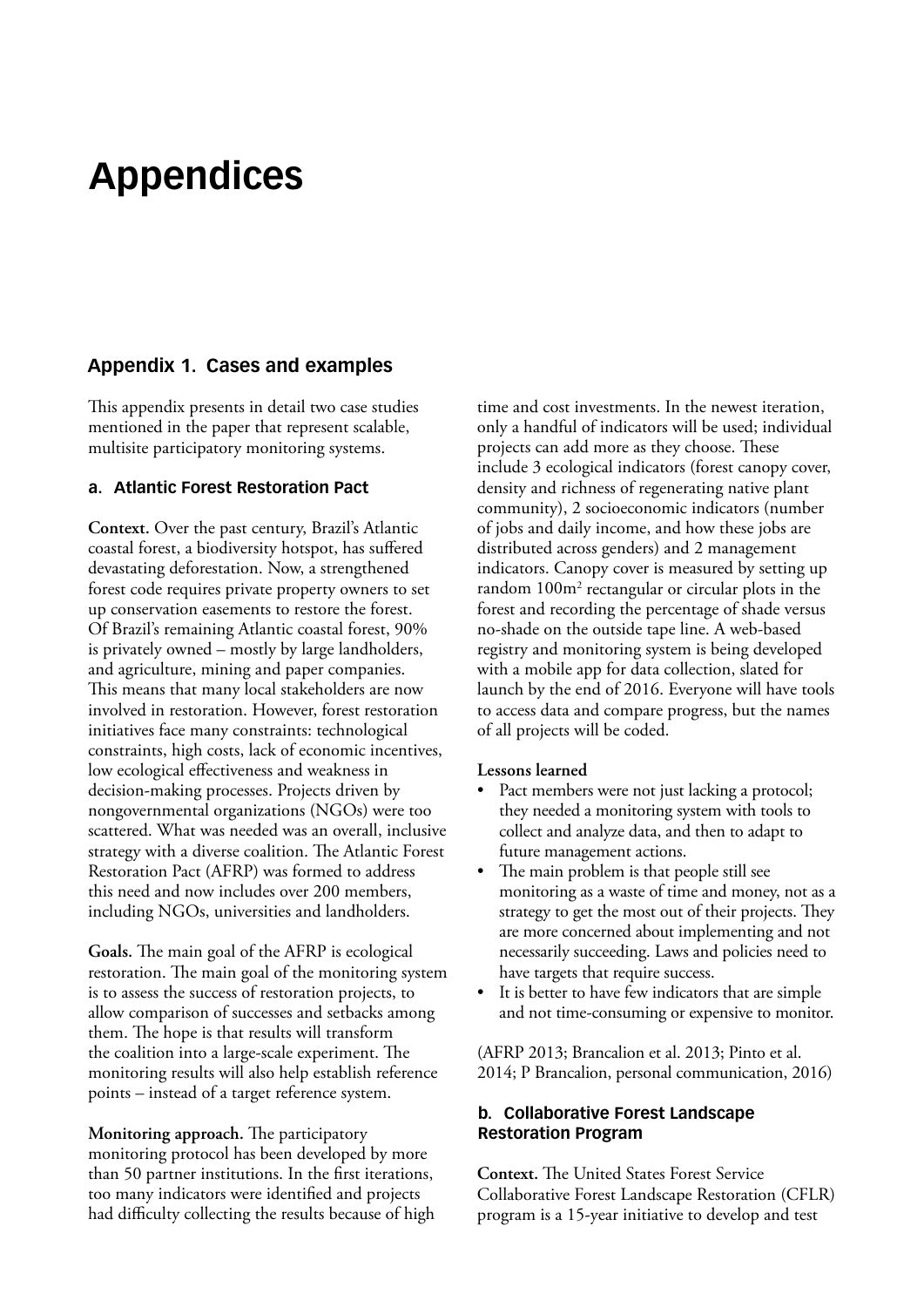# Appendices

## Appendix 1. Cases and examples

This appendix presents in detail two case studies mentioned in the paper that represent scalable, multisite participatory monitoring systems.

### a. Atlantic Forest Restoration Pact

**Context.** Over the past century, Brazil's Atlantic coastal forest, a biodiversity hotspot, has suffered devastating deforestation. Now, a strengthened forest code requires private property owners to set up conservation easements to restore the forest. Of Brazil's remaining Atlantic coastal forest, 90% is privately owned – mostly by large landholders, and agriculture, mining and paper companies. This means that many local stakeholders are now involved in restoration. However, forest restoration initiatives face many constraints: technological constraints, high costs, lack of economic incentives, low ecological effectiveness and weakness in decision-making processes. Projects driven by nongovernmental organizations (NGOs) were too scattered. What was needed was an overall, inclusive strategy with a diverse coalition. The Atlantic Forest Restoration Pact (AFRP) was formed to address this need and now includes over 200 members, including NGOs, universities and landholders.

**Goals.** The main goal of the AFRP is ecological restoration. The main goal of the monitoring system is to assess the success of restoration projects, to allow comparison of successes and setbacks among them. The hope is that results will transform the coalition into a large-scale experiment. The monitoring results will also help establish reference points – instead of a target reference system.

**Monitoring approach.** The participatory monitoring protocol has been developed by more than 50 partner institutions. In the first iterations, too many indicators were identified and projects had difficulty collecting the results because of high time and cost investments. In the newest iteration, only a handful of indicators will be used; individual projects can add more as they choose. These include 3 ecological indicators (forest canopy cover, density and richness of regenerating native plant community), 2 socioeconomic indicators (number of jobs and daily income, and how these jobs are distributed across genders) and 2 management indicators. Canopy cover is measured by setting up random 100m$^2$ rectangular or circular plots in the forest and recording the percentage of shade versus no-shade on the outside tape line. A web-based registry and monitoring system is being developed with a mobile app for data collection, slated for launch by the end of 2016. Everyone will have tools to access data and compare progress, but the names of all projects will be coded.

**Lessons learned**

- Pact members were not just lacking a protocol; they needed a monitoring system with tools to collect and analyze data, and then to adapt to future management actions.
- The main problem is that people still see monitoring as a waste of time and money, not as a strategy to get the most out of their projects. They are more concerned about implementing and not necessarily succeeding. Laws and policies need to have targets that require success.
- It is better to have few indicators that are simple and not time-consuming or expensive to monitor.

(AFRP 2013; Brancalion et al. 2013; Pinto et al. 2014; P Brancalion, personal communication, 2016)

### b. Collaborative Forest Landscape Restoration Program

**Context.** The United States Forest Service Collaborative Forest Landscape Restoration (CFLR) program is a 15-year initiative to develop and test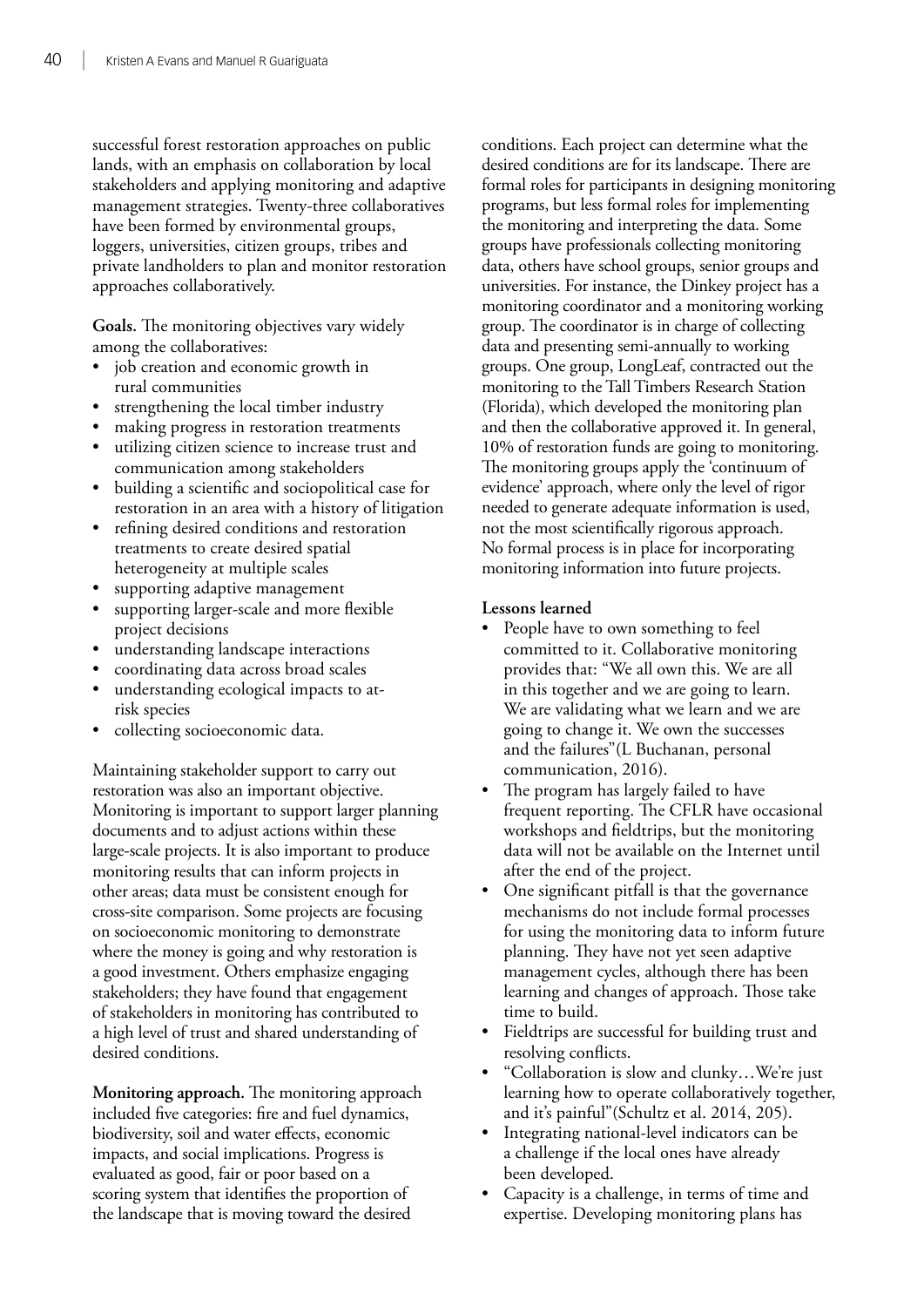successful forest restoration approaches on public lands, with an emphasis on collaboration by local stakeholders and applying monitoring and adaptive management strategies. Twenty-three collaboratives have been formed by environmental groups, loggers, universities, citizen groups, tribes and private landholders to plan and monitor restoration approaches collaboratively.

**Goals.** The monitoring objectives vary widely among the collaboratives:

- job creation and economic growth in rural communities
- strengthening the local timber industry
- making progress in restoration treatments
- utilizing citizen science to increase trust and communication among stakeholders
- building a scientific and sociopolitical case for restoration in an area with a history of litigation
- refining desired conditions and restoration treatments to create desired spatial heterogeneity at multiple scales
- supporting adaptive management
- supporting larger-scale and more flexible project decisions
- understanding landscape interactions
- coordinating data across broad scales
- understanding ecological impacts to at-risk species
- collecting socioeconomic data.

Maintaining stakeholder support to carry out restoration was also an important objective. Monitoring is important to support larger planning documents and to adjust actions within these large-scale projects. It is also important to produce monitoring results that can inform projects in other areas; data must be consistent enough for cross-site comparison. Some projects are focusing on socioeconomic monitoring to demonstrate where the money is going and why restoration is a good investment. Others emphasize engaging stakeholders; they have found that engagement of stakeholders in monitoring has contributed to a high level of trust and shared understanding of desired conditions.

**Monitoring approach.** The monitoring approach included five categories: fire and fuel dynamics, biodiversity, soil and water effects, economic impacts, and social implications. Progress is evaluated as good, fair or poor based on a scoring system that identifies the proportion of the landscape that is moving toward the desired conditions. Each project can determine what the desired conditions are for its landscape. There are formal roles for participants in designing monitoring programs, but less formal roles for implementing the monitoring and interpreting the data. Some groups have professionals collecting monitoring data, others have school groups, senior groups and universities. For instance, the Dinkey project has a monitoring coordinator and a monitoring working group. The coordinator is in charge of collecting data and presenting semi-annually to working groups. One group, LongLeaf, contracted out the monitoring to the Tall Timbers Research Station (Florida), which developed the monitoring plan and then the collaborative approved it. In general, 10% of restoration funds are going to monitoring. The monitoring groups apply the 'continuum of evidence' approach, where only the level of rigor needed to generate adequate information is used, not the most scientifically rigorous approach. No formal process is in place for incorporating monitoring information into future projects.

**Lessons learned**

- People have to own something to feel committed to it. Collaborative monitoring provides that: "We all own this. We are all in this together and we are going to learn. We are validating what we learn and we are going to change it. We own the successes and the failures"(L Buchanan, personal communication, 2016).
- The program has largely failed to have frequent reporting. The CFLR have occasional workshops and fieldtrips, but the monitoring data will not be available on the Internet until after the end of the project.
- One significant pitfall is that the governance mechanisms do not include formal processes for using the monitoring data to inform future planning. They have not yet seen adaptive management cycles, although there has been learning and changes of approach. Those take time to build.
- Fieldtrips are successful for building trust and resolving conflicts.
- "Collaboration is slow and clunky…We're just learning how to operate collaboratively together, and it's painful"(Schultz et al. 2014, 205).
- Integrating national-level indicators can be a challenge if the local ones have already been developed.
- Capacity is a challenge, in terms of time and expertise. Developing monitoring plans has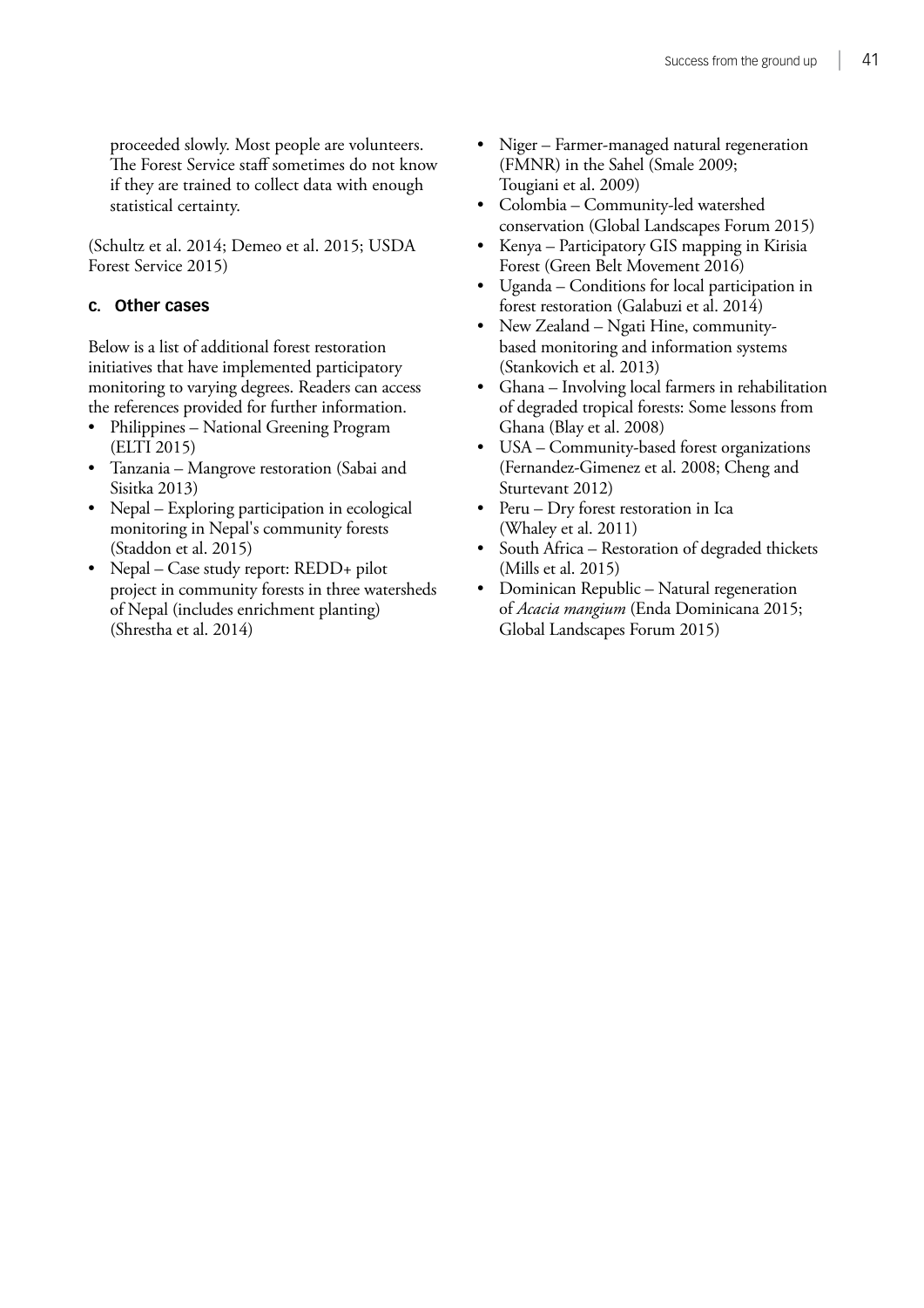proceeded slowly. Most people are volunteers. The Forest Service staff sometimes do not know if they are trained to collect data with enough statistical certainty.

(Schultz et al. 2014; Demeo et al. 2015; USDA Forest Service 2015)

### c. Other cases

Below is a list of additional forest restoration initiatives that have implemented participatory monitoring to varying degrees. Readers can access the references provided for further information.

- Philippines – National Greening Program (ELTI 2015)
- Tanzania – Mangrove restoration (Sabai and Sisitka 2013)
- Nepal – Exploring participation in ecological monitoring in Nepal's community forests (Staddon et al. 2015)
- Nepal – Case study report: REDD+ pilot project in community forests in three watersheds of Nepal (includes enrichment planting) (Shrestha et al. 2014)
- Niger – Farmer-managed natural regeneration (FMNR) in the Sahel (Smale 2009; Tougiani et al. 2009)
- Colombia – Community-led watershed conservation (Global Landscapes Forum 2015)
- Kenya – Participatory GIS mapping in Kirisia Forest (Green Belt Movement 2016)
- Uganda – Conditions for local participation in forest restoration (Galabuzi et al. 2014)
- New Zealand – Ngati Hine, community-based monitoring and information systems (Stankovich et al. 2013)
- Ghana – Involving local farmers in rehabilitation of degraded tropical forests: Some lessons from Ghana (Blay et al. 2008)
- USA – Community-based forest organizations (Fernandez-Gimenez et al. 2008; Cheng and Sturtevant 2012)
- Peru – Dry forest restoration in Ica (Whaley et al. 2011)
- South Africa – Restoration of degraded thickets (Mills et al. 2015)
- Dominican Republic – Natural regeneration of *Acacia mangium* (Enda Dominicana 2015; Global Landscapes Forum 2015)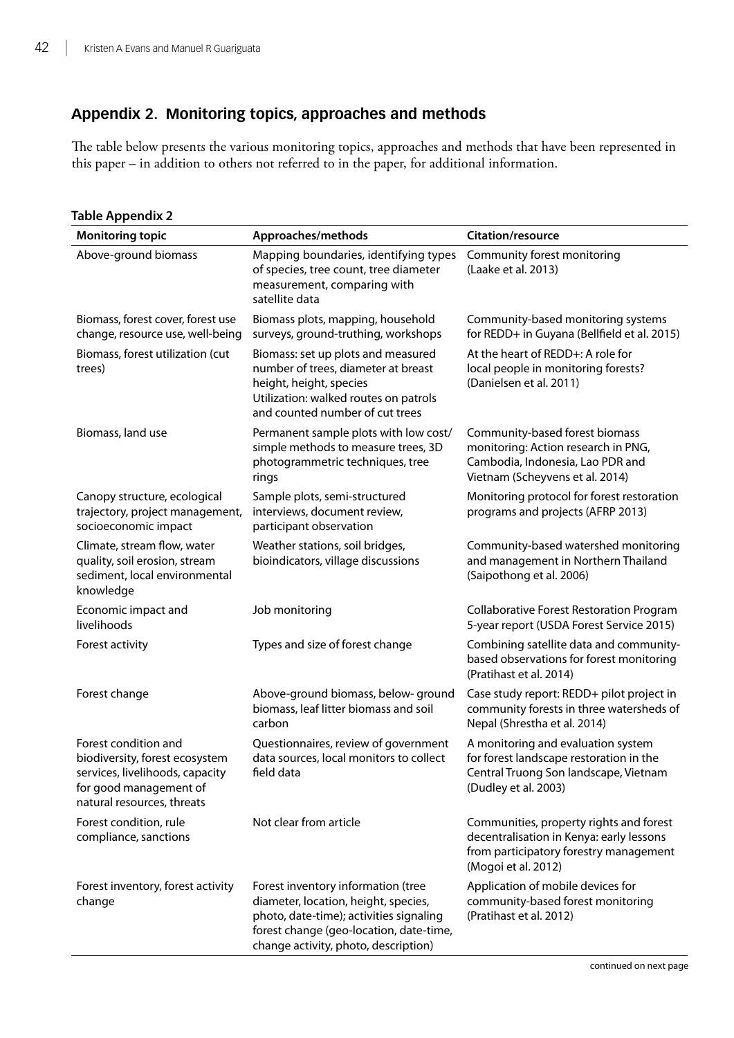## Appendix 2. Monitoring topics, approaches and methods

The table below presents the various monitoring topics, approaches and methods that have been represented in this paper – in addition to others not referred to in the paper, for additional information.

**Table Appendix 2**

| Monitoring topic | Approaches/methods | Citation/resource |
| --- | --- | --- |
| Above-ground biomass | Mapping boundaries, identifying types of species, tree count, tree diameter measurement, comparing with satellite data | Community forest monitoring (Laake et al. 2013) |
| Biomass, forest cover, forest use change, resource use, well-being | Biomass plots, mapping, household surveys, ground-truthing, workshops | Community-based monitoring systems for REDD+ in Guyana (Bellfield et al. 2015) |
| Biomass, forest utilization (cut trees) | Biomass: set up plots and measured number of trees, diameter at breast height, height, species<br>Utilization: walked routes on patrols and counted number of cut trees | At the heart of REDD+: A role for local people in monitoring forests? (Danielsen et al. 2011) |
| Biomass, land use | Permanent sample plots with low cost/simple methods to measure trees, 3D photogrammetric techniques, tree rings | Community-based forest biomass monitoring: Action research in PNG, Cambodia, Indonesia, Lao PDR and Vietnam (Scheyvens et al. 2014) |
| Canopy structure, ecological trajectory, project management, socioeconomic impact | Sample plots, semi-structured interviews, document review, participant observation | Monitoring protocol for forest restoration programs and projects (AFRP 2013) |
| Climate, stream flow, water quality, soil erosion, stream sediment, local environmental knowledge | Weather stations, soil bridges, bioindicators, village discussions | Community-based watershed monitoring and management in Northern Thailand (Saipothong et al. 2006) |
| Economic impact and livelihoods | Job monitoring | Collaborative Forest Restoration Program 5-year report (USDA Forest Service 2015) |
| Forest activity | Types and size of forest change | Combining satellite data and community-based observations for forest monitoring (Pratihast et al. 2014) |
| Forest change | Above-ground biomass, below- ground biomass, leaf litter biomass and soil carbon | Case study report: REDD+ pilot project in community forests in three watersheds of Nepal (Shrestha et al. 2014) |
| Forest condition and biodiversity, forest ecosystem services, livelihoods, capacity for good management of natural resources, threats | Questionnaires, review of government data sources, local monitors to collect field data | A monitoring and evaluation system for forest landscape restoration in the Central Truong Son landscape, Vietnam (Dudley et al. 2003) |
| Forest condition, rule compliance, sanctions | Not clear from article | Communities, property rights and forest decentralisation in Kenya: early lessons from participatory forestry management (Mogoi et al. 2012) |
| Forest inventory, forest activity change | Forest inventory information (tree diameter, location, height, species, photo, date-time); activities signaling forest change (geo-location, date-time, change activity, photo, description) | Application of mobile devices for community-based forest monitoring (Pratihast et al. 2012) |

continued on next page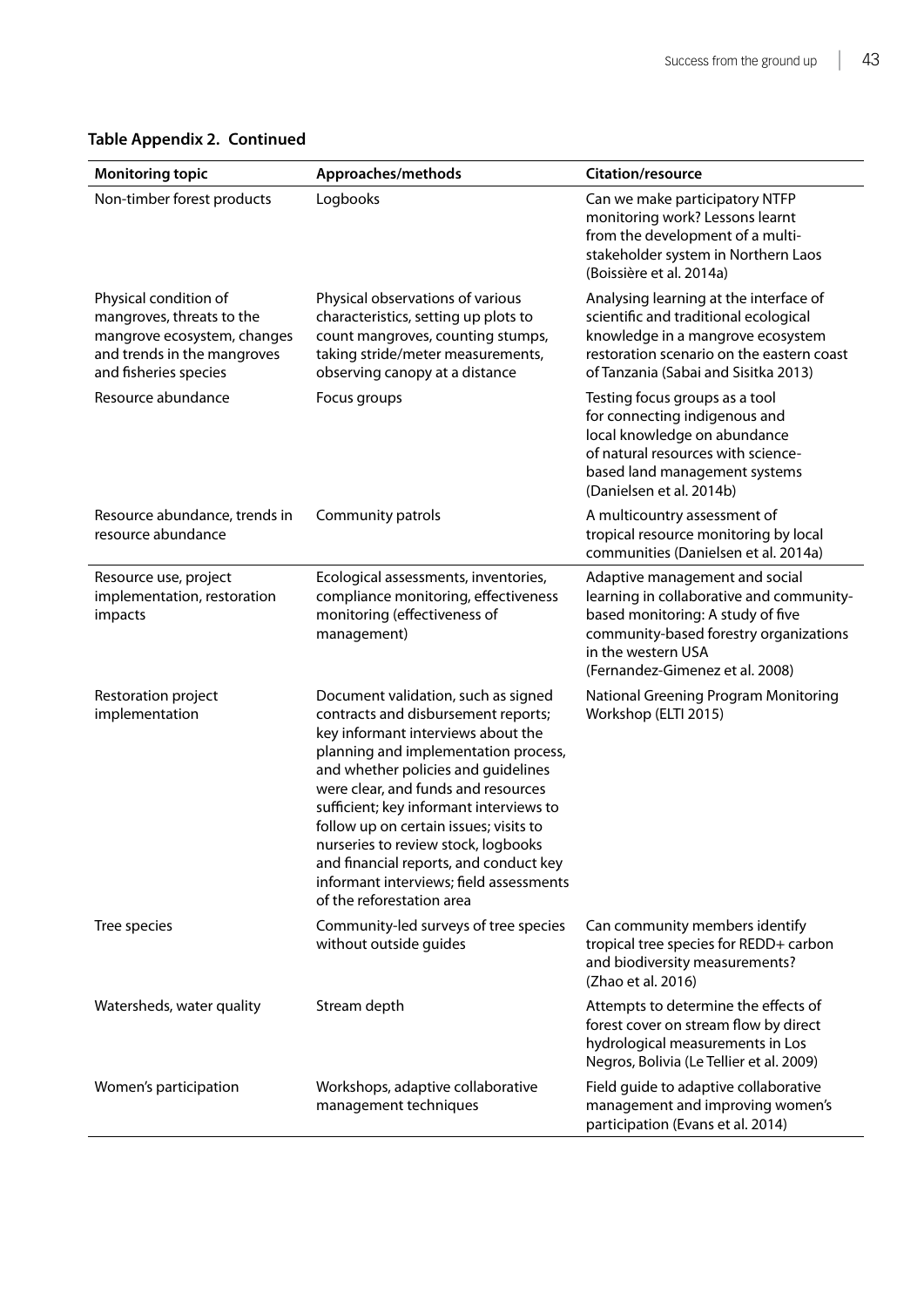**Table Appendix 2. Continued**

| Monitoring topic | Approaches/methods | Citation/resource |
|---|---|---|
| Non-timber forest products | Logbooks | Can we make participatory NTFP monitoring work? Lessons learnt from the development of a multi-stakeholder system in Northern Laos (Boissière et al. 2014a) |
| Physical condition of mangroves, threats to the mangrove ecosystem, changes and trends in the mangroves and fisheries species | Physical observations of various characteristics, setting up plots to count mangroves, counting stumps, taking stride/meter measurements, observing canopy at a distance | Analysing learning at the interface of scientific and traditional ecological knowledge in a mangrove ecosystem restoration scenario on the eastern coast of Tanzania (Sabai and Sisitka 2013) |
| Resource abundance | Focus groups | Testing focus groups as a tool for connecting indigenous and local knowledge on abundance of natural resources with science-based land management systems (Danielsen et al. 2014b) |
| Resource abundance, trends in resource abundance | Community patrols | A multicountry assessment of tropical resource monitoring by local communities (Danielsen et al. 2014a) |
| Resource use, project implementation, restoration impacts | Ecological assessments, inventories, compliance monitoring, effectiveness monitoring (effectiveness of management) | Adaptive management and social learning in collaborative and community-based monitoring: A study of five community-based forestry organizations in the western USA (Fernandez-Gimenez et al. 2008) |
| Restoration project implementation | Document validation, such as signed contracts and disbursement reports; key informant interviews about the planning and implementation process, and whether policies and guidelines were clear, and funds and resources sufficient; key informant interviews to follow up on certain issues; visits to nurseries to review stock, logbooks and financial reports, and conduct key informant interviews; field assessments of the reforestation area | National Greening Program Monitoring Workshop (ELTI 2015) |
| Tree species | Community-led surveys of tree species without outside guides | Can community members identify tropical tree species for REDD+ carbon and biodiversity measurements? (Zhao et al. 2016) |
| Watersheds, water quality | Stream depth | Attempts to determine the effects of forest cover on stream flow by direct hydrological measurements in Los Negros, Bolivia (Le Tellier et al. 2009) |
| Women's participation | Workshops, adaptive collaborative management techniques | Field guide to adaptive collaborative management and improving women's participation (Evans et al. 2014) |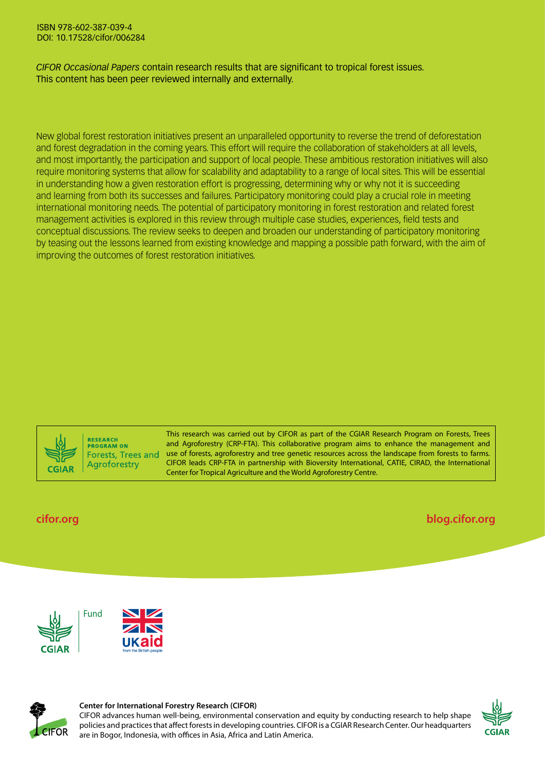ISBN 978-602-387-039-4
DOI: 10.17528/cifor/006284

*CIFOR Occasional Papers* contain research results that are significant to tropical forest issues. This content has been peer reviewed internally and externally.

New global forest restoration initiatives present an unparalleled opportunity to reverse the trend of deforestation and forest degradation in the coming years. This effort will require the collaboration of stakeholders at all levels, and most importantly, the participation and support of local people. These ambitious restoration initiatives will also require monitoring systems that allow for scalability and adaptability to a range of local sites. This will be essential in understanding how a given restoration effort is progressing, determining why or why not it is succeeding and learning from both its successes and failures. Participatory monitoring could play a crucial role in meeting international monitoring needs. The potential of participatory monitoring in forest restoration and related forest management activities is explored in this review through multiple case studies, experiences, field tests and conceptual discussions. The review seeks to deepen and broaden our understanding of participatory monitoring by teasing out the lessons learned from existing knowledge and mapping a possible path forward, with the aim of improving the outcomes of forest restoration initiatives.

CGIAR RESEARCH PROGRAM ON Forests, Trees and Agroforestry

This research was carried out by CIFOR as part of the CGIAR Research Program on Forests, Trees and Agroforestry (CRP-FTA). This collaborative program aims to enhance the management and use of forests, agroforestry and tree genetic resources across the landscape from forests to farms. CIFOR leads CRP-FTA in partnership with Bioversity International, CATIE, CIRAD, the International Center for Tropical Agriculture and the World Agroforestry Centre.

cifor.org

blog.cifor.org

CGIAR Fund

UKaid from the British people

**Center for International Forestry Research (CIFOR)**
CIFOR advances human well-being, environmental conservation and equity by conducting research to help shape policies and practices that affect forests in developing countries. CIFOR is a CGIAR Research Center. Our headquarters are in Bogor, Indonesia, with offices in Asia, Africa and Latin America.